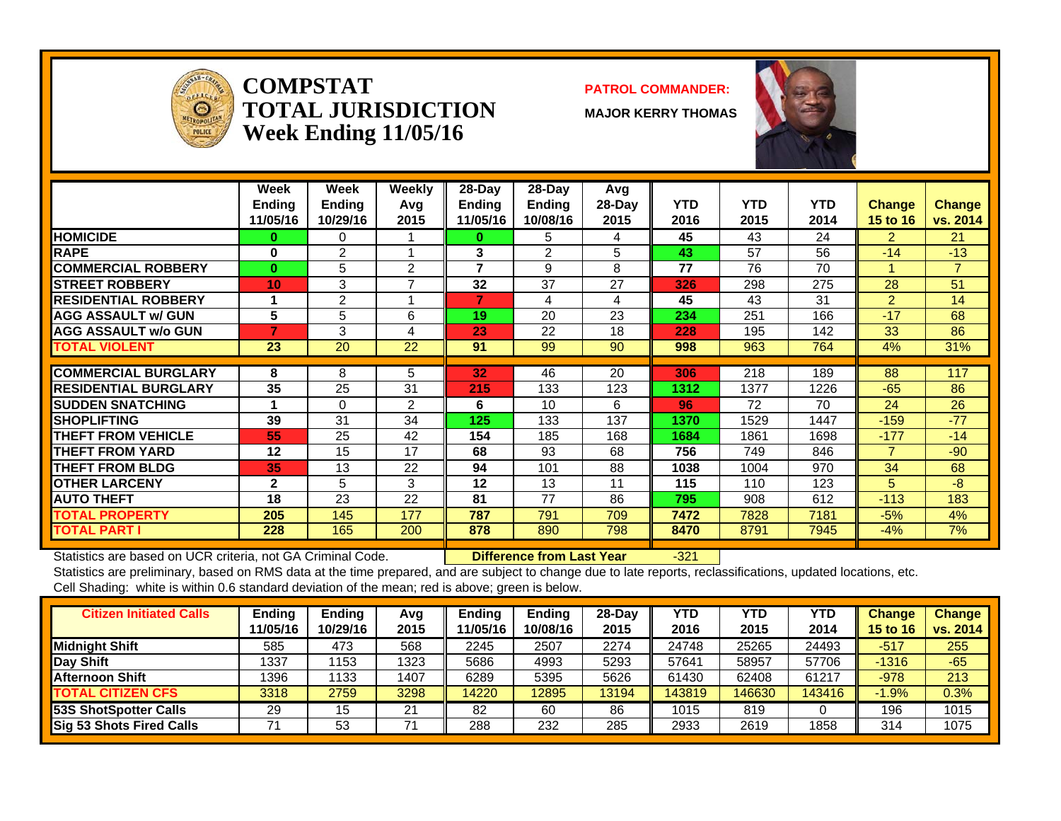# COMPSTAT TOTAL JURISDICTION Week Ending 11/05/16

**PATROL COMMANDER:**

**MAJOR KERRY THOMAS**

| | Week Ending 11/05/16 | Week Ending 10/29/16 | Weekly Avg 2015 | 28-Day Ending 11/05/16 | 28-Day Ending 10/08/16 | Avg 28-Day 2015 | YTD 2016 | YTD 2015 | YTD 2014 | Change 15 to 16 | Change vs. 2014 |
|---|---|---|---|---|---|---|---|---|---|---|---|
| HOMICIDE | 0 | 0 | 1 | 0 | 5 | 4 | 45 | 43 | 24 | 2 | 21 |
| RAPE | 0 | 2 | 1 | 3 | 2 | 5 | 43 | 57 | 56 | -14 | -13 |
| COMMERCIAL ROBBERY | 0 | 5 | 2 | 7 | 9 | 8 | 77 | 76 | 70 | 1 | 7 |
| STREET ROBBERY | 10 | 3 | 7 | 32 | 37 | 27 | 326 | 298 | 275 | 28 | 51 |
| RESIDENTIAL ROBBERY | 1 | 2 | 1 | 7 | 4 | 4 | 45 | 43 | 31 | 2 | 14 |
| AGG ASSAULT w/ GUN | 5 | 5 | 6 | 19 | 20 | 23 | 234 | 251 | 166 | -17 | 68 |
| AGG ASSAULT w/o GUN | 7 | 3 | 4 | 23 | 22 | 18 | 228 | 195 | 142 | 33 | 86 |
| TOTAL VIOLENT | 23 | 20 | 22 | 91 | 99 | 90 | 998 | 963 | 764 | 4% | 31% |
| COMMERCIAL BURGLARY | 8 | 8 | 5 | 32 | 46 | 20 | 306 | 218 | 189 | 88 | 117 |
| RESIDENTIAL BURGLARY | 35 | 25 | 31 | 215 | 133 | 123 | 1312 | 1377 | 1226 | -65 | 86 |
| SUDDEN SNATCHING | 1 | 0 | 2 | 6 | 10 | 6 | 96 | 72 | 70 | 24 | 26 |
| SHOPLIFTING | 39 | 31 | 34 | 125 | 133 | 137 | 1370 | 1529 | 1447 | -159 | -77 |
| THEFT FROM VEHICLE | 55 | 25 | 42 | 154 | 185 | 168 | 1684 | 1861 | 1698 | -177 | -14 |
| THEFT FROM YARD | 12 | 15 | 17 | 68 | 93 | 68 | 756 | 749 | 846 | 7 | -90 |
| THEFT FROM BLDG | 35 | 13 | 22 | 94 | 101 | 88 | 1038 | 1004 | 970 | 34 | 68 |
| OTHER LARCENY | 2 | 5 | 3 | 12 | 13 | 11 | 115 | 110 | 123 | 5 | -8 |
| AUTO THEFT | 18 | 23 | 22 | 81 | 77 | 86 | 795 | 908 | 612 | -113 | 183 |
| TOTAL PROPERTY | 205 | 145 | 177 | 787 | 791 | 709 | 7472 | 7828 | 7181 | -5% | 4% |
| TOTAL PART I | 228 | 165 | 200 | 878 | 890 | 798 | 8470 | 8791 | 7945 | -4% | 7% |

Statistics are based on UCR criteria, not GA Criminal Code.

**Difference from Last Year** -321

Statistics are preliminary, based on RMS data at the time prepared, and are subject to change due to late reports, reclassifications, updated locations, etc.

Cell Shading: white is within 0.6 standard deviation of the mean; red is above; green is below.

| Citizen Initiated Calls | Ending 11/05/16 | Ending 10/29/16 | Avg 2015 | Ending 11/05/16 | Ending 10/08/16 | 28-Day 2015 | YTD 2016 | YTD 2015 | YTD 2014 | Change 15 to 16 | Change vs. 2014 |
|---|---|---|---|---|---|---|---|---|---|---|---|
| Midnight Shift | 585 | 473 | 568 | 2245 | 2507 | 2274 | 24748 | 25265 | 24493 | -517 | 255 |
| Day Shift | 1337 | 1153 | 1323 | 5686 | 4993 | 5293 | 57641 | 58957 | 57706 | -1316 | -65 |
| Afternoon Shift | 1396 | 1133 | 1407 | 6289 | 5395 | 5626 | 61430 | 62408 | 61217 | -978 | 213 |
| TOTAL CITIZEN CFS | 3318 | 2759 | 3298 | 14220 | 12895 | 13194 | 143819 | 146630 | 143416 | -1.9% | 0.3% |
| 53S ShotSpotter Calls | 29 | 15 | 21 | 82 | 60 | 86 | 1015 | 819 | 0 | 196 | 1015 |
| Sig 53 Shots Fired Calls | 71 | 53 | 71 | 288 | 232 | 285 | 2933 | 2619 | 1858 | 314 | 1075 |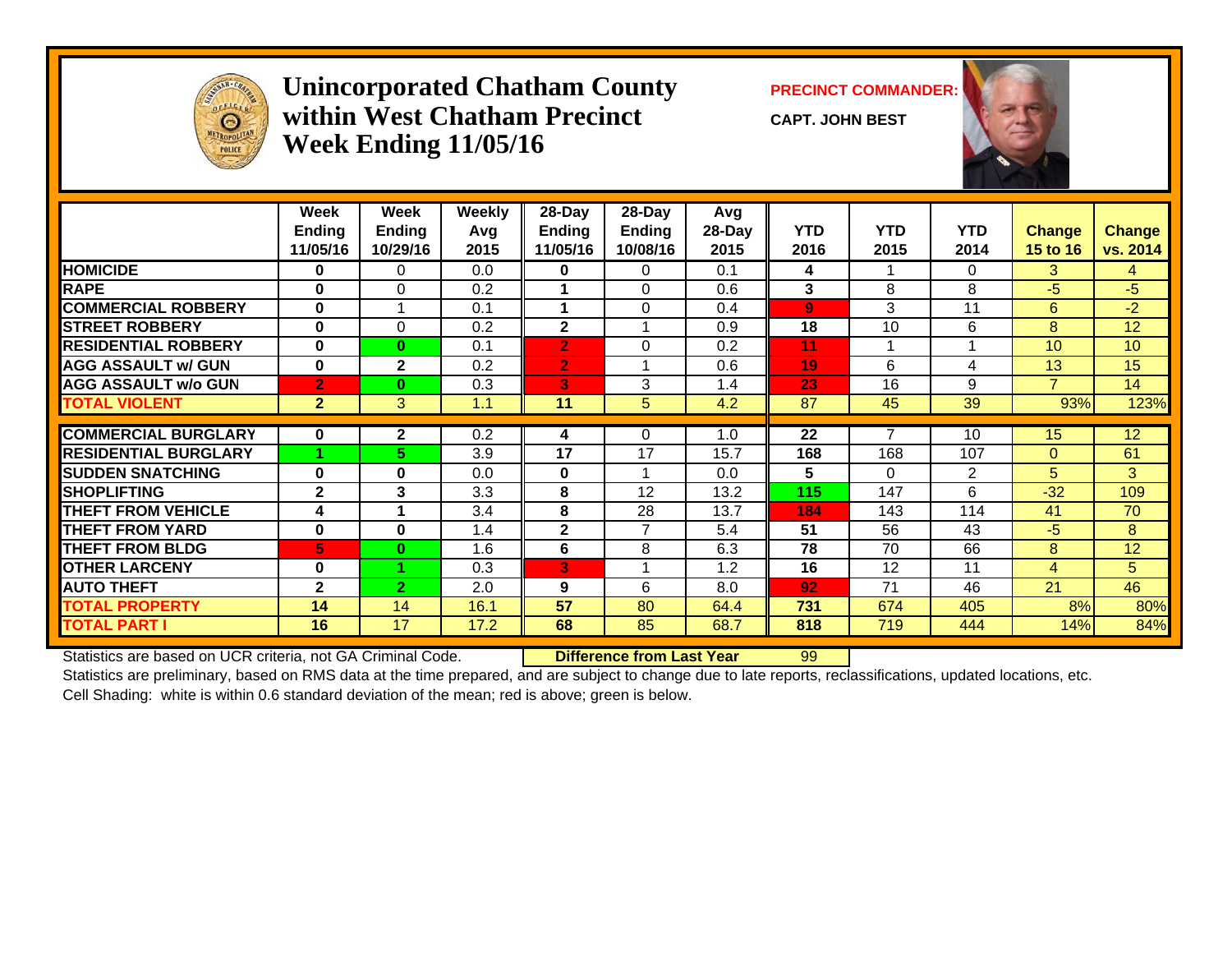# Unincorporated Chatham County within West Chatham Precinct Week Ending 11/05/16

**PRECINCT COMMANDER:**

**CAPT. JOHN BEST**

| | Week Ending 11/05/16 | Week Ending 10/29/16 | Weekly Avg 2015 | 28-Day Ending 11/05/16 | 28-Day Ending 10/08/16 | Avg 28-Day 2015 | YTD 2016 | YTD 2015 | YTD 2014 | Change 15 to 16 | Change vs. 2014 |
|---|---|---|---|---|---|---|---|---|---|---|---|
| HOMICIDE | 0 | 0 | 0.0 | 0 | 0 | 0.1 | 4 | 1 | 0 | 3 | 4 |
| RAPE | 0 | 0 | 0.2 | 1 | 0 | 0.6 | 3 | 8 | 8 | -5 | -5 |
| COMMERCIAL ROBBERY | 0 | 1 | 0.1 | 1 | 0 | 0.4 | 9 | 3 | 11 | 6 | -2 |
| STREET ROBBERY | 0 | 0 | 0.2 | 2 | 1 | 0.9 | 18 | 10 | 6 | 8 | 12 |
| RESIDENTIAL ROBBERY | 0 | 0 | 0.1 | 2 | 0 | 0.2 | 11 | 1 | 1 | 10 | 10 |
| AGG ASSAULT w/ GUN | 0 | 2 | 0.2 | 2 | 1 | 0.6 | 19 | 6 | 4 | 13 | 15 |
| AGG ASSAULT w/o GUN | 2 | 0 | 0.3 | 3 | 3 | 1.4 | 23 | 16 | 9 | 7 | 14 |
| TOTAL VIOLENT | 2 | 3 | 1.1 | 11 | 5 | 4.2 | 87 | 45 | 39 | 93% | 123% |
| COMMERCIAL BURGLARY | 0 | 2 | 0.2 | 4 | 0 | 1.0 | 22 | 7 | 10 | 15 | 12 |
| RESIDENTIAL BURGLARY | 1 | 5 | 3.9 | 17 | 17 | 15.7 | 168 | 168 | 107 | 0 | 61 |
| SUDDEN SNATCHING | 0 | 0 | 0.0 | 0 | 1 | 0.0 | 5 | 0 | 2 | 5 | 3 |
| SHOPLIFTING | 2 | 3 | 3.3 | 8 | 12 | 13.2 | 115 | 147 | 6 | -32 | 109 |
| THEFT FROM VEHICLE | 4 | 1 | 3.4 | 8 | 28 | 13.7 | 184 | 143 | 114 | 41 | 70 |
| THEFT FROM YARD | 0 | 0 | 1.4 | 2 | 7 | 5.4 | 51 | 56 | 43 | -5 | 8 |
| THEFT FROM BLDG | 5 | 0 | 1.6 | 6 | 8 | 6.3 | 78 | 70 | 66 | 8 | 12 |
| OTHER LARCENY | 0 | 1 | 0.3 | 3 | 1 | 1.2 | 16 | 12 | 11 | 4 | 5 |
| AUTO THEFT | 2 | 2 | 2.0 | 9 | 6 | 8.0 | 92 | 71 | 46 | 21 | 46 |
| TOTAL PROPERTY | 14 | 14 | 16.1 | 57 | 80 | 64.4 | 731 | 674 | 405 | 8% | 80% |
| TOTAL PART I | 16 | 17 | 17.2 | 68 | 85 | 68.7 | 818 | 719 | 444 | 14% | 84% |

Statistics are based on UCR criteria, not GA Criminal Code. **Difference from Last Year** 99

Statistics are preliminary, based on RMS data at the time prepared, and are subject to change due to late reports, reclassifications, updated locations, etc.

Cell Shading: white is within 0.6 standard deviation of the mean; red is above; green is below.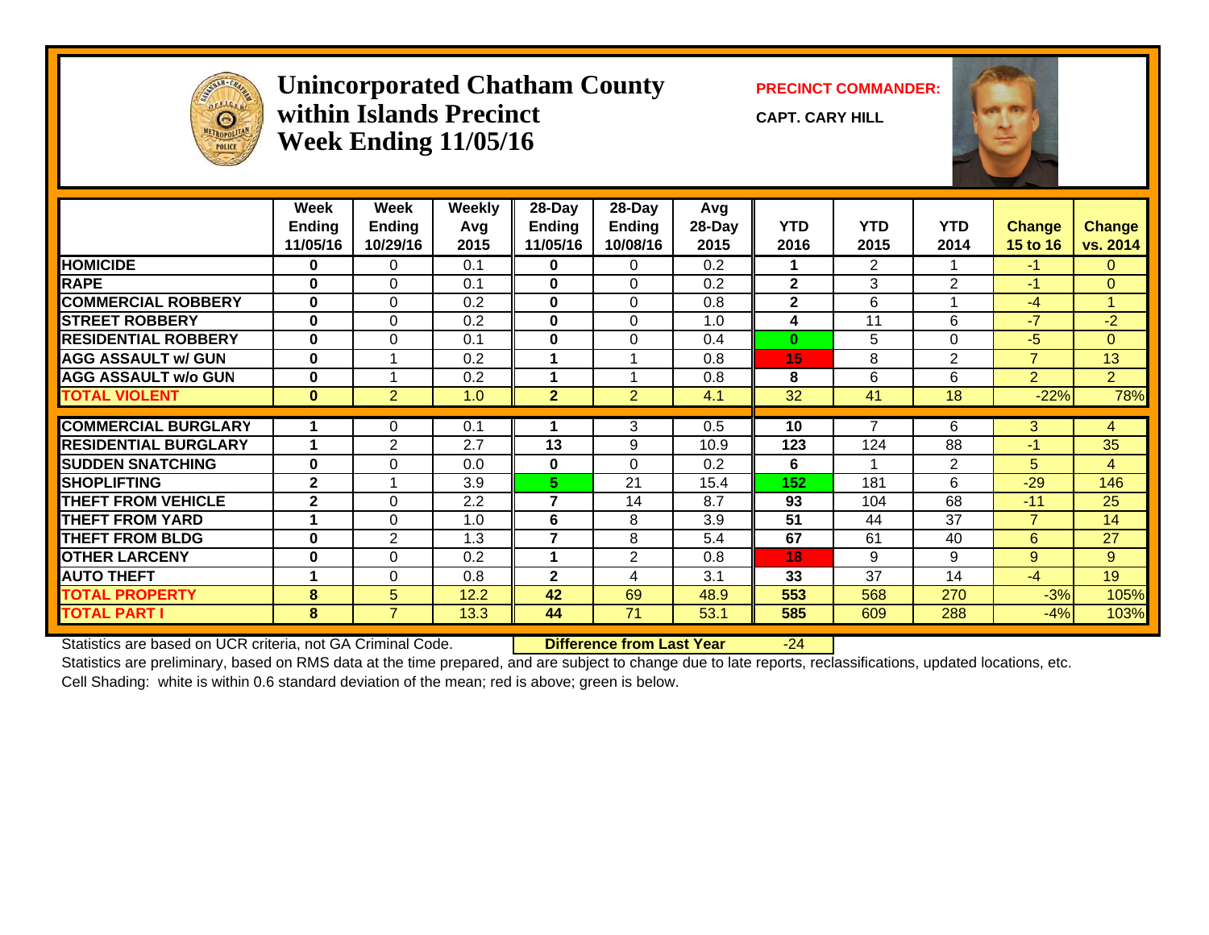# Unincorporated Chatham County within Islands Precinct Week Ending 11/05/16

**PRECINCT COMMANDER:**

**CAPT. CARY HILL**

| | Week Ending 11/05/16 | Week Ending 10/29/16 | Weekly Avg 2015 | 28-Day Ending 11/05/16 | 28-Day Ending 10/08/16 | Avg 28-Day 2015 | YTD 2016 | YTD 2015 | YTD 2014 | Change 15 to 16 | Change vs. 2014 |
|---|---|---|---|---|---|---|---|---|---|---|---|
| HOMICIDE | 0 | 0 | 0.1 | 0 | 0 | 0.2 | 1 | 2 | 1 | -1 | 0 |
| RAPE | 0 | 0 | 0.1 | 0 | 0 | 0.2 | 2 | 3 | 2 | -1 | 0 |
| COMMERCIAL ROBBERY | 0 | 0 | 0.2 | 0 | 0 | 0.8 | 2 | 6 | 1 | -4 | 1 |
| STREET ROBBERY | 0 | 0 | 0.2 | 0 | 0 | 1.0 | 4 | 11 | 6 | -7 | -2 |
| RESIDENTIAL ROBBERY | 0 | 0 | 0.1 | 0 | 0 | 0.4 | 0 | 5 | 0 | -5 | 0 |
| AGG ASSAULT w/ GUN | 0 | 1 | 0.2 | 1 | 1 | 0.8 | 15 | 8 | 2 | 7 | 13 |
| AGG ASSAULT w/o GUN | 0 | 1 | 0.2 | 1 | 1 | 0.8 | 8 | 6 | 6 | 2 | 2 |
| TOTAL VIOLENT | 0 | 2 | 1.0 | 2 | 2 | 4.1 | 32 | 41 | 18 | -22% | 78% |
| COMMERCIAL BURGLARY | 1 | 0 | 0.1 | 1 | 3 | 0.5 | 10 | 7 | 6 | 3 | 4 |
| RESIDENTIAL BURGLARY | 1 | 2 | 2.7 | 13 | 9 | 10.9 | 123 | 124 | 88 | -1 | 35 |
| SUDDEN SNATCHING | 0 | 0 | 0.0 | 0 | 0 | 0.2 | 6 | 1 | 2 | 5 | 4 |
| SHOPLIFTING | 2 | 1 | 3.9 | 5 | 21 | 15.4 | 152 | 181 | 6 | -29 | 146 |
| THEFT FROM VEHICLE | 2 | 0 | 2.2 | 7 | 14 | 8.7 | 93 | 104 | 68 | -11 | 25 |
| THEFT FROM YARD | 1 | 0 | 1.0 | 6 | 8 | 3.9 | 51 | 44 | 37 | 7 | 14 |
| THEFT FROM BLDG | 0 | 2 | 1.3 | 7 | 8 | 5.4 | 67 | 61 | 40 | 6 | 27 |
| OTHER LARCENY | 0 | 0 | 0.2 | 1 | 2 | 0.8 | 18 | 9 | 9 | 9 | 9 |
| AUTO THEFT | 1 | 0 | 0.8 | 2 | 4 | 3.1 | 33 | 37 | 14 | -4 | 19 |
| TOTAL PROPERTY | 8 | 5 | 12.2 | 42 | 69 | 48.9 | 553 | 568 | 270 | -3% | 105% |
| TOTAL PART I | 8 | 7 | 13.3 | 44 | 71 | 53.1 | 585 | 609 | 288 | -4% | 103% |

Statistics are based on UCR criteria, not GA Criminal Code. **Difference from Last Year** -24

Statistics are preliminary, based on RMS data at the time prepared, and are subject to change due to late reports, reclassifications, updated locations, etc.

Cell Shading: white is within 0.6 standard deviation of the mean; red is above; green is below.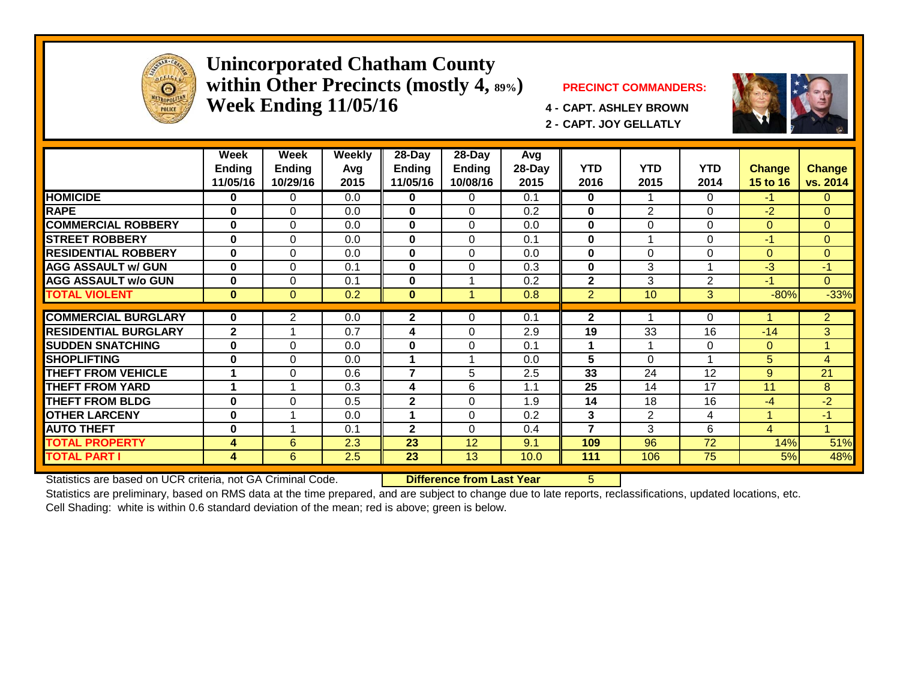# Unincorporated Chatham County within Other Precincts (mostly 4, 89%) Week Ending 11/05/16

**PRECINCT COMMANDERS:**

**4 - CAPT. ASHLEY BROWN**

**2 - CAPT. JOY GELLATLY**

| | Week Ending 11/05/16 | Week Ending 10/29/16 | Weekly Avg 2015 | 28-Day Ending 11/05/16 | 28-Day Ending 10/08/16 | Avg 28-Day 2015 | YTD 2016 | YTD 2015 | YTD 2014 | Change 15 to 16 | Change vs. 2014 |
|---|---|---|---|---|---|---|---|---|---|---|---|
| HOMICIDE | 0 | 0 | 0.0 | 0 | 0 | 0.1 | 0 | 1 | 0 | -1 | 0 |
| RAPE | 0 | 0 | 0.0 | 0 | 0 | 0.2 | 0 | 2 | 0 | -2 | 0 |
| COMMERCIAL ROBBERY | 0 | 0 | 0.0 | 0 | 0 | 0.0 | 0 | 0 | 0 | 0 | 0 |
| STREET ROBBERY | 0 | 0 | 0.0 | 0 | 0 | 0.1 | 0 | 1 | 0 | -1 | 0 |
| RESIDENTIAL ROBBERY | 0 | 0 | 0.0 | 0 | 0 | 0.0 | 0 | 0 | 0 | 0 | 0 |
| AGG ASSAULT w/ GUN | 0 | 0 | 0.1 | 0 | 0 | 0.3 | 0 | 3 | 1 | -3 | -1 |
| AGG ASSAULT w/o GUN | 0 | 0 | 0.1 | 0 | 1 | 0.2 | 2 | 3 | 2 | -1 | 0 |
| TOTAL VIOLENT | 0 | 0 | 0.2 | 0 | 1 | 0.8 | 2 | 10 | 3 | -80% | -33% |
| COMMERCIAL BURGLARY | 0 | 2 | 0.0 | 2 | 0 | 0.1 | 2 | 1 | 0 | 1 | 2 |
| RESIDENTIAL BURGLARY | 2 | 1 | 0.7 | 4 | 0 | 2.9 | 19 | 33 | 16 | -14 | 3 |
| SUDDEN SNATCHING | 0 | 0 | 0.0 | 0 | 0 | 0.1 | 1 | 1 | 0 | 0 | 1 |
| SHOPLIFTING | 0 | 0 | 0.0 | 1 | 1 | 0.0 | 5 | 0 | 1 | 5 | 4 |
| THEFT FROM VEHICLE | 1 | 0 | 0.6 | 7 | 5 | 2.5 | 33 | 24 | 12 | 9 | 21 |
| THEFT FROM YARD | 1 | 1 | 0.3 | 4 | 6 | 1.1 | 25 | 14 | 17 | 11 | 8 |
| THEFT FROM BLDG | 0 | 0 | 0.5 | 2 | 0 | 1.9 | 14 | 18 | 16 | -4 | -2 |
| OTHER LARCENY | 0 | 1 | 0.0 | 1 | 0 | 0.2 | 3 | 2 | 4 | 1 | -1 |
| AUTO THEFT | 0 | 1 | 0.1 | 2 | 0 | 0.4 | 7 | 3 | 6 | 4 | 1 |
| TOTAL PROPERTY | 4 | 6 | 2.3 | 23 | 12 | 9.1 | 109 | 96 | 72 | 14% | 51% |
| TOTAL PART I | 4 | 6 | 2.5 | 23 | 13 | 10.0 | 111 | 106 | 75 | 5% | 48% |

Statistics are based on UCR criteria, not GA Criminal Code. **Difference from Last Year** 5

Statistics are preliminary, based on RMS data at the time prepared, and are subject to change due to late reports, reclassifications, updated locations, etc.

Cell Shading: white is within 0.6 standard deviation of the mean; red is above; green is below.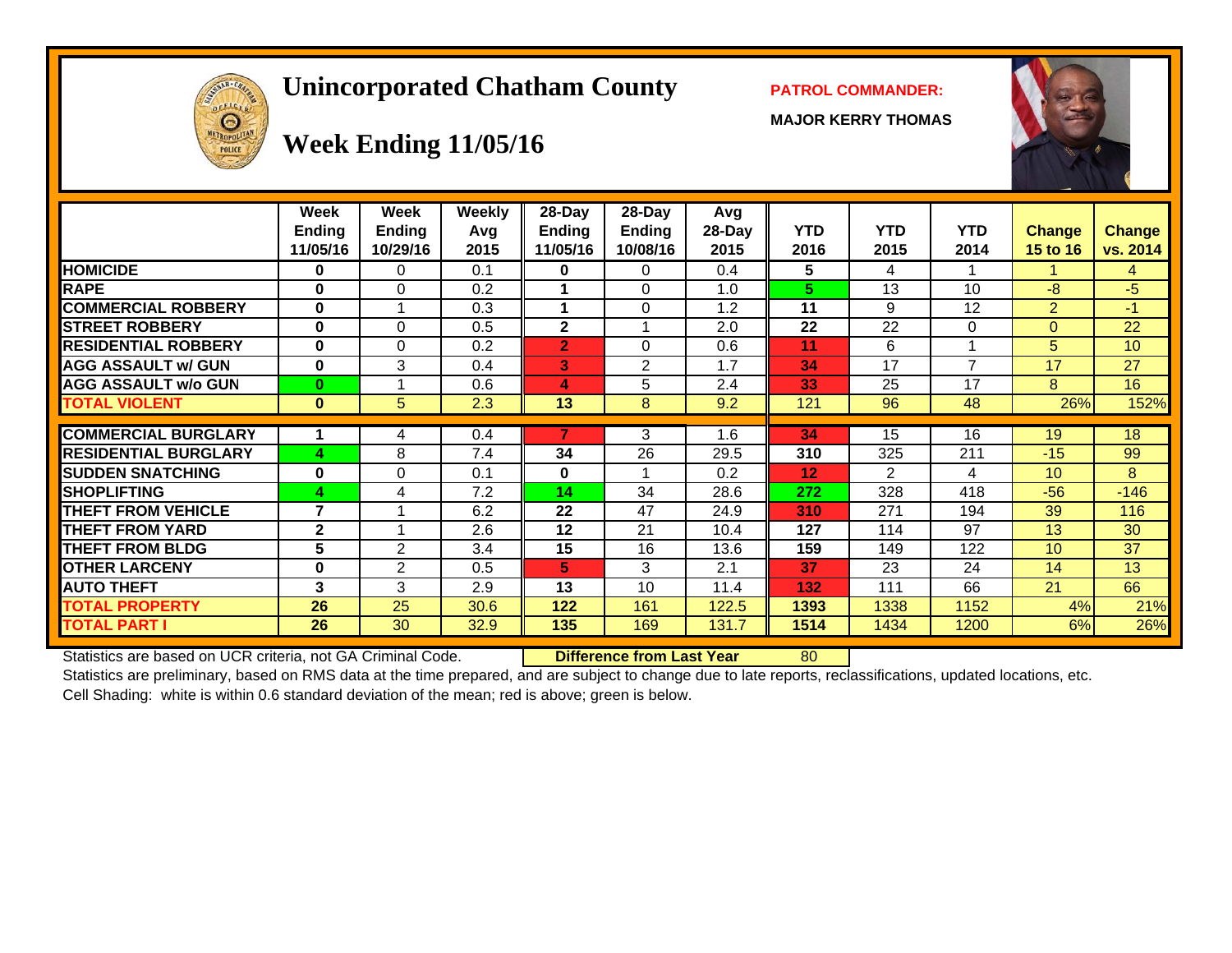# Unincorporated Chatham County

## Week Ending 11/05/16

**PATROL COMMANDER:**

**MAJOR KERRY THOMAS**

| | Week Ending 11/05/16 | Week Ending 10/29/16 | Weekly Avg 2015 | 28-Day Ending 11/05/16 | 28-Day Ending 10/08/16 | Avg 28-Day 2015 | YTD 2016 | YTD 2015 | YTD 2014 | Change 15 to 16 | Change vs. 2014 |
|---|---|---|---|---|---|---|---|---|---|---|---|
| HOMICIDE | 0 | 0 | 0.1 | 0 | 0 | 0.4 | 5 | 4 | 1 | 1 | 4 |
| RAPE | 0 | 0 | 0.2 | 1 | 0 | 1.0 | 5 | 13 | 10 | -8 | -5 |
| COMMERCIAL ROBBERY | 0 | 1 | 0.3 | 1 | 0 | 1.2 | 11 | 9 | 12 | 2 | -1 |
| STREET ROBBERY | 0 | 0 | 0.5 | 2 | 1 | 2.0 | 22 | 22 | 0 | 0 | 22 |
| RESIDENTIAL ROBBERY | 0 | 0 | 0.2 | 2 | 0 | 0.6 | 11 | 6 | 1 | 5 | 10 |
| AGG ASSAULT w/ GUN | 0 | 3 | 0.4 | 3 | 2 | 1.7 | 34 | 17 | 7 | 17 | 27 |
| AGG ASSAULT w/o GUN | 0 | 1 | 0.6 | 4 | 5 | 2.4 | 33 | 25 | 17 | 8 | 16 |
| TOTAL VIOLENT | 0 | 5 | 2.3 | 13 | 8 | 9.2 | 121 | 96 | 48 | 26% | 152% |
| COMMERCIAL BURGLARY | 1 | 4 | 0.4 | 7 | 3 | 1.6 | 34 | 15 | 16 | 19 | 18 |
| RESIDENTIAL BURGLARY | 4 | 8 | 7.4 | 34 | 26 | 29.5 | 310 | 325 | 211 | -15 | 99 |
| SUDDEN SNATCHING | 0 | 0 | 0.1 | 0 | 1 | 0.2 | 12 | 2 | 4 | 10 | 8 |
| SHOPLIFTING | 4 | 4 | 7.2 | 14 | 34 | 28.6 | 272 | 328 | 418 | -56 | -146 |
| THEFT FROM VEHICLE | 7 | 1 | 6.2 | 22 | 47 | 24.9 | 310 | 271 | 194 | 39 | 116 |
| THEFT FROM YARD | 2 | 1 | 2.6 | 12 | 21 | 10.4 | 127 | 114 | 97 | 13 | 30 |
| THEFT FROM BLDG | 5 | 2 | 3.4 | 15 | 16 | 13.6 | 159 | 149 | 122 | 10 | 37 |
| OTHER LARCENY | 0 | 2 | 0.5 | 5 | 3 | 2.1 | 37 | 23 | 24 | 14 | 13 |
| AUTO THEFT | 3 | 3 | 2.9 | 13 | 10 | 11.4 | 132 | 111 | 66 | 21 | 66 |
| TOTAL PROPERTY | 26 | 25 | 30.6 | 122 | 161 | 122.5 | 1393 | 1338 | 1152 | 4% | 21% |
| TOTAL PART I | 26 | 30 | 32.9 | 135 | 169 | 131.7 | 1514 | 1434 | 1200 | 6% | 26% |

Statistics are based on UCR criteria, not GA Criminal Code. **Difference from Last Year** 80

Statistics are preliminary, based on RMS data at the time prepared, and are subject to change due to late reports, reclassifications, updated locations, etc.

Cell Shading: white is within 0.6 standard deviation of the mean; red is above; green is below.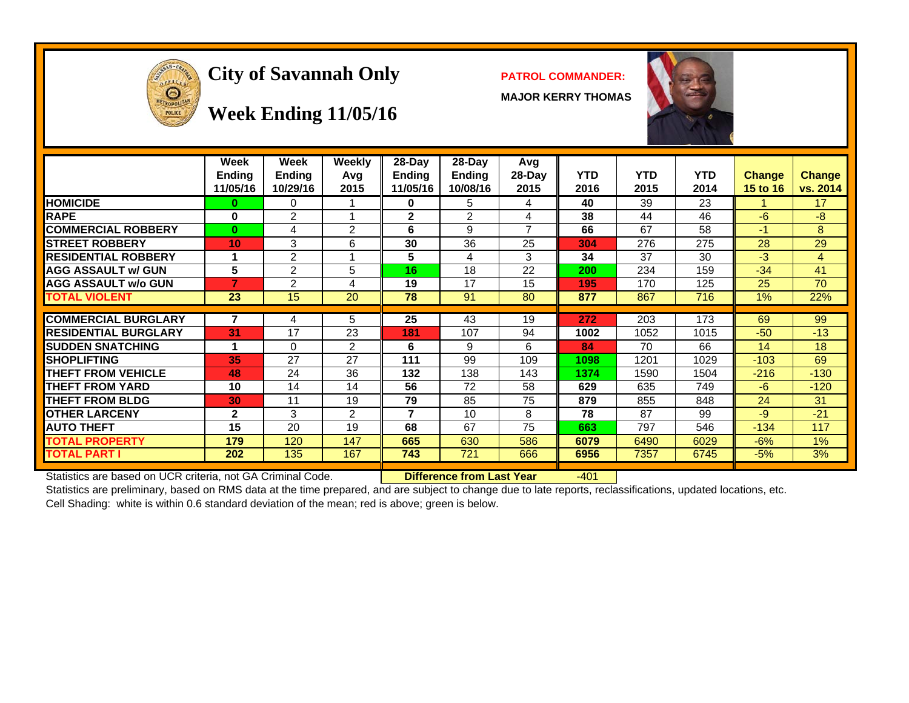# City of Savannah Only

## Week Ending 11/05/16

**PATROL COMMANDER:**

**MAJOR KERRY THOMAS**

| | Week Ending 11/05/16 | Week Ending 10/29/16 | Weekly Avg 2015 | 28-Day Ending 11/05/16 | 28-Day Ending 10/08/16 | Avg 28-Day 2015 | YTD 2016 | YTD 2015 | YTD 2014 | Change 15 to 16 | Change vs. 2014 |
|---|---|---|---|---|---|---|---|---|---|---|---|
| **HOMICIDE** | 0 | 0 | 1 | 0 | 5 | 4 | 40 | 39 | 23 | 1 | 17 |
| **RAPE** | 0 | 2 | 1 | 2 | 2 | 4 | 38 | 44 | 46 | -6 | -8 |
| **COMMERCIAL ROBBERY** | 0 | 4 | 2 | 6 | 9 | 7 | 66 | 67 | 58 | -1 | 8 |
| **STREET ROBBERY** | 10 | 3 | 6 | 30 | 36 | 25 | 304 | 276 | 275 | 28 | 29 |
| **RESIDENTIAL ROBBERY** | 1 | 2 | 1 | 5 | 4 | 3 | 34 | 37 | 30 | -3 | 4 |
| **AGG ASSAULT w/ GUN** | 5 | 2 | 5 | 16 | 18 | 22 | 200 | 234 | 159 | -34 | 41 |
| **AGG ASSAULT w/o GUN** | 7 | 2 | 4 | 19 | 17 | 15 | 195 | 170 | 125 | 25 | 70 |
| **TOTAL VIOLENT** | 23 | 15 | 20 | 78 | 91 | 80 | 877 | 867 | 716 | 1% | 22% |
| **COMMERCIAL BURGLARY** | 7 | 4 | 5 | 25 | 43 | 19 | 272 | 203 | 173 | 69 | 99 |
| **RESIDENTIAL BURGLARY** | 31 | 17 | 23 | 181 | 107 | 94 | 1002 | 1052 | 1015 | -50 | -13 |
| **SUDDEN SNATCHING** | 1 | 0 | 2 | 6 | 9 | 6 | 84 | 70 | 66 | 14 | 18 |
| **SHOPLIFTING** | 35 | 27 | 27 | 111 | 99 | 109 | 1098 | 1201 | 1029 | -103 | 69 |
| **THEFT FROM VEHICLE** | 48 | 24 | 36 | 132 | 138 | 143 | 1374 | 1590 | 1504 | -216 | -130 |
| **THEFT FROM YARD** | 10 | 14 | 14 | 56 | 72 | 58 | 629 | 635 | 749 | -6 | -120 |
| **THEFT FROM BLDG** | 30 | 11 | 19 | 79 | 85 | 75 | 879 | 855 | 848 | 24 | 31 |
| **OTHER LARCENY** | 2 | 3 | 2 | 7 | 10 | 8 | 78 | 87 | 99 | -9 | -21 |
| **AUTO THEFT** | 15 | 20 | 19 | 68 | 67 | 75 | 663 | 797 | 546 | -134 | 117 |
| **TOTAL PROPERTY** | 179 | 120 | 147 | 665 | 630 | 586 | 6079 | 6490 | 6029 | -6% | 1% |
| **TOTAL PART I** | 202 | 135 | 167 | 743 | 721 | 666 | 6956 | 7357 | 6745 | -5% | 3% |

Statistics are based on UCR criteria, not GA Criminal Code. **Difference from Last Year** -401

Statistics are preliminary, based on RMS data at the time prepared, and are subject to change due to late reports, reclassifications, updated locations, etc.

Cell Shading: white is within 0.6 standard deviation of the mean; red is above; green is below.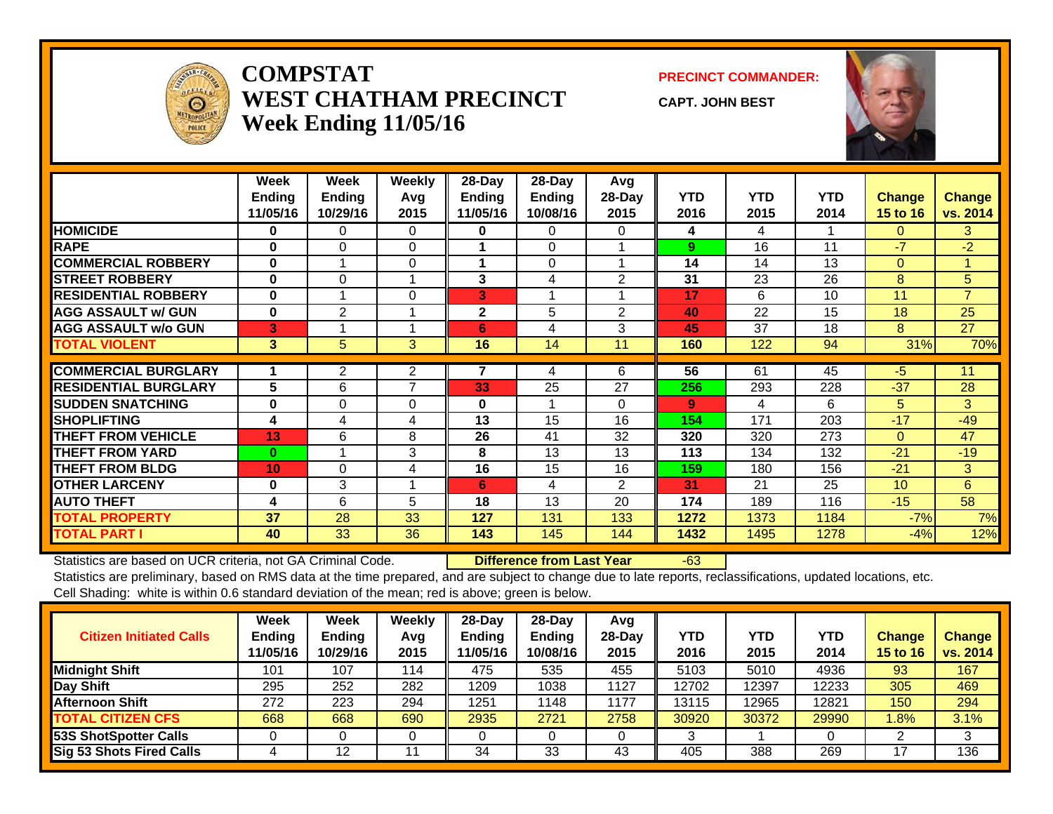# COMPSTAT
# WEST CHATHAM PRECINCT
# Week Ending 11/05/16

**PRECINCT COMMANDER:**

**CAPT. JOHN BEST**

| | Week Ending 11/05/16 | Week Ending 10/29/16 | Weekly Avg 2015 | 28-Day Ending 11/05/16 | 28-Day Ending 10/08/16 | Avg 28-Day 2015 | YTD 2016 | YTD 2015 | YTD 2014 | Change 15 to 16 | Change vs. 2014 |
|---|---|---|---|---|---|---|---|---|---|---|---|
| HOMICIDE | 0 | 0 | 0 | 0 | 0 | 0 | 4 | 4 | 1 | 0 | 3 |
| RAPE | 0 | 0 | 0 | 1 | 0 | 1 | 9 | 16 | 11 | -7 | -2 |
| COMMERCIAL ROBBERY | 0 | 1 | 0 | 1 | 0 | 1 | 14 | 14 | 13 | 0 | 1 |
| STREET ROBBERY | 0 | 0 | 1 | 3 | 4 | 2 | 31 | 23 | 26 | 8 | 5 |
| RESIDENTIAL ROBBERY | 0 | 1 | 0 | 3 | 1 | 1 | 17 | 6 | 10 | 11 | 7 |
| AGG ASSAULT w/ GUN | 0 | 2 | 1 | 2 | 5 | 2 | 40 | 22 | 15 | 18 | 25 |
| AGG ASSAULT w/o GUN | 3 | 1 | 1 | 6 | 4 | 3 | 45 | 37 | 18 | 8 | 27 |
| TOTAL VIOLENT | 3 | 5 | 3 | 16 | 14 | 11 | 160 | 122 | 94 | 31% | 70% |
| COMMERCIAL BURGLARY | 1 | 2 | 2 | 7 | 4 | 6 | 56 | 61 | 45 | -5 | 11 |
| RESIDENTIAL BURGLARY | 5 | 6 | 7 | 33 | 25 | 27 | 256 | 293 | 228 | -37 | 28 |
| SUDDEN SNATCHING | 0 | 0 | 0 | 0 | 1 | 0 | 9 | 4 | 6 | 5 | 3 |
| SHOPLIFTING | 4 | 4 | 4 | 13 | 15 | 16 | 154 | 171 | 203 | -17 | -49 |
| THEFT FROM VEHICLE | 13 | 6 | 8 | 26 | 41 | 32 | 320 | 320 | 273 | 0 | 47 |
| THEFT FROM YARD | 0 | 1 | 3 | 8 | 13 | 13 | 113 | 134 | 132 | -21 | -19 |
| THEFT FROM BLDG | 10 | 0 | 4 | 16 | 15 | 16 | 159 | 180 | 156 | -21 | 3 |
| OTHER LARCENY | 0 | 3 | 1 | 6 | 4 | 2 | 31 | 21 | 25 | 10 | 6 |
| AUTO THEFT | 4 | 6 | 5 | 18 | 13 | 20 | 174 | 189 | 116 | -15 | 58 |
| TOTAL PROPERTY | 37 | 28 | 33 | 127 | 131 | 133 | 1272 | 1373 | 1184 | -7% | 7% |
| TOTAL PART I | 40 | 33 | 36 | 143 | 145 | 144 | 1432 | 1495 | 1278 | -4% | 12% |

Statistics are based on UCR criteria, not GA Criminal Code. **Difference from Last Year** -63

Statistics are preliminary, based on RMS data at the time prepared, and are subject to change due to late reports, reclassifications, updated locations, etc.

Cell Shading: white is within 0.6 standard deviation of the mean; red is above; green is below.

| Citizen Initiated Calls | Week Ending 11/05/16 | Week Ending 10/29/16 | Weekly Avg 2015 | 28-Day Ending 11/05/16 | 28-Day Ending 10/08/16 | Avg 28-Day 2015 | YTD 2016 | YTD 2015 | YTD 2014 | Change 15 to 16 | Change vs. 2014 |
|---|---|---|---|---|---|---|---|---|---|---|---|
| Midnight Shift | 101 | 107 | 114 | 475 | 535 | 455 | 5103 | 5010 | 4936 | 93 | 167 |
| Day Shift | 295 | 252 | 282 | 1209 | 1038 | 1127 | 12702 | 12397 | 12233 | 305 | 469 |
| Afternoon Shift | 272 | 223 | 294 | 1251 | 1148 | 1177 | 13115 | 12965 | 12821 | 150 | 294 |
| TOTAL CITIZEN CFS | 668 | 668 | 690 | 2935 | 2721 | 2758 | 30920 | 30372 | 29990 | 1.8% | 3.1% |
| 53S ShotSpotter Calls | 0 | 0 | 0 | 0 | 0 | 0 | 3 | 1 | 0 | 2 | 3 |
| Sig 53 Shots Fired Calls | 4 | 12 | 11 | 34 | 33 | 43 | 405 | 388 | 269 | 17 | 136 |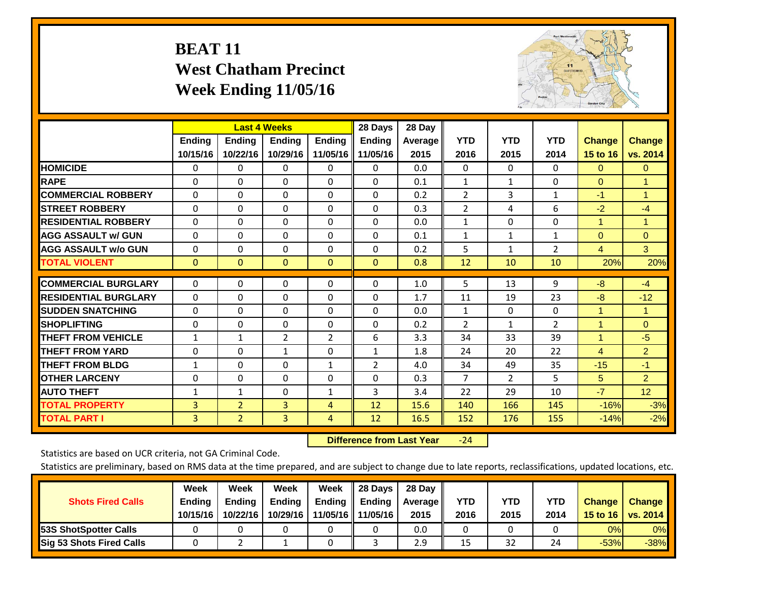# BEAT 11
## West Chatham Precinct
## Week Ending 11/05/16

| | Last 4 Weeks | | | | 28 Days | 28 Day | | | | | |
|---|---|---|---|---|---|---|---|---|---|---|---|
| | Ending 10/15/16 | Ending 10/22/16 | Ending 10/29/16 | Ending 11/05/16 | Ending 11/05/16 | Average 2015 | YTD 2016 | YTD 2015 | YTD 2014 | Change 15 to 16 | Change vs. 2014 |
| HOMICIDE | 0 | 0 | 0 | 0 | 0 | 0.0 | 0 | 0 | 0 | 0 | 0 |
| RAPE | 0 | 0 | 0 | 0 | 0 | 0.1 | 1 | 1 | 0 | 0 | 1 |
| COMMERCIAL ROBBERY | 0 | 0 | 0 | 0 | 0 | 0.2 | 2 | 3 | 1 | -1 | 1 |
| STREET ROBBERY | 0 | 0 | 0 | 0 | 0 | 0.3 | 2 | 4 | 6 | -2 | -4 |
| RESIDENTIAL ROBBERY | 0 | 0 | 0 | 0 | 0 | 0.0 | 1 | 0 | 0 | 1 | 1 |
| AGG ASSAULT w/ GUN | 0 | 0 | 0 | 0 | 0 | 0.1 | 1 | 1 | 1 | 0 | 0 |
| AGG ASSAULT w/o GUN | 0 | 0 | 0 | 0 | 0 | 0.2 | 5 | 1 | 2 | 4 | 3 |
| TOTAL VIOLENT | 0 | 0 | 0 | 0 | 0 | 0.8 | 12 | 10 | 10 | 20% | 20% |
| COMMERCIAL BURGLARY | 0 | 0 | 0 | 0 | 0 | 1.0 | 5 | 13 | 9 | -8 | -4 |
| RESIDENTIAL BURGLARY | 0 | 0 | 0 | 0 | 0 | 1.7 | 11 | 19 | 23 | -8 | -12 |
| SUDDEN SNATCHING | 0 | 0 | 0 | 0 | 0 | 0.0 | 1 | 0 | 0 | 1 | 1 |
| SHOPLIFTING | 0 | 0 | 0 | 0 | 0 | 0.2 | 2 | 1 | 2 | 1 | 0 |
| THEFT FROM VEHICLE | 1 | 1 | 2 | 2 | 6 | 3.3 | 34 | 33 | 39 | 1 | -5 |
| THEFT FROM YARD | 0 | 0 | 1 | 0 | 1 | 1.8 | 24 | 20 | 22 | 4 | 2 |
| THEFT FROM BLDG | 1 | 0 | 0 | 1 | 2 | 4.0 | 34 | 49 | 35 | -15 | -1 |
| OTHER LARCENY | 0 | 0 | 0 | 0 | 0 | 0.3 | 7 | 2 | 5 | 5 | 2 |
| AUTO THEFT | 1 | 1 | 0 | 1 | 3 | 3.4 | 22 | 29 | 10 | -7 | 12 |
| TOTAL PROPERTY | 3 | 2 | 3 | 4 | 12 | 15.6 | 140 | 166 | 145 | -16% | -3% |
| TOTAL PART I | 3 | 2 | 3 | 4 | 12 | 16.5 | 152 | 176 | 155 | -14% | -2% |

**Difference from Last Year** -24

Statistics are based on UCR criteria, not GA Criminal Code.

Statistics are preliminary, based on RMS data at the time prepared, and are subject to change due to late reports, reclassifications, updated locations, etc.

| Shots Fired Calls | Week Ending 10/15/16 | Week Ending 10/22/16 | Week Ending 10/29/16 | Week Ending 11/05/16 | 28 Days Ending 11/05/16 | 28 Day Average 2015 | YTD 2016 | YTD 2015 | YTD 2014 | Change 15 to 16 | Change vs. 2014 |
|---|---|---|---|---|---|---|---|---|---|---|---|
| 53S ShotSpotter Calls | 0 | 0 | 0 | 0 | 0 | 0.0 | 0 | 0 | 0 | 0% | 0% |
| Sig 53 Shots Fired Calls | 0 | 2 | 1 | 0 | 3 | 2.9 | 15 | 32 | 24 | -53% | -38% |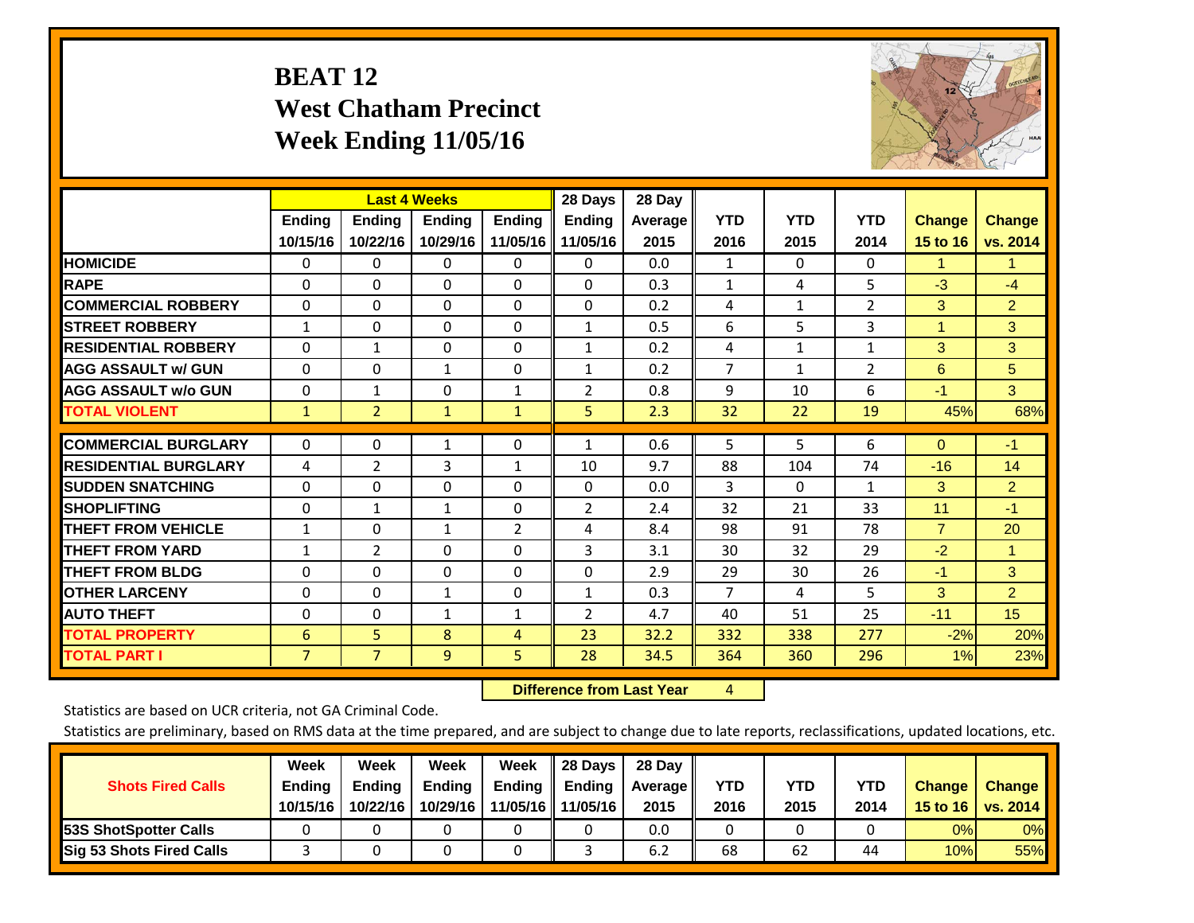# BEAT 12
## West Chatham Precinct
## Week Ending 11/05/16

| | Last 4 Weeks | | | | 28 Days | 28 Day | | | | | |
|---|---|---|---|---|---|---|---|---|---|---|---|
| | Ending 10/15/16 | Ending 10/22/16 | Ending 10/29/16 | Ending 11/05/16 | Ending 11/05/16 | Average 2015 | YTD 2016 | YTD 2015 | YTD 2014 | Change 15 to 16 | Change vs. 2014 |
| **HOMICIDE** | 0 | 0 | 0 | 0 | 0 | 0.0 | 1 | 0 | 0 | 1 | 1 |
| **RAPE** | 0 | 0 | 0 | 0 | 0 | 0.3 | 1 | 4 | 5 | -3 | -4 |
| **COMMERCIAL ROBBERY** | 0 | 0 | 0 | 0 | 0 | 0.2 | 4 | 1 | 2 | 3 | 2 |
| **STREET ROBBERY** | 1 | 0 | 0 | 0 | 1 | 0.5 | 6 | 5 | 3 | 1 | 3 |
| **RESIDENTIAL ROBBERY** | 0 | 1 | 0 | 0 | 1 | 0.2 | 4 | 1 | 1 | 3 | 3 |
| **AGG ASSAULT w/ GUN** | 0 | 0 | 1 | 0 | 1 | 0.2 | 7 | 1 | 2 | 6 | 5 |
| **AGG ASSAULT w/o GUN** | 0 | 1 | 0 | 1 | 2 | 0.8 | 9 | 10 | 6 | -1 | 3 |
| **TOTAL VIOLENT** | 1 | 2 | 1 | 1 | 5 | 2.3 | 32 | 22 | 19 | 45% | 68% |
| **COMMERCIAL BURGLARY** | 0 | 0 | 1 | 0 | 1 | 0.6 | 5 | 5 | 6 | 0 | -1 |
| **RESIDENTIAL BURGLARY** | 4 | 2 | 3 | 1 | 10 | 9.7 | 88 | 104 | 74 | -16 | 14 |
| **SUDDEN SNATCHING** | 0 | 0 | 0 | 0 | 0 | 0.0 | 3 | 0 | 1 | 3 | 2 |
| **SHOPLIFTING** | 0 | 1 | 1 | 0 | 2 | 2.4 | 32 | 21 | 33 | 11 | -1 |
| **THEFT FROM VEHICLE** | 1 | 0 | 1 | 2 | 4 | 8.4 | 98 | 91 | 78 | 7 | 20 |
| **THEFT FROM YARD** | 1 | 2 | 0 | 0 | 3 | 3.1 | 30 | 32 | 29 | -2 | 1 |
| **THEFT FROM BLDG** | 0 | 0 | 0 | 0 | 0 | 2.9 | 29 | 30 | 26 | -1 | 3 |
| **OTHER LARCENY** | 0 | 0 | 1 | 0 | 1 | 0.3 | 7 | 4 | 5 | 3 | 2 |
| **AUTO THEFT** | 0 | 0 | 1 | 1 | 2 | 4.7 | 40 | 51 | 25 | -11 | 15 |
| **TOTAL PROPERTY** | 6 | 5 | 8 | 4 | 23 | 32.2 | 332 | 338 | 277 | -2% | 20% |
| **TOTAL PART I** | 7 | 7 | 9 | 5 | 28 | 34.5 | 364 | 360 | 296 | 1% | 23% |

**Difference from Last Year** 4

Statistics are based on UCR criteria, not GA Criminal Code.

Statistics are preliminary, based on RMS data at the time prepared, and are subject to change due to late reports, reclassifications, updated locations, etc.

| Shots Fired Calls | Week Ending 10/15/16 | Week Ending 10/22/16 | Week Ending 10/29/16 | Week Ending 11/05/16 | 28 Days Ending 11/05/16 | 28 Day Average 2015 | YTD 2016 | YTD 2015 | YTD 2014 | Change 15 to 16 | Change vs. 2014 |
|---|---|---|---|---|---|---|---|---|---|---|---|
| **53S ShotSpotter Calls** | 0 | 0 | 0 | 0 | 0 | 0.0 | 0 | 0 | 0 | 0% | 0% |
| **Sig 53 Shots Fired Calls** | 3 | 0 | 0 | 0 | 3 | 6.2 | 68 | 62 | 44 | 10% | 55% |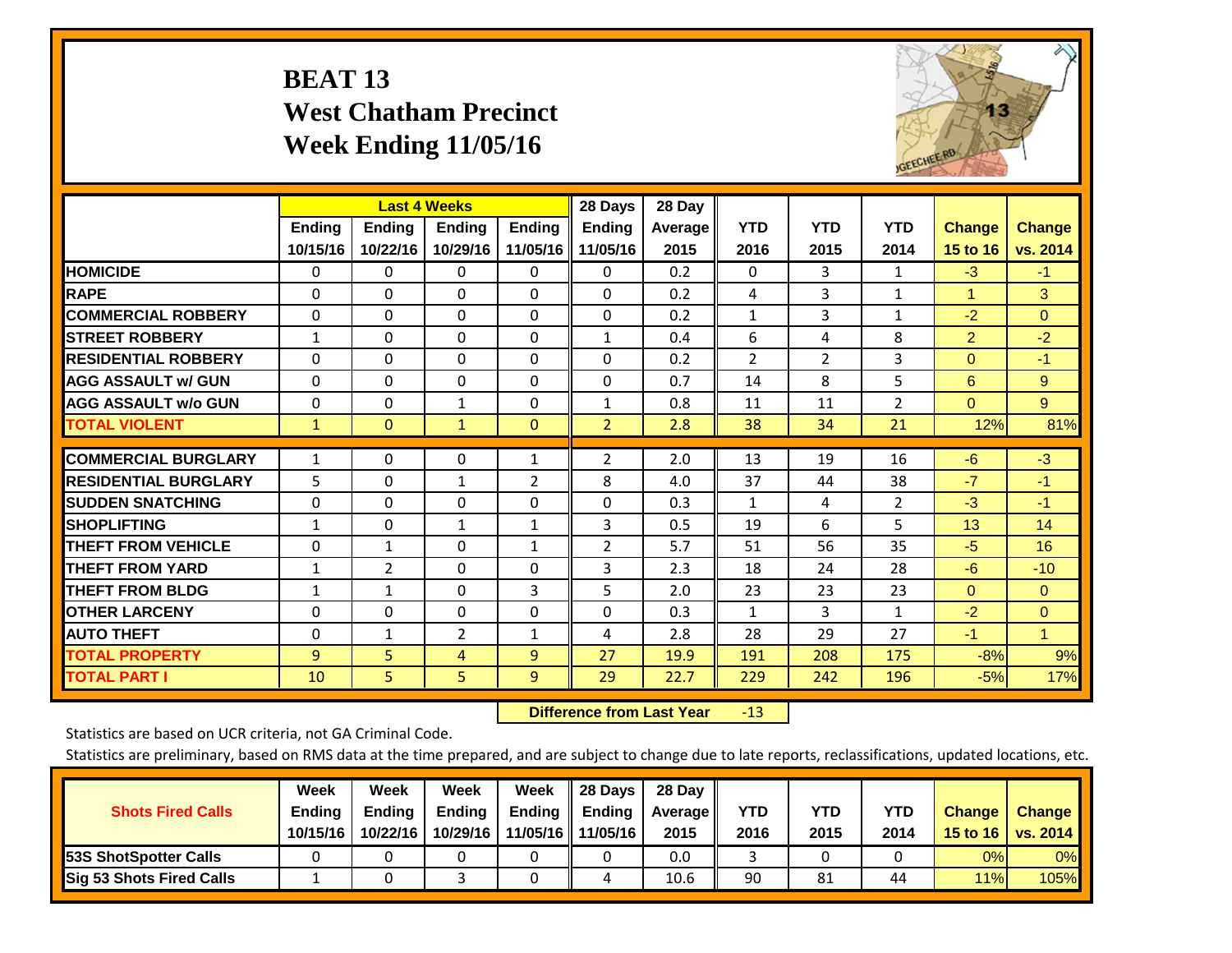# BEAT 13
# West Chatham Precinct
# Week Ending 11/05/16

| | Last 4 Weeks | | | | 28 Days | 28 Day | YTD | YTD | YTD | Change | Change |
|---|---|---|---|---|---|---|---|---|---|---|---|
| | Ending 10/15/16 | Ending 10/22/16 | Ending 10/29/16 | Ending 11/05/16 | Ending 11/05/16 | Average 2015 | 2016 | 2015 | 2014 | 15 to 16 | vs. 2014 |
| HOMICIDE | 0 | 0 | 0 | 0 | 0 | 0.2 | 0 | 3 | 1 | -3 | -1 |
| RAPE | 0 | 0 | 0 | 0 | 0 | 0.2 | 4 | 3 | 1 | 1 | 3 |
| COMMERCIAL ROBBERY | 0 | 0 | 0 | 0 | 0 | 0.2 | 1 | 3 | 1 | -2 | 0 |
| STREET ROBBERY | 1 | 0 | 0 | 0 | 1 | 0.4 | 6 | 4 | 8 | 2 | -2 |
| RESIDENTIAL ROBBERY | 0 | 0 | 0 | 0 | 0 | 0.2 | 2 | 2 | 3 | 0 | -1 |
| AGG ASSAULT w/ GUN | 0 | 0 | 0 | 0 | 0 | 0.7 | 14 | 8 | 5 | 6 | 9 |
| AGG ASSAULT w/o GUN | 0 | 0 | 1 | 0 | 1 | 0.8 | 11 | 11 | 2 | 0 | 9 |
| TOTAL VIOLENT | 1 | 0 | 1 | 0 | 2 | 2.8 | 38 | 34 | 21 | 12% | 81% |
| COMMERCIAL BURGLARY | 1 | 0 | 0 | 1 | 2 | 2.0 | 13 | 19 | 16 | -6 | -3 |
| RESIDENTIAL BURGLARY | 5 | 0 | 1 | 2 | 8 | 4.0 | 37 | 44 | 38 | -7 | -1 |
| SUDDEN SNATCHING | 0 | 0 | 0 | 0 | 0 | 0.3 | 1 | 4 | 2 | -3 | -1 |
| SHOPLIFTING | 1 | 0 | 1 | 1 | 3 | 0.5 | 19 | 6 | 5 | 13 | 14 |
| THEFT FROM VEHICLE | 0 | 1 | 0 | 1 | 2 | 5.7 | 51 | 56 | 35 | -5 | 16 |
| THEFT FROM YARD | 1 | 2 | 0 | 0 | 3 | 2.3 | 18 | 24 | 28 | -6 | -10 |
| THEFT FROM BLDG | 1 | 1 | 0 | 3 | 5 | 2.0 | 23 | 23 | 23 | 0 | 0 |
| OTHER LARCENY | 0 | 0 | 0 | 0 | 0 | 0.3 | 1 | 3 | 1 | -2 | 0 |
| AUTO THEFT | 0 | 1 | 2 | 1 | 4 | 2.8 | 28 | 29 | 27 | -1 | 1 |
| TOTAL PROPERTY | 9 | 5 | 4 | 9 | 27 | 19.9 | 191 | 208 | 175 | -8% | 9% |
| TOTAL PART I | 10 | 5 | 5 | 9 | 29 | 22.7 | 229 | 242 | 196 | -5% | 17% |

**Difference from Last Year** -13

Statistics are based on UCR criteria, not GA Criminal Code.

Statistics are preliminary, based on RMS data at the time prepared, and are subject to change due to late reports, reclassifications, updated locations, etc.

| Shots Fired Calls | Week Ending 10/15/16 | Week Ending 10/22/16 | Week Ending 10/29/16 | Week Ending 11/05/16 | 28 Days Ending 11/05/16 | 28 Day Average 2015 | YTD 2016 | YTD 2015 | YTD 2014 | Change 15 to 16 | Change vs. 2014 |
|---|---|---|---|---|---|---|---|---|---|---|---|
| 53S ShotSpotter Calls | 0 | 0 | 0 | 0 | 0 | 0.0 | 3 | 0 | 0 | 0% | 0% |
| Sig 53 Shots Fired Calls | 1 | 0 | 3 | 0 | 4 | 10.6 | 90 | 81 | 44 | 11% | 105% |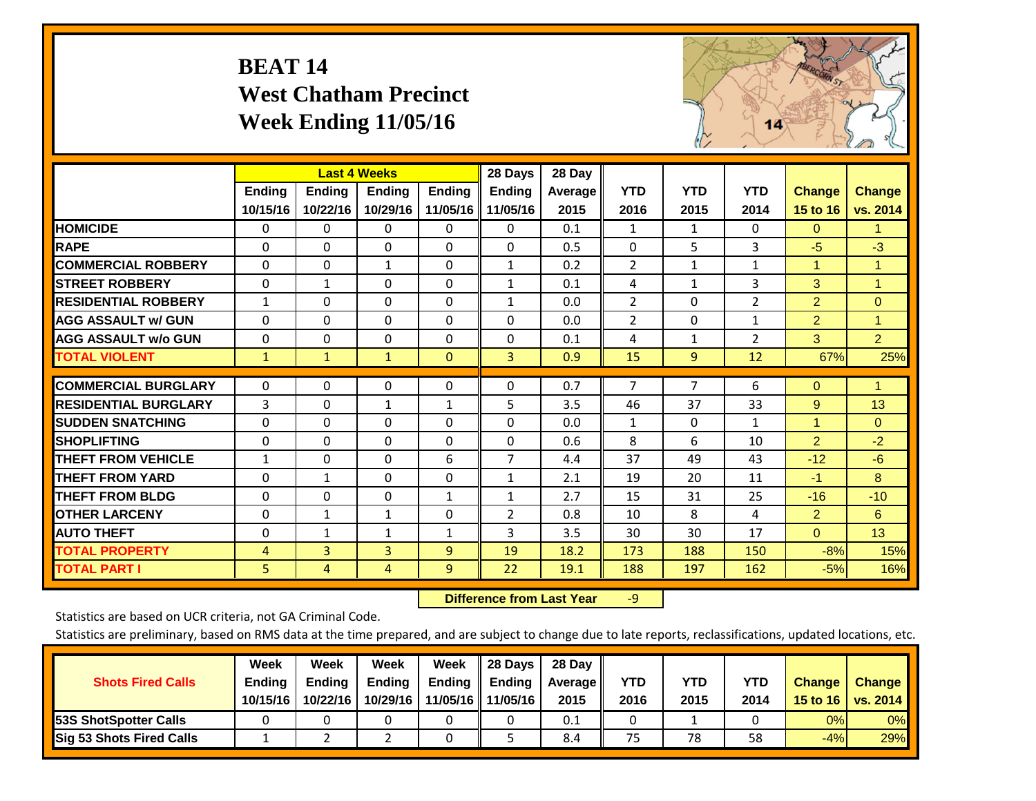# BEAT 14
## West Chatham Precinct
## Week Ending 11/05/16

| | Last 4 Weeks | | | | 28 Days | 28 Day | | | | | |
|---|---|---|---|---|---|---|---|---|---|---|---|
| | Ending 10/15/16 | Ending 10/22/16 | Ending 10/29/16 | Ending 11/05/16 | Ending 11/05/16 | Average 2015 | YTD 2016 | YTD 2015 | YTD 2014 | Change 15 to 16 | Change vs. 2014 |
| HOMICIDE | 0 | 0 | 0 | 0 | 0 | 0.1 | 1 | 1 | 0 | 0 | 1 |
| RAPE | 0 | 0 | 0 | 0 | 0 | 0.5 | 0 | 5 | 3 | -5 | -3 |
| COMMERCIAL ROBBERY | 0 | 0 | 1 | 0 | 1 | 0.2 | 2 | 1 | 1 | 1 | 1 |
| STREET ROBBERY | 0 | 1 | 0 | 0 | 1 | 0.1 | 4 | 1 | 3 | 3 | 1 |
| RESIDENTIAL ROBBERY | 1 | 0 | 0 | 0 | 1 | 0.0 | 2 | 0 | 2 | 2 | 0 |
| AGG ASSAULT w/ GUN | 0 | 0 | 0 | 0 | 0 | 0.0 | 2 | 0 | 1 | 2 | 1 |
| AGG ASSAULT w/o GUN | 0 | 0 | 0 | 0 | 0 | 0.1 | 4 | 1 | 2 | 3 | 2 |
| TOTAL VIOLENT | 1 | 1 | 1 | 0 | 3 | 0.9 | 15 | 9 | 12 | 67% | 25% |
| COMMERCIAL BURGLARY | 0 | 0 | 0 | 0 | 0 | 0.7 | 7 | 7 | 6 | 0 | 1 |
| RESIDENTIAL BURGLARY | 3 | 0 | 1 | 1 | 5 | 3.5 | 46 | 37 | 33 | 9 | 13 |
| SUDDEN SNATCHING | 0 | 0 | 0 | 0 | 0 | 0.0 | 1 | 0 | 1 | 1 | 0 |
| SHOPLIFTING | 0 | 0 | 0 | 0 | 0 | 0.6 | 8 | 6 | 10 | 2 | -2 |
| THEFT FROM VEHICLE | 1 | 0 | 0 | 6 | 7 | 4.4 | 37 | 49 | 43 | -12 | -6 |
| THEFT FROM YARD | 0 | 1 | 0 | 0 | 1 | 2.1 | 19 | 20 | 11 | -1 | 8 |
| THEFT FROM BLDG | 0 | 0 | 0 | 1 | 1 | 2.7 | 15 | 31 | 25 | -16 | -10 |
| OTHER LARCENY | 0 | 1 | 1 | 0 | 2 | 0.8 | 10 | 8 | 4 | 2 | 6 |
| AUTO THEFT | 0 | 1 | 1 | 1 | 3 | 3.5 | 30 | 30 | 17 | 0 | 13 |
| TOTAL PROPERTY | 4 | 3 | 3 | 9 | 19 | 18.2 | 173 | 188 | 150 | -8% | 15% |
| TOTAL PART I | 5 | 4 | 4 | 9 | 22 | 19.1 | 188 | 197 | 162 | -5% | 16% |

**Difference from Last Year** -9

Statistics are based on UCR criteria, not GA Criminal Code.

Statistics are preliminary, based on RMS data at the time prepared, and are subject to change due to late reports, reclassifications, updated locations, etc.

| Shots Fired Calls | Week Ending 10/15/16 | Week Ending 10/22/16 | Week Ending 10/29/16 | Week Ending 11/05/16 | 28 Days Ending 11/05/16 | 28 Day Average 2015 | YTD 2016 | YTD 2015 | YTD 2014 | Change 15 to 16 | Change vs. 2014 |
|---|---|---|---|---|---|---|---|---|---|---|---|
| 53S ShotSpotter Calls | 0 | 0 | 0 | 0 | 0 | 0.1 | 0 | 1 | 0 | 0% | 0% |
| Sig 53 Shots Fired Calls | 1 | 2 | 2 | 0 | 5 | 8.4 | 75 | 78 | 58 | -4% | 29% |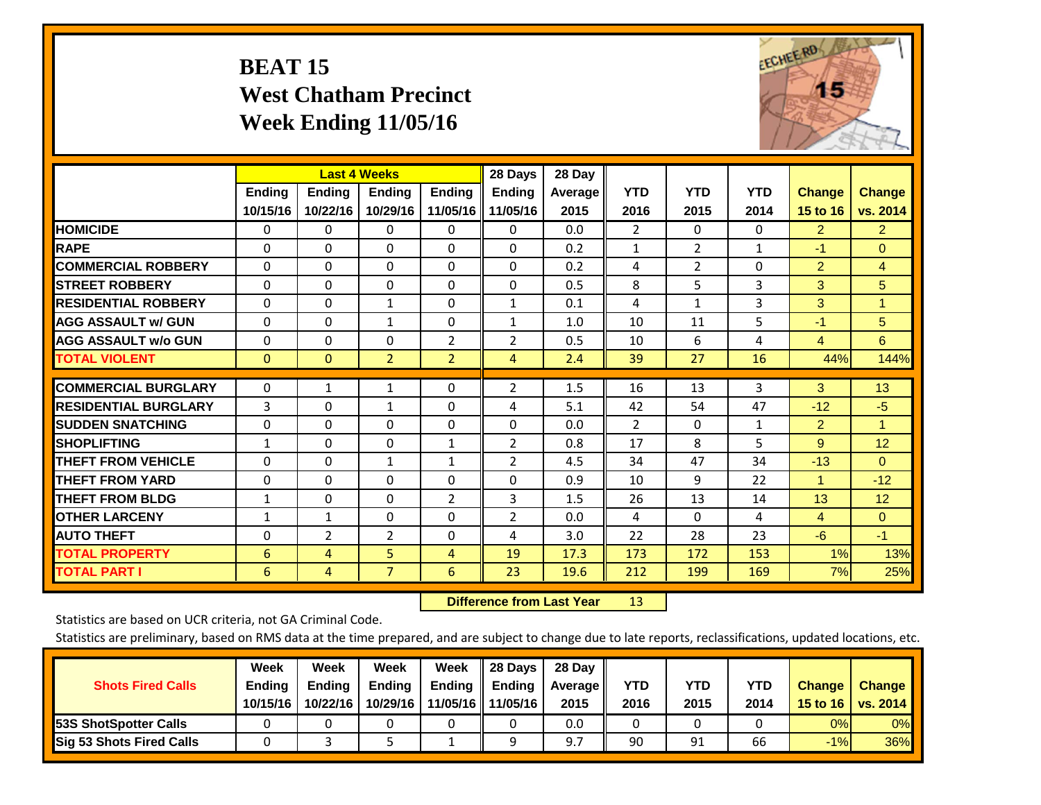# BEAT 15
## West Chatham Precinct
## Week Ending 11/05/16

| | Last 4 Weeks | | | | 28 Days | 28 Day | | | | | |
|---|---|---|---|---|---|---|---|---|---|---|---|
| | Ending 10/15/16 | Ending 10/22/16 | Ending 10/29/16 | Ending 11/05/16 | Ending 11/05/16 | Average 2015 | YTD 2016 | YTD 2015 | YTD 2014 | Change 15 to 16 | Change vs. 2014 |
| HOMICIDE | 0 | 0 | 0 | 0 | 0 | 0.0 | 2 | 0 | 0 | 2 | 2 |
| RAPE | 0 | 0 | 0 | 0 | 0 | 0.2 | 1 | 2 | 1 | -1 | 0 |
| COMMERCIAL ROBBERY | 0 | 0 | 0 | 0 | 0 | 0.2 | 4 | 2 | 0 | 2 | 4 |
| STREET ROBBERY | 0 | 0 | 0 | 0 | 0 | 0.5 | 8 | 5 | 3 | 3 | 5 |
| RESIDENTIAL ROBBERY | 0 | 0 | 1 | 0 | 1 | 0.1 | 4 | 1 | 3 | 3 | 1 |
| AGG ASSAULT w/ GUN | 0 | 0 | 1 | 0 | 1 | 1.0 | 10 | 11 | 5 | -1 | 5 |
| AGG ASSAULT w/o GUN | 0 | 0 | 0 | 2 | 2 | 0.5 | 10 | 6 | 4 | 4 | 6 |
| TOTAL VIOLENT | 0 | 0 | 2 | 2 | 4 | 2.4 | 39 | 27 | 16 | 44% | 144% |
| COMMERCIAL BURGLARY | 0 | 1 | 1 | 0 | 2 | 1.5 | 16 | 13 | 3 | 3 | 13 |
| RESIDENTIAL BURGLARY | 3 | 0 | 1 | 0 | 4 | 5.1 | 42 | 54 | 47 | -12 | -5 |
| SUDDEN SNATCHING | 0 | 0 | 0 | 0 | 0 | 0.0 | 2 | 0 | 1 | 2 | 1 |
| SHOPLIFTING | 1 | 0 | 0 | 1 | 2 | 0.8 | 17 | 8 | 5 | 9 | 12 |
| THEFT FROM VEHICLE | 0 | 0 | 1 | 1 | 2 | 4.5 | 34 | 47 | 34 | -13 | 0 |
| THEFT FROM YARD | 0 | 0 | 0 | 0 | 0 | 0.9 | 10 | 9 | 22 | 1 | -12 |
| THEFT FROM BLDG | 1 | 0 | 0 | 2 | 3 | 1.5 | 26 | 13 | 14 | 13 | 12 |
| OTHER LARCENY | 1 | 1 | 0 | 0 | 2 | 0.0 | 4 | 0 | 4 | 4 | 0 |
| AUTO THEFT | 0 | 2 | 2 | 0 | 4 | 3.0 | 22 | 28 | 23 | -6 | -1 |
| TOTAL PROPERTY | 6 | 4 | 5 | 4 | 19 | 17.3 | 173 | 172 | 153 | 1% | 13% |
| TOTAL PART I | 6 | 4 | 7 | 6 | 23 | 19.6 | 212 | 199 | 169 | 7% | 25% |

**Difference from Last Year** 13

Statistics are based on UCR criteria, not GA Criminal Code.

Statistics are preliminary, based on RMS data at the time prepared, and are subject to change due to late reports, reclassifications, updated locations, etc.

| Shots Fired Calls | Week Ending 10/15/16 | Week Ending 10/22/16 | Week Ending 10/29/16 | Week Ending 11/05/16 | 28 Days Ending 11/05/16 | 28 Day Average 2015 | YTD 2016 | YTD 2015 | YTD 2014 | Change 15 to 16 | Change vs. 2014 |
|---|---|---|---|---|---|---|---|---|---|---|---|
| 53S ShotSpotter Calls | 0 | 0 | 0 | 0 | 0 | 0.0 | 0 | 0 | 0 | 0% | 0% |
| Sig 53 Shots Fired Calls | 0 | 3 | 5 | 1 | 9 | 9.7 | 90 | 91 | 66 | -1% | 36% |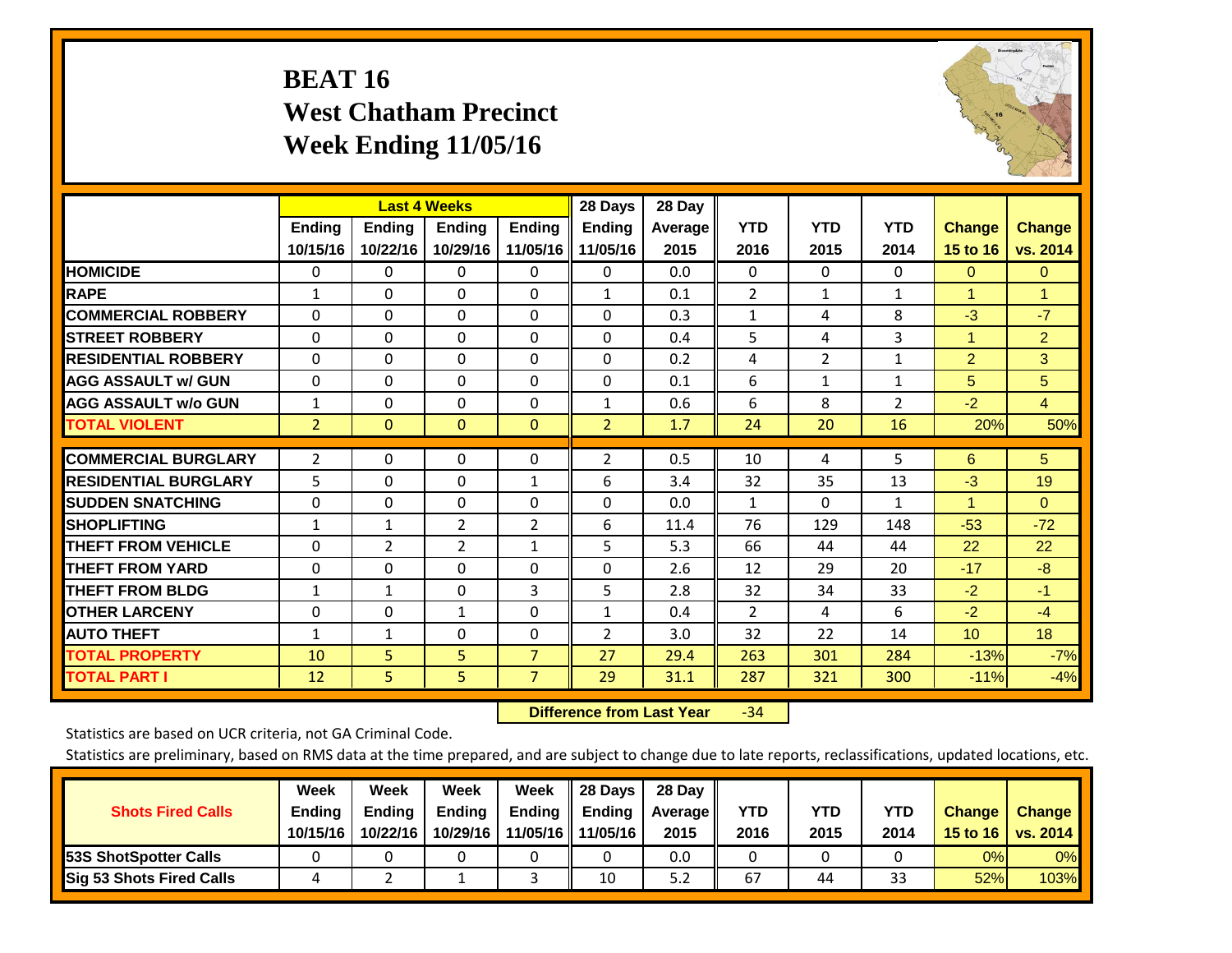# BEAT 16
## West Chatham Precinct
## Week Ending 11/05/16

| | Last 4 Weeks | | | | 28 Days | 28 Day | YTD | YTD | YTD | Change | Change |
|---|---|---|---|---|---|---|---|---|---|---|---|
| | Ending 10/15/16 | Ending 10/22/16 | Ending 10/29/16 | Ending 11/05/16 | Ending 11/05/16 | Average 2015 | 2016 | 2015 | 2014 | 15 to 16 | vs. 2014 |
| **HOMICIDE** | 0 | 0 | 0 | 0 | 0 | 0.0 | 0 | 0 | 0 | 0 | 0 |
| **RAPE** | 1 | 0 | 0 | 0 | 1 | 0.1 | 2 | 1 | 1 | 1 | 1 |
| **COMMERCIAL ROBBERY** | 0 | 0 | 0 | 0 | 0 | 0.3 | 1 | 4 | 8 | -3 | -7 |
| **STREET ROBBERY** | 0 | 0 | 0 | 0 | 0 | 0.4 | 5 | 4 | 3 | 1 | 2 |
| **RESIDENTIAL ROBBERY** | 0 | 0 | 0 | 0 | 0 | 0.2 | 4 | 2 | 1 | 2 | 3 |
| **AGG ASSAULT w/ GUN** | 0 | 0 | 0 | 0 | 0 | 0.1 | 6 | 1 | 1 | 5 | 5 |
| **AGG ASSAULT w/o GUN** | 1 | 0 | 0 | 0 | 1 | 0.6 | 6 | 8 | 2 | -2 | 4 |
| **TOTAL VIOLENT** | 2 | 0 | 0 | 0 | 2 | 1.7 | 24 | 20 | 16 | 20% | 50% |
| **COMMERCIAL BURGLARY** | 2 | 0 | 0 | 0 | 2 | 0.5 | 10 | 4 | 5 | 6 | 5 |
| **RESIDENTIAL BURGLARY** | 5 | 0 | 0 | 1 | 6 | 3.4 | 32 | 35 | 13 | -3 | 19 |
| **SUDDEN SNATCHING** | 0 | 0 | 0 | 0 | 0 | 0.0 | 1 | 0 | 1 | 1 | 0 |
| **SHOPLIFTING** | 1 | 1 | 2 | 2 | 6 | 11.4 | 76 | 129 | 148 | -53 | -72 |
| **THEFT FROM VEHICLE** | 0 | 2 | 2 | 1 | 5 | 5.3 | 66 | 44 | 44 | 22 | 22 |
| **THEFT FROM YARD** | 0 | 0 | 0 | 0 | 0 | 2.6 | 12 | 29 | 20 | -17 | -8 |
| **THEFT FROM BLDG** | 1 | 1 | 0 | 3 | 5 | 2.8 | 32 | 34 | 33 | -2 | -1 |
| **OTHER LARCENY** | 0 | 0 | 1 | 0 | 1 | 0.4 | 2 | 4 | 6 | -2 | -4 |
| **AUTO THEFT** | 1 | 1 | 0 | 0 | 2 | 3.0 | 32 | 22 | 14 | 10 | 18 |
| **TOTAL PROPERTY** | 10 | 5 | 5 | 7 | 27 | 29.4 | 263 | 301 | 284 | -13% | -7% |
| **TOTAL PART I** | 12 | 5 | 5 | 7 | 29 | 31.1 | 287 | 321 | 300 | -11% | -4% |

**Difference from Last Year** -34

Statistics are based on UCR criteria, not GA Criminal Code.

Statistics are preliminary, based on RMS data at the time prepared, and are subject to change due to late reports, reclassifications, updated locations, etc.

| Shots Fired Calls | Week Ending 10/15/16 | Week Ending 10/22/16 | Week Ending 10/29/16 | Week Ending 11/05/16 | 28 Days Ending 11/05/16 | 28 Day Average 2015 | YTD 2016 | YTD 2015 | YTD 2014 | Change 15 to 16 | Change vs. 2014 |
|---|---|---|---|---|---|---|---|---|---|---|---|
| **53S ShotSpotter Calls** | 0 | 0 | 0 | 0 | 0 | 0.0 | 0 | 0 | 0 | 0% | 0% |
| **Sig 53 Shots Fired Calls** | 4 | 2 | 1 | 3 | 10 | 5.2 | 67 | 44 | 33 | 52% | 103% |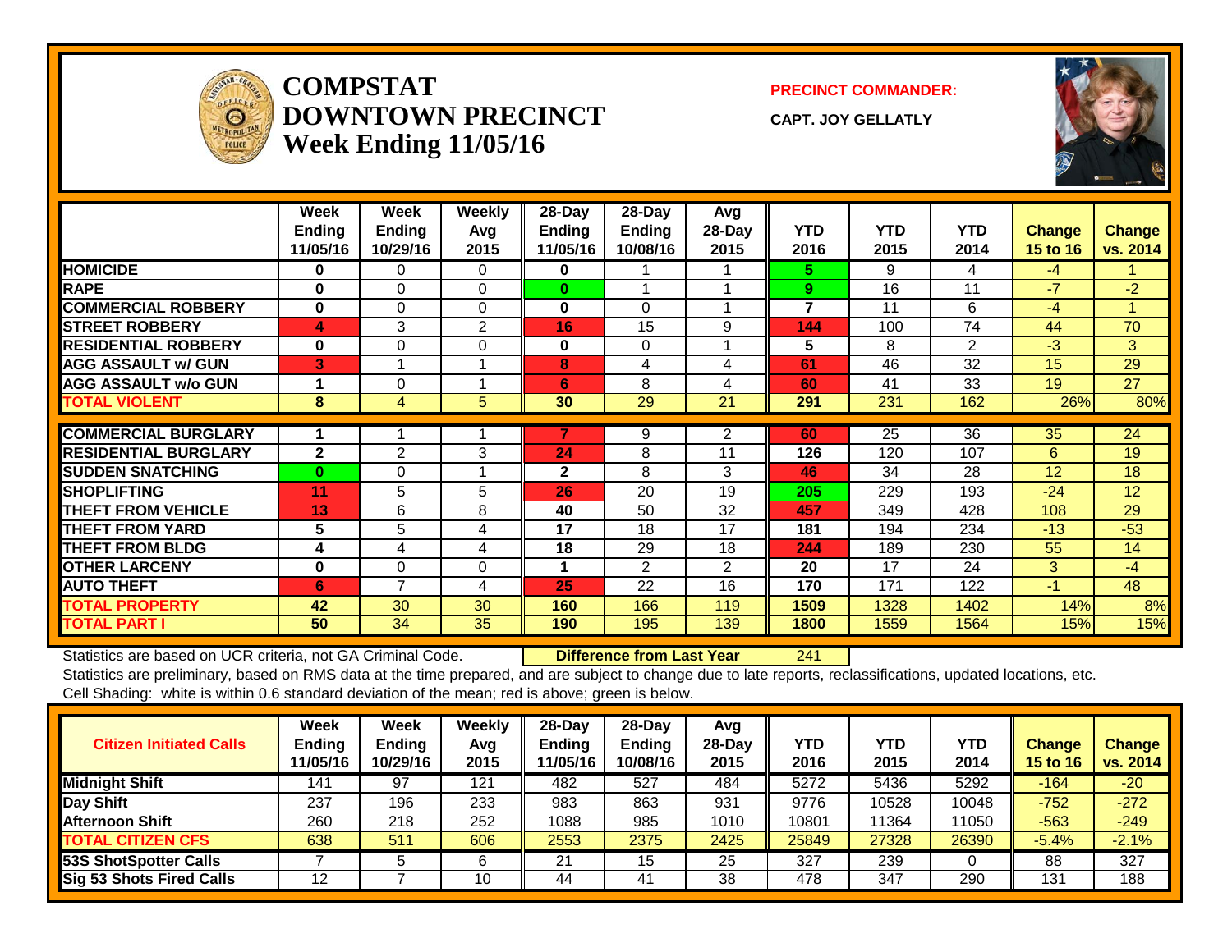# COMPSTAT
## DOWNTOWN PRECINCT
### Week Ending 11/05/16

**PRECINCT COMMANDER:**

**CAPT. JOY GELLATLY**

| | Week Ending 11/05/16 | Week Ending 10/29/16 | Weekly Avg 2015 | 28-Day Ending 11/05/16 | 28-Day Ending 10/08/16 | Avg 28-Day 2015 | YTD 2016 | YTD 2015 | YTD 2014 | Change 15 to 16 | Change vs. 2014 |
|---|---|---|---|---|---|---|---|---|---|---|---|
| **HOMICIDE** | 0 | 0 | 0 | 0 | 1 | 1 | 5 | 9 | 4 | -4 | 1 |
| **RAPE** | 0 | 0 | 0 | 0 | 1 | 1 | 9 | 16 | 11 | -7 | -2 |
| **COMMERCIAL ROBBERY** | 0 | 0 | 0 | 0 | 0 | 1 | 7 | 11 | 6 | -4 | 1 |
| **STREET ROBBERY** | 4 | 3 | 2 | 16 | 15 | 9 | 144 | 100 | 74 | 44 | 70 |
| **RESIDENTIAL ROBBERY** | 0 | 0 | 0 | 0 | 0 | 1 | 5 | 8 | 2 | -3 | 3 |
| **AGG ASSAULT w/ GUN** | 3 | 1 | 1 | 8 | 4 | 4 | 61 | 46 | 32 | 15 | 29 |
| **AGG ASSAULT w/o GUN** | 1 | 0 | 1 | 6 | 8 | 4 | 60 | 41 | 33 | 19 | 27 |
| **TOTAL VIOLENT** | 8 | 4 | 5 | 30 | 29 | 21 | 291 | 231 | 162 | 26% | 80% |
| **COMMERCIAL BURGLARY** | 1 | 1 | 1 | 7 | 9 | 2 | 60 | 25 | 36 | 35 | 24 |
| **RESIDENTIAL BURGLARY** | 2 | 2 | 3 | 24 | 8 | 11 | 126 | 120 | 107 | 6 | 19 |
| **SUDDEN SNATCHING** | 0 | 0 | 1 | 2 | 8 | 3 | 46 | 34 | 28 | 12 | 18 |
| **SHOPLIFTING** | 11 | 5 | 5 | 26 | 20 | 19 | 205 | 229 | 193 | -24 | 12 |
| **THEFT FROM VEHICLE** | 13 | 6 | 8 | 40 | 50 | 32 | 457 | 349 | 428 | 108 | 29 |
| **THEFT FROM YARD** | 5 | 5 | 4 | 17 | 18 | 17 | 181 | 194 | 234 | -13 | -53 |
| **THEFT FROM BLDG** | 4 | 4 | 4 | 18 | 29 | 18 | 244 | 189 | 230 | 55 | 14 |
| **OTHER LARCENY** | 0 | 0 | 0 | 1 | 2 | 2 | 20 | 17 | 24 | 3 | -4 |
| **AUTO THEFT** | 6 | 7 | 4 | 25 | 22 | 16 | 170 | 171 | 122 | -1 | 48 |
| **TOTAL PROPERTY** | 42 | 30 | 30 | 160 | 166 | 119 | 1509 | 1328 | 1402 | 14% | 8% |
| **TOTAL PART I** | 50 | 34 | 35 | 190 | 195 | 139 | 1800 | 1559 | 1564 | 15% | 15% |

Statistics are based on UCR criteria, not GA Criminal Code. **Difference from Last Year** 241

Statistics are preliminary, based on RMS data at the time prepared, and are subject to change due to late reports, reclassifications, updated locations, etc.

Cell Shading: white is within 0.6 standard deviation of the mean; red is above; green is below.

| Citizen Initiated Calls | Week Ending 11/05/16 | Week Ending 10/29/16 | Weekly Avg 2015 | 28-Day Ending 11/05/16 | 28-Day Ending 10/08/16 | Avg 28-Day 2015 | YTD 2016 | YTD 2015 | YTD 2014 | Change 15 to 16 | Change vs. 2014 |
|---|---|---|---|---|---|---|---|---|---|---|---|
| **Midnight Shift** | 141 | 97 | 121 | 482 | 527 | 484 | 5272 | 5436 | 5292 | -164 | -20 |
| **Day Shift** | 237 | 196 | 233 | 983 | 863 | 931 | 9776 | 10528 | 10048 | -752 | -272 |
| **Afternoon Shift** | 260 | 218 | 252 | 1088 | 985 | 1010 | 10801 | 11364 | 11050 | -563 | -249 |
| **TOTAL CITIZEN CFS** | 638 | 511 | 606 | 2553 | 2375 | 2425 | 25849 | 27328 | 26390 | -5.4% | -2.1% |
| **53S ShotSpotter Calls** | 7 | 5 | 6 | 21 | 15 | 25 | 327 | 239 | 0 | 88 | 327 |
| **Sig 53 Shots Fired Calls** | 12 | 7 | 10 | 44 | 41 | 38 | 478 | 347 | 290 | 131 | 188 |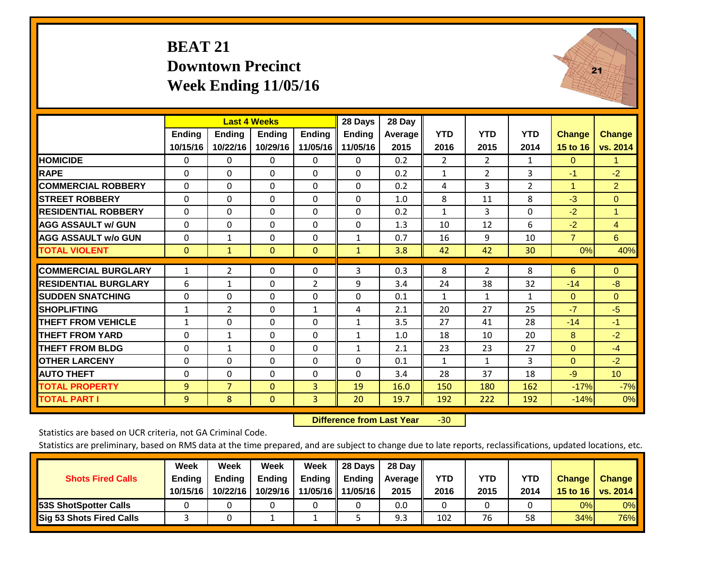# BEAT 21
## Downtown Precinct
## Week Ending 11/05/16

| | Last 4 Weeks | | | | 28 Days | 28 Day | | | | | |
|---|---|---|---|---|---|---|---|---|---|---|---|
| | Ending 10/15/16 | Ending 10/22/16 | Ending 10/29/16 | Ending 11/05/16 | Ending 11/05/16 | Average 2015 | YTD 2016 | YTD 2015 | YTD 2014 | Change 15 to 16 | Change vs. 2014 |
| **HOMICIDE** | 0 | 0 | 0 | 0 | 0 | 0.2 | 2 | 2 | 1 | 0 | 1 |
| **RAPE** | 0 | 0 | 0 | 0 | 0 | 0.2 | 1 | 2 | 3 | -1 | -2 |
| **COMMERCIAL ROBBERY** | 0 | 0 | 0 | 0 | 0 | 0.2 | 4 | 3 | 2 | 1 | 2 |
| **STREET ROBBERY** | 0 | 0 | 0 | 0 | 0 | 1.0 | 8 | 11 | 8 | -3 | 0 |
| **RESIDENTIAL ROBBERY** | 0 | 0 | 0 | 0 | 0 | 0.2 | 1 | 3 | 0 | -2 | 1 |
| **AGG ASSAULT w/ GUN** | 0 | 0 | 0 | 0 | 0 | 1.3 | 10 | 12 | 6 | -2 | 4 |
| **AGG ASSAULT w/o GUN** | 0 | 1 | 0 | 0 | 1 | 0.7 | 16 | 9 | 10 | 7 | 6 |
| **TOTAL VIOLENT** | 0 | 1 | 0 | 0 | 1 | 3.8 | 42 | 42 | 30 | 0% | 40% |
| **COMMERCIAL BURGLARY** | 1 | 2 | 0 | 0 | 3 | 0.3 | 8 | 2 | 8 | 6 | 0 |
| **RESIDENTIAL BURGLARY** | 6 | 1 | 0 | 2 | 9 | 3.4 | 24 | 38 | 32 | -14 | -8 |
| **SUDDEN SNATCHING** | 0 | 0 | 0 | 0 | 0 | 0.1 | 1 | 1 | 1 | 0 | 0 |
| **SHOPLIFTING** | 1 | 2 | 0 | 1 | 4 | 2.1 | 20 | 27 | 25 | -7 | -5 |
| **THEFT FROM VEHICLE** | 1 | 0 | 0 | 0 | 1 | 3.5 | 27 | 41 | 28 | -14 | -1 |
| **THEFT FROM YARD** | 0 | 1 | 0 | 0 | 1 | 1.0 | 18 | 10 | 20 | 8 | -2 |
| **THEFT FROM BLDG** | 0 | 1 | 0 | 0 | 1 | 2.1 | 23 | 23 | 27 | 0 | -4 |
| **OTHER LARCENY** | 0 | 0 | 0 | 0 | 0 | 0.1 | 1 | 1 | 3 | 0 | -2 |
| **AUTO THEFT** | 0 | 0 | 0 | 0 | 0 | 3.4 | 28 | 37 | 18 | -9 | 10 |
| **TOTAL PROPERTY** | 9 | 7 | 0 | 3 | 19 | 16.0 | 150 | 180 | 162 | -17% | -7% |
| **TOTAL PART I** | 9 | 8 | 0 | 3 | 20 | 19.7 | 192 | 222 | 192 | -14% | 0% |

**Difference from Last Year** -30

Statistics are based on UCR criteria, not GA Criminal Code.

Statistics are preliminary, based on RMS data at the time prepared, and are subject to change due to late reports, reclassifications, updated locations, etc.

| Shots Fired Calls | Week Ending 10/15/16 | Week Ending 10/22/16 | Week Ending 10/29/16 | Week Ending 11/05/16 | 28 Days Ending 11/05/16 | 28 Day Average 2015 | YTD 2016 | YTD 2015 | YTD 2014 | Change 15 to 16 | Change vs. 2014 |
|---|---|---|---|---|---|---|---|---|---|---|---|
| **53S ShotSpotter Calls** | 0 | 0 | 0 | 0 | 0 | 0.0 | 0 | 0 | 0 | 0% | 0% |
| **Sig 53 Shots Fired Calls** | 3 | 0 | 1 | 1 | 5 | 9.3 | 102 | 76 | 58 | 34% | 76% |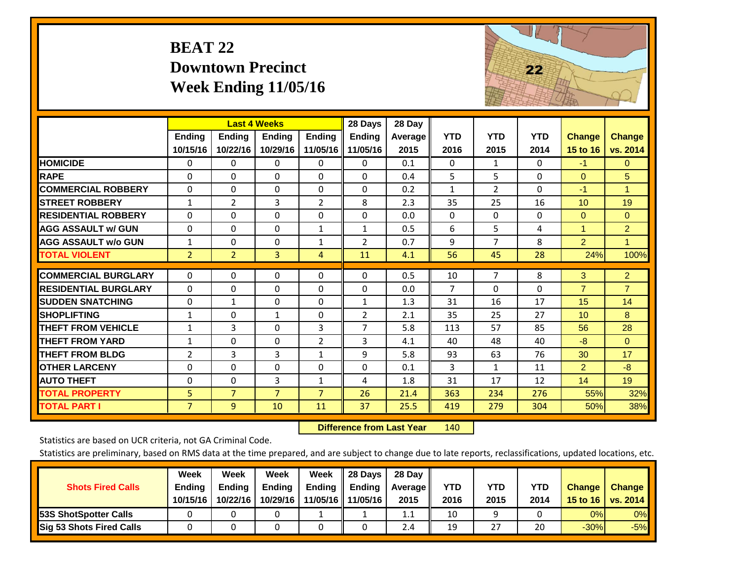# BEAT 22
## Downtown Precinct
## Week Ending 11/05/16

| | Last 4 Weeks | | | | 28 Days | 28 Day | | | | | |
|---|---|---|---|---|---|---|---|---|---|---|---|
| | Ending 10/15/16 | Ending 10/22/16 | Ending 10/29/16 | Ending 11/05/16 | Ending 11/05/16 | Average 2015 | YTD 2016 | YTD 2015 | YTD 2014 | Change 15 to 16 | Change vs. 2014 |
| HOMICIDE | 0 | 0 | 0 | 0 | 0 | 0.1 | 0 | 1 | 0 | -1 | 0 |
| RAPE | 0 | 0 | 0 | 0 | 0 | 0.4 | 5 | 5 | 0 | 0 | 5 |
| COMMERCIAL ROBBERY | 0 | 0 | 0 | 0 | 0 | 0.2 | 1 | 2 | 0 | -1 | 1 |
| STREET ROBBERY | 1 | 2 | 3 | 2 | 8 | 2.3 | 35 | 25 | 16 | 10 | 19 |
| RESIDENTIAL ROBBERY | 0 | 0 | 0 | 0 | 0 | 0.0 | 0 | 0 | 0 | 0 | 0 |
| AGG ASSAULT w/ GUN | 0 | 0 | 0 | 1 | 1 | 0.5 | 6 | 5 | 4 | 1 | 2 |
| AGG ASSAULT w/o GUN | 1 | 0 | 0 | 1 | 2 | 0.7 | 9 | 7 | 8 | 2 | 1 |
| TOTAL VIOLENT | 2 | 2 | 3 | 4 | 11 | 4.1 | 56 | 45 | 28 | 24% | 100% |
| COMMERCIAL BURGLARY | 0 | 0 | 0 | 0 | 0 | 0.5 | 10 | 7 | 8 | 3 | 2 |
| RESIDENTIAL BURGLARY | 0 | 0 | 0 | 0 | 0 | 0.0 | 7 | 0 | 0 | 7 | 7 |
| SUDDEN SNATCHING | 0 | 1 | 0 | 0 | 1 | 1.3 | 31 | 16 | 17 | 15 | 14 |
| SHOPLIFTING | 1 | 0 | 1 | 0 | 2 | 2.1 | 35 | 25 | 27 | 10 | 8 |
| THEFT FROM VEHICLE | 1 | 3 | 0 | 3 | 7 | 5.8 | 113 | 57 | 85 | 56 | 28 |
| THEFT FROM YARD | 1 | 0 | 0 | 2 | 3 | 4.1 | 40 | 48 | 40 | -8 | 0 |
| THEFT FROM BLDG | 2 | 3 | 3 | 1 | 9 | 5.8 | 93 | 63 | 76 | 30 | 17 |
| OTHER LARCENY | 0 | 0 | 0 | 0 | 0 | 0.1 | 3 | 1 | 11 | 2 | -8 |
| AUTO THEFT | 0 | 0 | 3 | 1 | 4 | 1.8 | 31 | 17 | 12 | 14 | 19 |
| TOTAL PROPERTY | 5 | 7 | 7 | 7 | 26 | 21.4 | 363 | 234 | 276 | 55% | 32% |
| TOTAL PART I | 7 | 9 | 10 | 11 | 37 | 25.5 | 419 | 279 | 304 | 50% | 38% |

**Difference from Last Year** 140

Statistics are based on UCR criteria, not GA Criminal Code.

Statistics are preliminary, based on RMS data at the time prepared, and are subject to change due to late reports, reclassifications, updated locations, etc.

| Shots Fired Calls | Week Ending 10/15/16 | Week Ending 10/22/16 | Week Ending 10/29/16 | Week Ending 11/05/16 | 28 Days Ending 11/05/16 | 28 Day Average 2015 | YTD 2016 | YTD 2015 | YTD 2014 | Change 15 to 16 | Change vs. 2014 |
|---|---|---|---|---|---|---|---|---|---|---|---|
| 53S ShotSpotter Calls | 0 | 0 | 0 | 1 | 1 | 1.1 | 10 | 9 | 0 | 0% | 0% |
| Sig 53 Shots Fired Calls | 0 | 0 | 0 | 0 | 0 | 2.4 | 19 | 27 | 20 | -30% | -5% |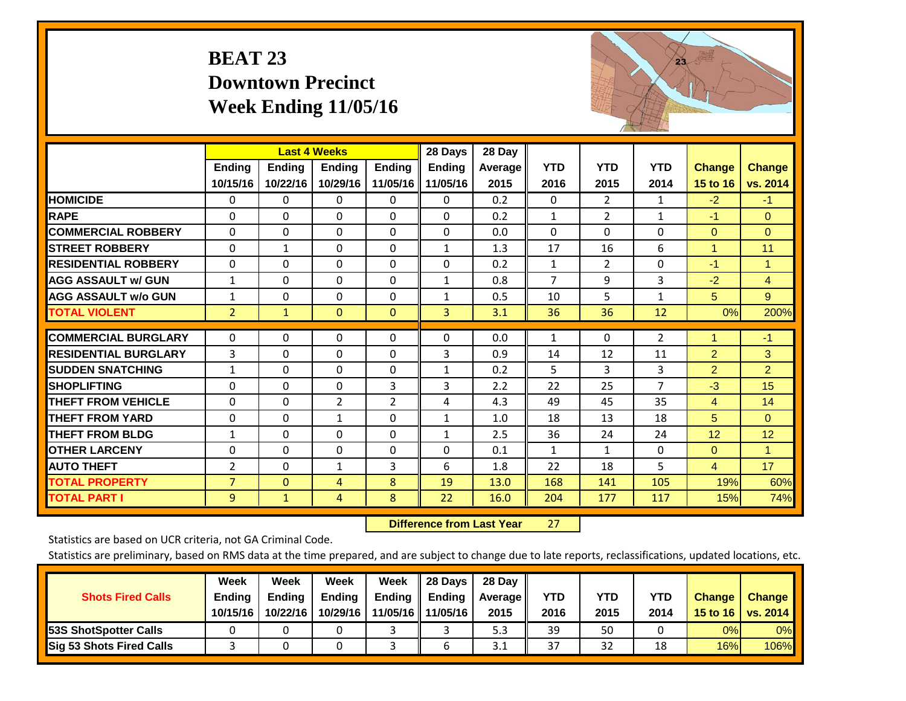# BEAT 23
## Downtown Precinct
## Week Ending 11/05/16

| | Last 4 Weeks | | | | 28 Days | 28 Day | | | | | |
|---|---|---|---|---|---|---|---|---|---|---|---|
| | Ending 10/15/16 | Ending 10/22/16 | Ending 10/29/16 | Ending 11/05/16 | Ending 11/05/16 | Average 2015 | YTD 2016 | YTD 2015 | YTD 2014 | Change 15 to 16 | Change vs. 2014 |
| HOMICIDE | 0 | 0 | 0 | 0 | 0 | 0.2 | 0 | 2 | 1 | -2 | -1 |
| RAPE | 0 | 0 | 0 | 0 | 0 | 0.2 | 1 | 2 | 1 | -1 | 0 |
| COMMERCIAL ROBBERY | 0 | 0 | 0 | 0 | 0 | 0.0 | 0 | 0 | 0 | 0 | 0 |
| STREET ROBBERY | 0 | 1 | 0 | 0 | 1 | 1.3 | 17 | 16 | 6 | 1 | 11 |
| RESIDENTIAL ROBBERY | 0 | 0 | 0 | 0 | 0 | 0.2 | 1 | 2 | 0 | -1 | 1 |
| AGG ASSAULT w/ GUN | 1 | 0 | 0 | 0 | 1 | 0.8 | 7 | 9 | 3 | -2 | 4 |
| AGG ASSAULT w/o GUN | 1 | 0 | 0 | 0 | 1 | 0.5 | 10 | 5 | 1 | 5 | 9 |
| TOTAL VIOLENT | 2 | 1 | 0 | 0 | 3 | 3.1 | 36 | 36 | 12 | 0% | 200% |
| COMMERCIAL BURGLARY | 0 | 0 | 0 | 0 | 0 | 0.0 | 1 | 0 | 2 | 1 | -1 |
| RESIDENTIAL BURGLARY | 3 | 0 | 0 | 0 | 3 | 0.9 | 14 | 12 | 11 | 2 | 3 |
| SUDDEN SNATCHING | 1 | 0 | 0 | 0 | 1 | 0.2 | 5 | 3 | 3 | 2 | 2 |
| SHOPLIFTING | 0 | 0 | 0 | 3 | 3 | 2.2 | 22 | 25 | 7 | -3 | 15 |
| THEFT FROM VEHICLE | 0 | 0 | 2 | 2 | 4 | 4.3 | 49 | 45 | 35 | 4 | 14 |
| THEFT FROM YARD | 0 | 0 | 1 | 0 | 1 | 1.0 | 18 | 13 | 18 | 5 | 0 |
| THEFT FROM BLDG | 1 | 0 | 0 | 0 | 1 | 2.5 | 36 | 24 | 24 | 12 | 12 |
| OTHER LARCENY | 0 | 0 | 0 | 0 | 0 | 0.1 | 1 | 1 | 0 | 0 | 1 |
| AUTO THEFT | 2 | 0 | 1 | 3 | 6 | 1.8 | 22 | 18 | 5 | 4 | 17 |
| TOTAL PROPERTY | 7 | 0 | 4 | 8 | 19 | 13.0 | 168 | 141 | 105 | 19% | 60% |
| TOTAL PART I | 9 | 1 | 4 | 8 | 22 | 16.0 | 204 | 177 | 117 | 15% | 74% |

**Difference from Last Year** 27

Statistics are based on UCR criteria, not GA Criminal Code.

Statistics are preliminary, based on RMS data at the time prepared, and are subject to change due to late reports, reclassifications, updated locations, etc.

| Shots Fired Calls | Week Ending 10/15/16 | Week Ending 10/22/16 | Week Ending 10/29/16 | Week Ending 11/05/16 | 28 Days Ending 11/05/16 | 28 Day Average 2015 | YTD 2016 | YTD 2015 | YTD 2014 | Change 15 to 16 | Change vs. 2014 |
|---|---|---|---|---|---|---|---|---|---|---|---|
| 53S ShotSpotter Calls | 0 | 0 | 0 | 3 | 3 | 5.3 | 39 | 50 | 0 | 0% | 0% |
| Sig 53 Shots Fired Calls | 3 | 0 | 0 | 3 | 6 | 3.1 | 37 | 32 | 18 | 16% | 106% |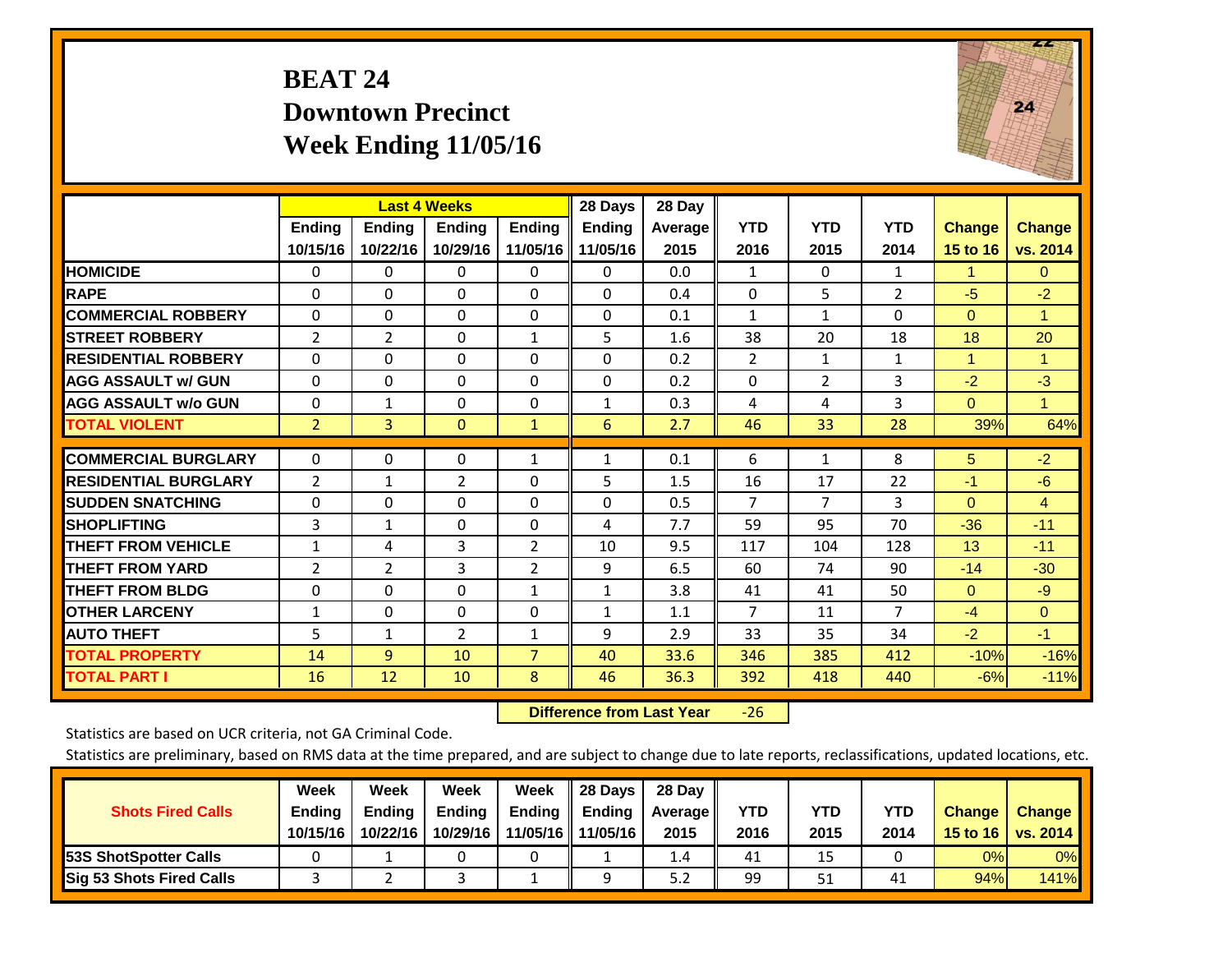# BEAT 24
## Downtown Precinct
## Week Ending 11/05/16

| | Last 4 Weeks | | | | 28 Days | 28 Day | | | | | |
|---|---|---|---|---|---|---|---|---|---|---|---|
| | Ending 10/15/16 | Ending 10/22/16 | Ending 10/29/16 | Ending 11/05/16 | Ending 11/05/16 | Average 2015 | YTD 2016 | YTD 2015 | YTD 2014 | Change 15 to 16 | Change vs. 2014 |
| **HOMICIDE** | 0 | 0 | 0 | 0 | 0 | 0.0 | 1 | 0 | 1 | 1 | 0 |
| **RAPE** | 0 | 0 | 0 | 0 | 0 | 0.4 | 0 | 5 | 2 | -5 | -2 |
| **COMMERCIAL ROBBERY** | 0 | 0 | 0 | 0 | 0 | 0.1 | 1 | 1 | 0 | 0 | 1 |
| **STREET ROBBERY** | 2 | 2 | 0 | 1 | 5 | 1.6 | 38 | 20 | 18 | 18 | 20 |
| **RESIDENTIAL ROBBERY** | 0 | 0 | 0 | 0 | 0 | 0.2 | 2 | 1 | 1 | 1 | 1 |
| **AGG ASSAULT w/ GUN** | 0 | 0 | 0 | 0 | 0 | 0.2 | 0 | 2 | 3 | -2 | -3 |
| **AGG ASSAULT w/o GUN** | 0 | 1 | 0 | 0 | 1 | 0.3 | 4 | 4 | 3 | 0 | 1 |
| **TOTAL VIOLENT** | 2 | 3 | 0 | 1 | 6 | 2.7 | 46 | 33 | 28 | 39% | 64% |
| **COMMERCIAL BURGLARY** | 0 | 0 | 0 | 1 | 1 | 0.1 | 6 | 1 | 8 | 5 | -2 |
| **RESIDENTIAL BURGLARY** | 2 | 1 | 2 | 0 | 5 | 1.5 | 16 | 17 | 22 | -1 | -6 |
| **SUDDEN SNATCHING** | 0 | 0 | 0 | 0 | 0 | 0.5 | 7 | 7 | 3 | 0 | 4 |
| **SHOPLIFTING** | 3 | 1 | 0 | 0 | 4 | 7.7 | 59 | 95 | 70 | -36 | -11 |
| **THEFT FROM VEHICLE** | 1 | 4 | 3 | 2 | 10 | 9.5 | 117 | 104 | 128 | 13 | -11 |
| **THEFT FROM YARD** | 2 | 2 | 3 | 2 | 9 | 6.5 | 60 | 74 | 90 | -14 | -30 |
| **THEFT FROM BLDG** | 0 | 0 | 0 | 1 | 1 | 3.8 | 41 | 41 | 50 | 0 | -9 |
| **OTHER LARCENY** | 1 | 0 | 0 | 0 | 1 | 1.1 | 7 | 11 | 7 | -4 | 0 |
| **AUTO THEFT** | 5 | 1 | 2 | 1 | 9 | 2.9 | 33 | 35 | 34 | -2 | -1 |
| **TOTAL PROPERTY** | 14 | 9 | 10 | 7 | 40 | 33.6 | 346 | 385 | 412 | -10% | -16% |
| **TOTAL PART I** | 16 | 12 | 10 | 8 | 46 | 36.3 | 392 | 418 | 440 | -6% | -11% |

**Difference from Last Year** -26

Statistics are based on UCR criteria, not GA Criminal Code.

Statistics are preliminary, based on RMS data at the time prepared, and are subject to change due to late reports, reclassifications, updated locations, etc.

| Shots Fired Calls | Week Ending 10/15/16 | Week Ending 10/22/16 | Week Ending 10/29/16 | Week Ending 11/05/16 | 28 Days Ending 11/05/16 | 28 Day Average 2015 | YTD 2016 | YTD 2015 | YTD 2014 | Change 15 to 16 | Change vs. 2014 |
|---|---|---|---|---|---|---|---|---|---|---|---|
| **53S ShotSpotter Calls** | 0 | 1 | 0 | 0 | 1 | 1.4 | 41 | 15 | 0 | 0% | 0% |
| **Sig 53 Shots Fired Calls** | 3 | 2 | 3 | 1 | 9 | 5.2 | 99 | 51 | 41 | 94% | 141% |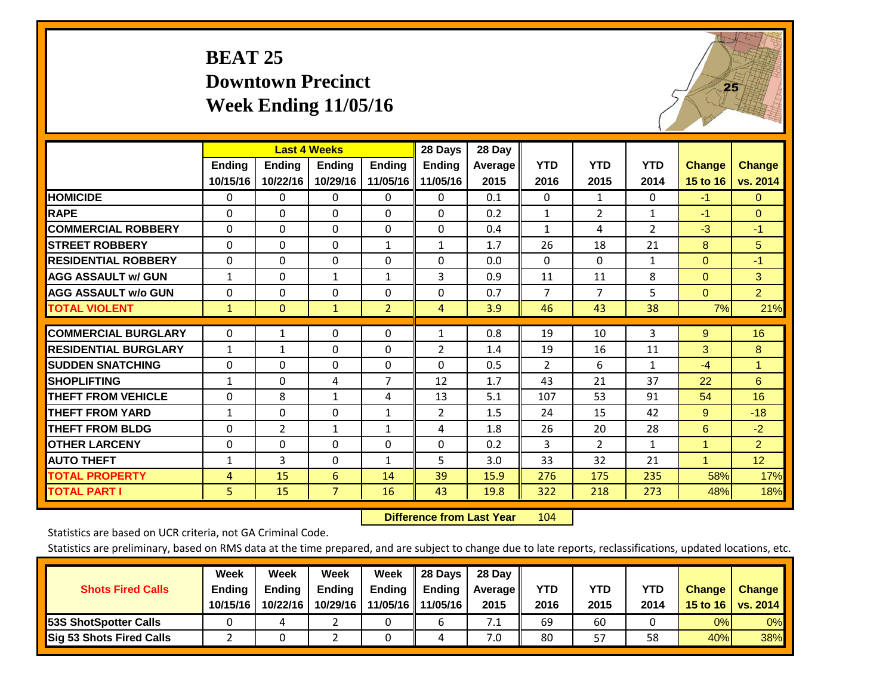# BEAT 25
## Downtown Precinct
## Week Ending 11/05/16

| | Last 4 Weeks | | | | 28 Days | 28 Day | | | | | |
|---|---|---|---|---|---|---|---|---|---|---|---|
| | Ending 10/15/16 | Ending 10/22/16 | Ending 10/29/16 | Ending 11/05/16 | Ending 11/05/16 | Average 2015 | YTD 2016 | YTD 2015 | YTD 2014 | Change 15 to 16 | Change vs. 2014 |
| **HOMICIDE** | 0 | 0 | 0 | 0 | 0 | 0.1 | 0 | 1 | 0 | -1 | 0 |
| **RAPE** | 0 | 0 | 0 | 0 | 0 | 0.2 | 1 | 2 | 1 | -1 | 0 |
| **COMMERCIAL ROBBERY** | 0 | 0 | 0 | 0 | 0 | 0.4 | 1 | 4 | 2 | -3 | -1 |
| **STREET ROBBERY** | 0 | 0 | 0 | 1 | 1 | 1.7 | 26 | 18 | 21 | 8 | 5 |
| **RESIDENTIAL ROBBERY** | 0 | 0 | 0 | 0 | 0 | 0.0 | 0 | 0 | 1 | 0 | -1 |
| **AGG ASSAULT w/ GUN** | 1 | 0 | 1 | 1 | 3 | 0.9 | 11 | 11 | 8 | 0 | 3 |
| **AGG ASSAULT w/o GUN** | 0 | 0 | 0 | 0 | 0 | 0.7 | 7 | 7 | 5 | 0 | 2 |
| **TOTAL VIOLENT** | 1 | 0 | 1 | 2 | 4 | 3.9 | 46 | 43 | 38 | 7% | 21% |
| **COMMERCIAL BURGLARY** | 0 | 1 | 0 | 0 | 1 | 0.8 | 19 | 10 | 3 | 9 | 16 |
| **RESIDENTIAL BURGLARY** | 1 | 1 | 0 | 0 | 2 | 1.4 | 19 | 16 | 11 | 3 | 8 |
| **SUDDEN SNATCHING** | 0 | 0 | 0 | 0 | 0 | 0.5 | 2 | 6 | 1 | -4 | 1 |
| **SHOPLIFTING** | 1 | 0 | 4 | 7 | 12 | 1.7 | 43 | 21 | 37 | 22 | 6 |
| **THEFT FROM VEHICLE** | 0 | 8 | 1 | 4 | 13 | 5.1 | 107 | 53 | 91 | 54 | 16 |
| **THEFT FROM YARD** | 1 | 0 | 0 | 1 | 2 | 1.5 | 24 | 15 | 42 | 9 | -18 |
| **THEFT FROM BLDG** | 0 | 2 | 1 | 1 | 4 | 1.8 | 26 | 20 | 28 | 6 | -2 |
| **OTHER LARCENY** | 0 | 0 | 0 | 0 | 0 | 0.2 | 3 | 2 | 1 | 1 | 2 |
| **AUTO THEFT** | 1 | 3 | 0 | 1 | 5 | 3.0 | 33 | 32 | 21 | 1 | 12 |
| **TOTAL PROPERTY** | 4 | 15 | 6 | 14 | 39 | 15.9 | 276 | 175 | 235 | 58% | 17% |
| **TOTAL PART I** | 5 | 15 | 7 | 16 | 43 | 19.8 | 322 | 218 | 273 | 48% | 18% |

**Difference from Last Year** 104

Statistics are based on UCR criteria, not GA Criminal Code.

Statistics are preliminary, based on RMS data at the time prepared, and are subject to change due to late reports, reclassifications, updated locations, etc.

| Shots Fired Calls | Week Ending 10/15/16 | Week Ending 10/22/16 | Week Ending 10/29/16 | Week Ending 11/05/16 | 28 Days Ending 11/05/16 | 28 Day Average 2015 | YTD 2016 | YTD 2015 | YTD 2014 | Change 15 to 16 | Change vs. 2014 |
|---|---|---|---|---|---|---|---|---|---|---|---|
| **53S ShotSpotter Calls** | 0 | 4 | 2 | 0 | 6 | 7.1 | 69 | 60 | 0 | 0% | 0% |
| **Sig 53 Shots Fired Calls** | 2 | 0 | 2 | 0 | 4 | 7.0 | 80 | 57 | 58 | 40% | 38% |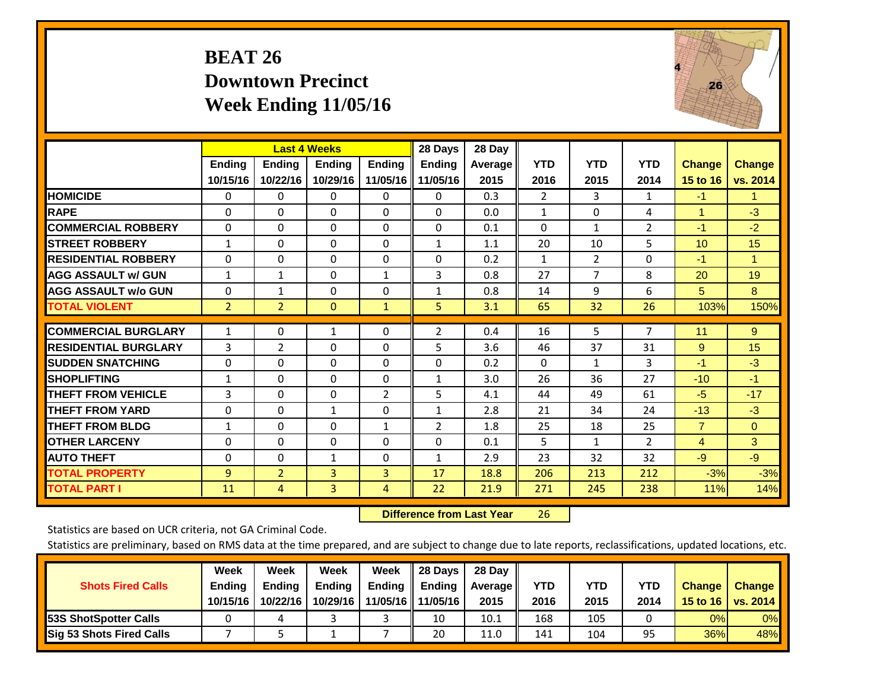# BEAT 26
## Downtown Precinct
## Week Ending 11/05/16

| | Last 4 Weeks | | | | 28 Days | 28 Day | | | | | |
|---|---|---|---|---|---|---|---|---|---|---|---|
| | Ending 10/15/16 | Ending 10/22/16 | Ending 10/29/16 | Ending 11/05/16 | Ending 11/05/16 | Average 2015 | YTD 2016 | YTD 2015 | YTD 2014 | Change 15 to 16 | Change vs. 2014 |
| **HOMICIDE** | 0 | 0 | 0 | 0 | 0 | 0.3 | 2 | 3 | 1 | -1 | 1 |
| **RAPE** | 0 | 0 | 0 | 0 | 0 | 0.0 | 1 | 0 | 4 | 1 | -3 |
| **COMMERCIAL ROBBERY** | 0 | 0 | 0 | 0 | 0 | 0.1 | 0 | 1 | 2 | -1 | -2 |
| **STREET ROBBERY** | 1 | 0 | 0 | 0 | 1 | 1.1 | 20 | 10 | 5 | 10 | 15 |
| **RESIDENTIAL ROBBERY** | 0 | 0 | 0 | 0 | 0 | 0.2 | 1 | 2 | 0 | -1 | 1 |
| **AGG ASSAULT w/ GUN** | 1 | 1 | 0 | 1 | 3 | 0.8 | 27 | 7 | 8 | 20 | 19 |
| **AGG ASSAULT w/o GUN** | 0 | 1 | 0 | 0 | 1 | 0.8 | 14 | 9 | 6 | 5 | 8 |
| **TOTAL VIOLENT** | 2 | 2 | 0 | 1 | 5 | 3.1 | 65 | 32 | 26 | 103% | 150% |
| **COMMERCIAL BURGLARY** | 1 | 0 | 1 | 0 | 2 | 0.4 | 16 | 5 | 7 | 11 | 9 |
| **RESIDENTIAL BURGLARY** | 3 | 2 | 0 | 0 | 5 | 3.6 | 46 | 37 | 31 | 9 | 15 |
| **SUDDEN SNATCHING** | 0 | 0 | 0 | 0 | 0 | 0.2 | 0 | 1 | 3 | -1 | -3 |
| **SHOPLIFTING** | 1 | 0 | 0 | 0 | 1 | 3.0 | 26 | 36 | 27 | -10 | -1 |
| **THEFT FROM VEHICLE** | 3 | 0 | 0 | 2 | 5 | 4.1 | 44 | 49 | 61 | -5 | -17 |
| **THEFT FROM YARD** | 0 | 0 | 1 | 0 | 1 | 2.8 | 21 | 34 | 24 | -13 | -3 |
| **THEFT FROM BLDG** | 1 | 0 | 0 | 1 | 2 | 1.8 | 25 | 18 | 25 | 7 | 0 |
| **OTHER LARCENY** | 0 | 0 | 0 | 0 | 0 | 0.1 | 5 | 1 | 2 | 4 | 3 |
| **AUTO THEFT** | 0 | 0 | 1 | 0 | 1 | 2.9 | 23 | 32 | 32 | -9 | -9 |
| **TOTAL PROPERTY** | 9 | 2 | 3 | 3 | 17 | 18.8 | 206 | 213 | 212 | -3% | -3% |
| **TOTAL PART I** | 11 | 4 | 3 | 4 | 22 | 21.9 | 271 | 245 | 238 | 11% | 14% |

**Difference from Last Year** 26

Statistics are based on UCR criteria, not GA Criminal Code.

Statistics are preliminary, based on RMS data at the time prepared, and are subject to change due to late reports, reclassifications, updated locations, etc.

| Shots Fired Calls | Week Ending 10/15/16 | Week Ending 10/22/16 | Week Ending 10/29/16 | Week Ending 11/05/16 | 28 Days Ending 11/05/16 | 28 Day Average 2015 | YTD 2016 | YTD 2015 | YTD 2014 | Change 15 to 16 | Change vs. 2014 |
|---|---|---|---|---|---|---|---|---|---|---|---|
| **53S ShotSpotter Calls** | 0 | 4 | 3 | 3 | 10 | 10.1 | 168 | 105 | 0 | 0% | 0% |
| **Sig 53 Shots Fired Calls** | 7 | 5 | 1 | 7 | 20 | 11.0 | 141 | 104 | 95 | 36% | 48% |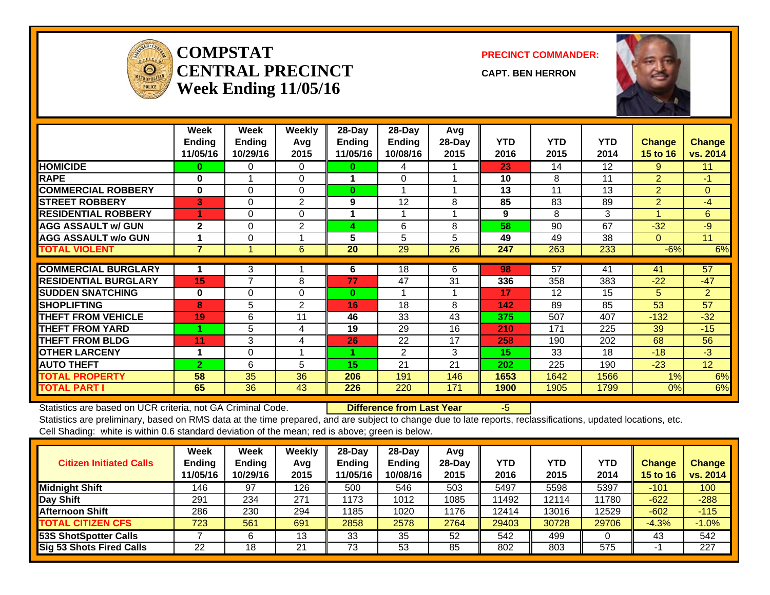# COMPSTAT
# CENTRAL PRECINCT
## Week Ending 11/05/16

**PRECINCT COMMANDER:**

**CAPT. BEN HERRON**

| | Week Ending 11/05/16 | Week Ending 10/29/16 | Weekly Avg 2015 | 28-Day Ending 11/05/16 | 28-Day Ending 10/08/16 | Avg 28-Day 2015 | YTD 2016 | YTD 2015 | YTD 2014 | Change 15 to 16 | Change vs. 2014 |
|---|---|---|---|---|---|---|---|---|---|---|---|
| HOMICIDE | 0 | 0 | 0 | 0 | 4 | 1 | 23 | 14 | 12 | 9 | 11 |
| RAPE | 0 | 1 | 0 | 1 | 0 | 1 | 10 | 8 | 11 | 2 | -1 |
| COMMERCIAL ROBBERY | 0 | 0 | 0 | 0 | 1 | 1 | 13 | 11 | 13 | 2 | 0 |
| STREET ROBBERY | 3 | 0 | 2 | 9 | 12 | 8 | 85 | 83 | 89 | 2 | -4 |
| RESIDENTIAL ROBBERY | 1 | 0 | 0 | 1 | 1 | 1 | 9 | 8 | 3 | 1 | 6 |
| AGG ASSAULT w/ GUN | 2 | 0 | 2 | 4 | 6 | 8 | 58 | 90 | 67 | -32 | -9 |
| AGG ASSAULT w/o GUN | 1 | 0 | 1 | 5 | 5 | 5 | 49 | 49 | 38 | 0 | 11 |
| TOTAL VIOLENT | 7 | 1 | 6 | 20 | 29 | 26 | 247 | 263 | 233 | -6% | 6% |
| COMMERCIAL BURGLARY | 1 | 3 | 1 | 6 | 18 | 6 | 98 | 57 | 41 | 41 | 57 |
| RESIDENTIAL BURGLARY | 15 | 7 | 8 | 77 | 47 | 31 | 336 | 358 | 383 | -22 | -47 |
| SUDDEN SNATCHING | 0 | 0 | 0 | 0 | 1 | 1 | 17 | 12 | 15 | 5 | 2 |
| SHOPLIFTING | 8 | 5 | 2 | 16 | 18 | 8 | 142 | 89 | 85 | 53 | 57 |
| THEFT FROM VEHICLE | 19 | 6 | 11 | 46 | 33 | 43 | 375 | 507 | 407 | -132 | -32 |
| THEFT FROM YARD | 1 | 5 | 4 | 19 | 29 | 16 | 210 | 171 | 225 | 39 | -15 |
| THEFT FROM BLDG | 11 | 3 | 4 | 26 | 22 | 17 | 258 | 190 | 202 | 68 | 56 |
| OTHER LARCENY | 1 | 0 | 1 | 1 | 2 | 3 | 15 | 33 | 18 | -18 | -3 |
| AUTO THEFT | 2 | 6 | 5 | 15 | 21 | 21 | 202 | 225 | 190 | -23 | 12 |
| TOTAL PROPERTY | 58 | 35 | 36 | 206 | 191 | 146 | 1653 | 1642 | 1566 | 1% | 6% |
| TOTAL PART I | 65 | 36 | 43 | 226 | 220 | 171 | 1900 | 1905 | 1799 | 0% | 6% |

Statistics are based on UCR criteria, not GA Criminal Code. **Difference from Last Year** -5

Statistics are preliminary, based on RMS data at the time prepared, and are subject to change due to late reports, reclassifications, updated locations, etc.

Cell Shading: white is within 0.6 standard deviation of the mean; red is above; green is below.

| Citizen Initiated Calls | Week Ending 11/05/16 | Week Ending 10/29/16 | Weekly Avg 2015 | 28-Day Ending 11/05/16 | 28-Day Ending 10/08/16 | Avg 28-Day 2015 | YTD 2016 | YTD 2015 | YTD 2014 | Change 15 to 16 | Change vs. 2014 |
|---|---|---|---|---|---|---|---|---|---|---|---|
| Midnight Shift | 146 | 97 | 126 | 500 | 546 | 503 | 5497 | 5598 | 5397 | -101 | 100 |
| Day Shift | 291 | 234 | 271 | 1173 | 1012 | 1085 | 11492 | 12114 | 11780 | -622 | -288 |
| Afternoon Shift | 286 | 230 | 294 | 1185 | 1020 | 1176 | 12414 | 13016 | 12529 | -602 | -115 |
| TOTAL CITIZEN CFS | 723 | 561 | 691 | 2858 | 2578 | 2764 | 29403 | 30728 | 29706 | -4.3% | -1.0% |
| 53S ShotSpotter Calls | 7 | 6 | 13 | 33 | 35 | 52 | 542 | 499 | 0 | 43 | 542 |
| Sig 53 Shots Fired Calls | 22 | 18 | 21 | 73 | 53 | 85 | 802 | 803 | 575 | -1 | 227 |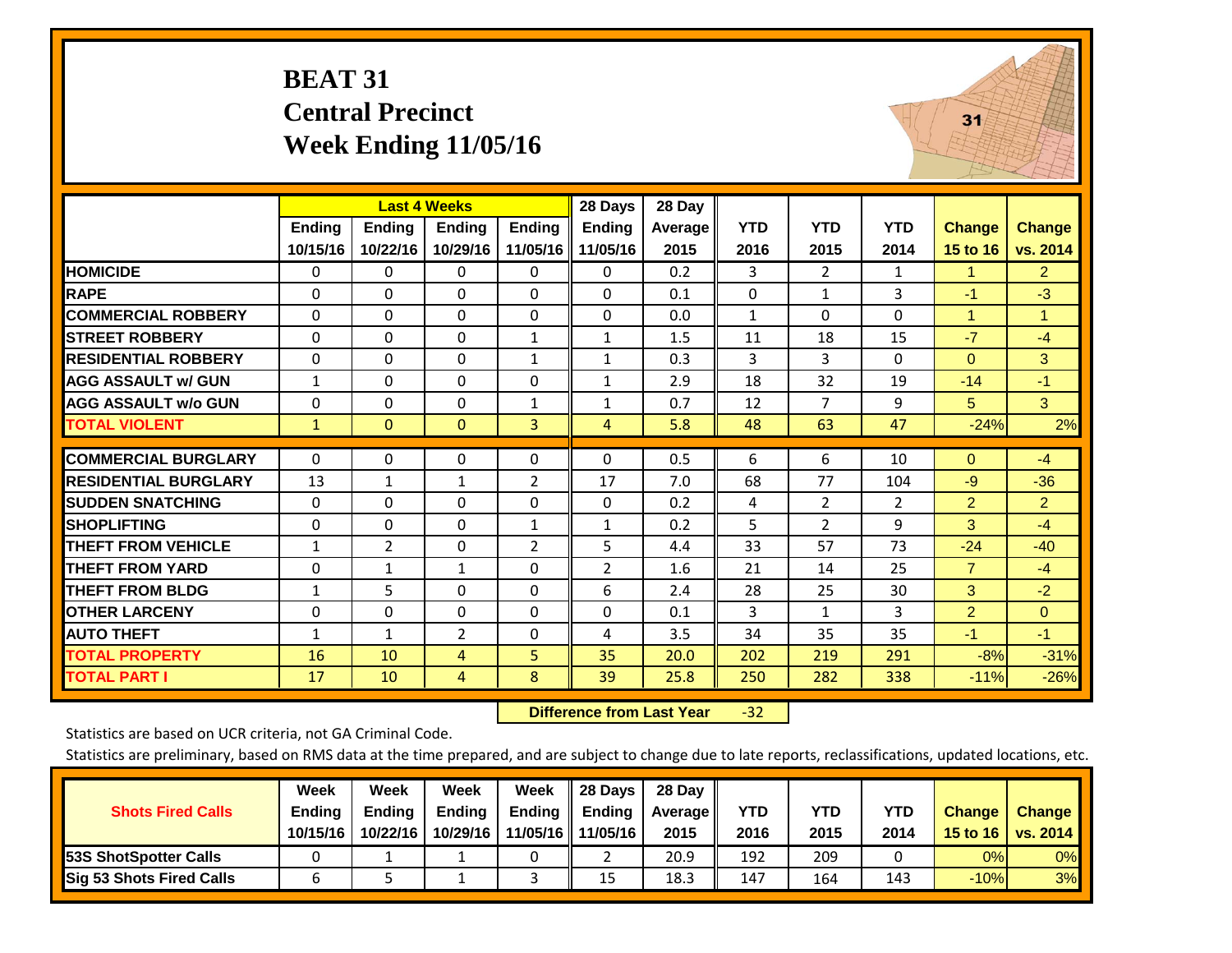# BEAT 31
## Central Precinct
## Week Ending 11/05/16

| | Last 4 Weeks | | | | 28 Days | 28 Day | | | | | |
|---|---|---|---|---|---|---|---|---|---|---|---|
| | Ending 10/15/16 | Ending 10/22/16 | Ending 10/29/16 | Ending 11/05/16 | Ending 11/05/16 | Average 2015 | YTD 2016 | YTD 2015 | YTD 2014 | Change 15 to 16 | Change vs. 2014 |
| HOMICIDE | 0 | 0 | 0 | 0 | 0 | 0.2 | 3 | 2 | 1 | 1 | 2 |
| RAPE | 0 | 0 | 0 | 0 | 0 | 0.1 | 0 | 1 | 3 | -1 | -3 |
| COMMERCIAL ROBBERY | 0 | 0 | 0 | 0 | 0 | 0.0 | 1 | 0 | 0 | 1 | 1 |
| STREET ROBBERY | 0 | 0 | 0 | 1 | 1 | 1.5 | 11 | 18 | 15 | -7 | -4 |
| RESIDENTIAL ROBBERY | 0 | 0 | 0 | 1 | 1 | 0.3 | 3 | 3 | 0 | 0 | 3 |
| AGG ASSAULT w/ GUN | 1 | 0 | 0 | 0 | 1 | 2.9 | 18 | 32 | 19 | -14 | -1 |
| AGG ASSAULT w/o GUN | 0 | 0 | 0 | 1 | 1 | 0.7 | 12 | 7 | 9 | 5 | 3 |
| TOTAL VIOLENT | 1 | 0 | 0 | 3 | 4 | 5.8 | 48 | 63 | 47 | -24% | 2% |
| COMMERCIAL BURGLARY | 0 | 0 | 0 | 0 | 0 | 0.5 | 6 | 6 | 10 | 0 | -4 |
| RESIDENTIAL BURGLARY | 13 | 1 | 1 | 2 | 17 | 7.0 | 68 | 77 | 104 | -9 | -36 |
| SUDDEN SNATCHING | 0 | 0 | 0 | 0 | 0 | 0.2 | 4 | 2 | 2 | 2 | 2 |
| SHOPLIFTING | 0 | 0 | 0 | 1 | 1 | 0.2 | 5 | 2 | 9 | 3 | -4 |
| THEFT FROM VEHICLE | 1 | 2 | 0 | 2 | 5 | 4.4 | 33 | 57 | 73 | -24 | -40 |
| THEFT FROM YARD | 0 | 1 | 1 | 0 | 2 | 1.6 | 21 | 14 | 25 | 7 | -4 |
| THEFT FROM BLDG | 1 | 5 | 0 | 0 | 6 | 2.4 | 28 | 25 | 30 | 3 | -2 |
| OTHER LARCENY | 0 | 0 | 0 | 0 | 0 | 0.1 | 3 | 1 | 3 | 2 | 0 |
| AUTO THEFT | 1 | 1 | 2 | 0 | 4 | 3.5 | 34 | 35 | 35 | -1 | -1 |
| TOTAL PROPERTY | 16 | 10 | 4 | 5 | 35 | 20.0 | 202 | 219 | 291 | -8% | -31% |
| TOTAL PART I | 17 | 10 | 4 | 8 | 39 | 25.8 | 250 | 282 | 338 | -11% | -26% |

**Difference from Last Year** -32

Statistics are based on UCR criteria, not GA Criminal Code.

Statistics are preliminary, based on RMS data at the time prepared, and are subject to change due to late reports, reclassifications, updated locations, etc.

| Shots Fired Calls | Week Ending 10/15/16 | Week Ending 10/22/16 | Week Ending 10/29/16 | Week Ending 11/05/16 | 28 Days Ending 11/05/16 | 28 Day Average 2015 | YTD 2016 | YTD 2015 | YTD 2014 | Change 15 to 16 | Change vs. 2014 |
|---|---|---|---|---|---|---|---|---|---|---|---|
| 53S ShotSpotter Calls | 0 | 1 | 1 | 0 | 2 | 20.9 | 192 | 209 | 0 | 0% | 0% |
| Sig 53 Shots Fired Calls | 6 | 5 | 1 | 3 | 15 | 18.3 | 147 | 164 | 143 | -10% | 3% |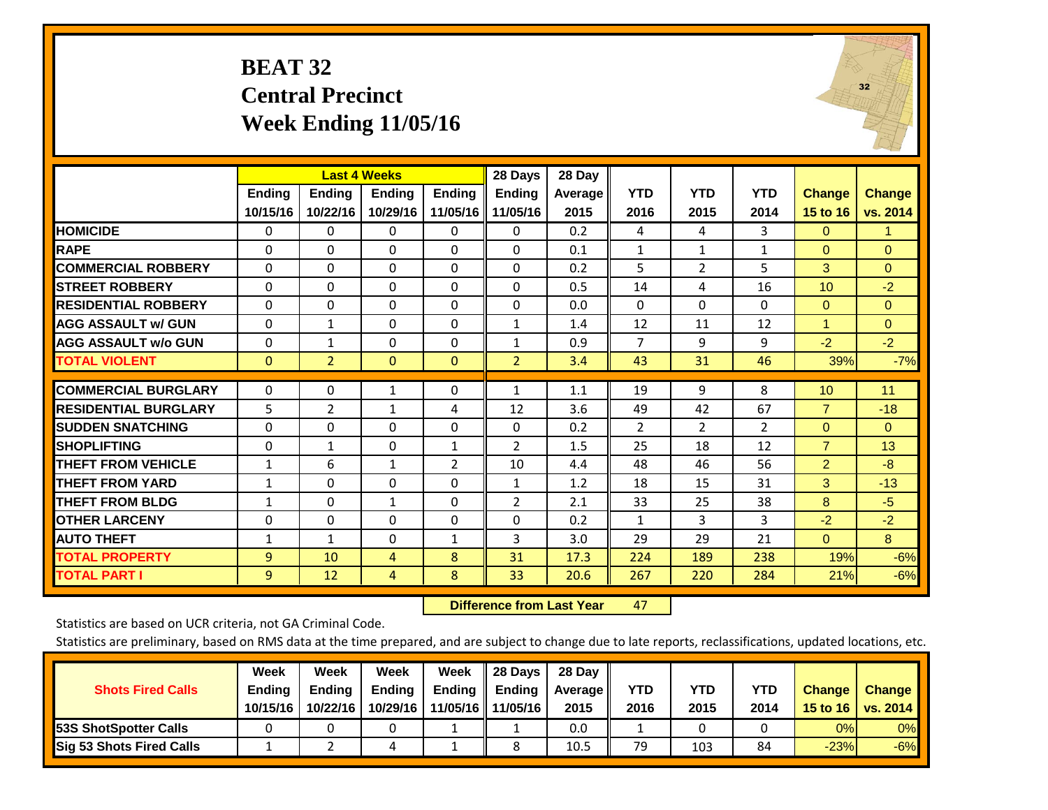# BEAT 32
# Central Precinct
# Week Ending 11/05/16

| | Last 4 Weeks | | | | 28 Days | 28 Day | | | | | |
|---|---|---|---|---|---|---|---|---|---|---|---|
| | Ending 10/15/16 | Ending 10/22/16 | Ending 10/29/16 | Ending 11/05/16 | Ending 11/05/16 | Average 2015 | YTD 2016 | YTD 2015 | YTD 2014 | Change 15 to 16 | Change vs. 2014 |
| **HOMICIDE** | 0 | 0 | 0 | 0 | 0 | 0.2 | 4 | 4 | 3 | 0 | 1 |
| **RAPE** | 0 | 0 | 0 | 0 | 0 | 0.1 | 1 | 1 | 1 | 0 | 0 |
| **COMMERCIAL ROBBERY** | 0 | 0 | 0 | 0 | 0 | 0.2 | 5 | 2 | 5 | 3 | 0 |
| **STREET ROBBERY** | 0 | 0 | 0 | 0 | 0 | 0.5 | 14 | 4 | 16 | 10 | -2 |
| **RESIDENTIAL ROBBERY** | 0 | 0 | 0 | 0 | 0 | 0.0 | 0 | 0 | 0 | 0 | 0 |
| **AGG ASSAULT w/ GUN** | 0 | 1 | 0 | 0 | 1 | 1.4 | 12 | 11 | 12 | 1 | 0 |
| **AGG ASSAULT w/o GUN** | 0 | 1 | 0 | 0 | 1 | 0.9 | 7 | 9 | 9 | -2 | -2 |
| **TOTAL VIOLENT** | 0 | 2 | 0 | 0 | 2 | 3.4 | 43 | 31 | 46 | 39% | -7% |
| **COMMERCIAL BURGLARY** | 0 | 0 | 1 | 0 | 1 | 1.1 | 19 | 9 | 8 | 10 | 11 |
| **RESIDENTIAL BURGLARY** | 5 | 2 | 1 | 4 | 12 | 3.6 | 49 | 42 | 67 | 7 | -18 |
| **SUDDEN SNATCHING** | 0 | 0 | 0 | 0 | 0 | 0.2 | 2 | 2 | 2 | 0 | 0 |
| **SHOPLIFTING** | 0 | 1 | 0 | 1 | 2 | 1.5 | 25 | 18 | 12 | 7 | 13 |
| **THEFT FROM VEHICLE** | 1 | 6 | 1 | 2 | 10 | 4.4 | 48 | 46 | 56 | 2 | -8 |
| **THEFT FROM YARD** | 1 | 0 | 0 | 0 | 1 | 1.2 | 18 | 15 | 31 | 3 | -13 |
| **THEFT FROM BLDG** | 1 | 0 | 1 | 0 | 2 | 2.1 | 33 | 25 | 38 | 8 | -5 |
| **OTHER LARCENY** | 0 | 0 | 0 | 0 | 0 | 0.2 | 1 | 3 | 3 | -2 | -2 |
| **AUTO THEFT** | 1 | 1 | 0 | 1 | 3 | 3.0 | 29 | 29 | 21 | 0 | 8 |
| **TOTAL PROPERTY** | 9 | 10 | 4 | 8 | 31 | 17.3 | 224 | 189 | 238 | 19% | -6% |
| **TOTAL PART I** | 9 | 12 | 4 | 8 | 33 | 20.6 | 267 | 220 | 284 | 21% | -6% |

**Difference from Last Year** 47

Statistics are based on UCR criteria, not GA Criminal Code.

Statistics are preliminary, based on RMS data at the time prepared, and are subject to change due to late reports, reclassifications, updated locations, etc.

| Shots Fired Calls | Week Ending 10/15/16 | Week Ending 10/22/16 | Week Ending 10/29/16 | Week Ending 11/05/16 | 28 Days Ending 11/05/16 | 28 Day Average 2015 | YTD 2016 | YTD 2015 | YTD 2014 | Change 15 to 16 | Change vs. 2014 |
|---|---|---|---|---|---|---|---|---|---|---|---|
| **53S ShotSpotter Calls** | 0 | 0 | 0 | 1 | 1 | 0.0 | 1 | 0 | 0 | 0% | 0% |
| **Sig 53 Shots Fired Calls** | 1 | 2 | 4 | 1 | 8 | 10.5 | 79 | 103 | 84 | -23% | -6% |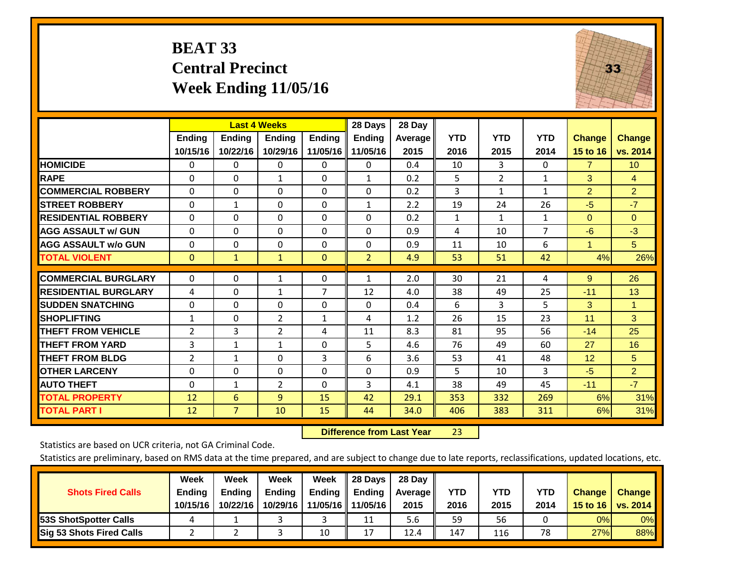# BEAT 33
## Central Precinct
## Week Ending 11/05/16

| | Last 4 Weeks | | | | 28 Days | 28 Day | | | | | |
|---|---|---|---|---|---|---|---|---|---|---|---|
| | Ending 10/15/16 | Ending 10/22/16 | Ending 10/29/16 | Ending 11/05/16 | Ending 11/05/16 | Average 2015 | YTD 2016 | YTD 2015 | YTD 2014 | Change 15 to 16 | Change vs. 2014 |
| HOMICIDE | 0 | 0 | 0 | 0 | 0 | 0.4 | 10 | 3 | 0 | 7 | 10 |
| RAPE | 0 | 0 | 1 | 0 | 1 | 0.2 | 5 | 2 | 1 | 3 | 4 |
| COMMERCIAL ROBBERY | 0 | 0 | 0 | 0 | 0 | 0.2 | 3 | 1 | 1 | 2 | 2 |
| STREET ROBBERY | 0 | 1 | 0 | 0 | 1 | 2.2 | 19 | 24 | 26 | -5 | -7 |
| RESIDENTIAL ROBBERY | 0 | 0 | 0 | 0 | 0 | 0.2 | 1 | 1 | 1 | 0 | 0 |
| AGG ASSAULT w/ GUN | 0 | 0 | 0 | 0 | 0 | 0.9 | 4 | 10 | 7 | -6 | -3 |
| AGG ASSAULT w/o GUN | 0 | 0 | 0 | 0 | 0 | 0.9 | 11 | 10 | 6 | 1 | 5 |
| TOTAL VIOLENT | 0 | 1 | 1 | 0 | 2 | 4.9 | 53 | 51 | 42 | 4% | 26% |
| COMMERCIAL BURGLARY | 0 | 0 | 1 | 0 | 1 | 2.0 | 30 | 21 | 4 | 9 | 26 |
| RESIDENTIAL BURGLARY | 4 | 0 | 1 | 7 | 12 | 4.0 | 38 | 49 | 25 | -11 | 13 |
| SUDDEN SNATCHING | 0 | 0 | 0 | 0 | 0 | 0.4 | 6 | 3 | 5 | 3 | 1 |
| SHOPLIFTING | 1 | 0 | 2 | 1 | 4 | 1.2 | 26 | 15 | 23 | 11 | 3 |
| THEFT FROM VEHICLE | 2 | 3 | 2 | 4 | 11 | 8.3 | 81 | 95 | 56 | -14 | 25 |
| THEFT FROM YARD | 3 | 1 | 1 | 0 | 5 | 4.6 | 76 | 49 | 60 | 27 | 16 |
| THEFT FROM BLDG | 2 | 1 | 0 | 3 | 6 | 3.6 | 53 | 41 | 48 | 12 | 5 |
| OTHER LARCENY | 0 | 0 | 0 | 0 | 0 | 0.9 | 5 | 10 | 3 | -5 | 2 |
| AUTO THEFT | 0 | 1 | 2 | 0 | 3 | 4.1 | 38 | 49 | 45 | -11 | -7 |
| TOTAL PROPERTY | 12 | 6 | 9 | 15 | 42 | 29.1 | 353 | 332 | 269 | 6% | 31% |
| TOTAL PART I | 12 | 7 | 10 | 15 | 44 | 34.0 | 406 | 383 | 311 | 6% | 31% |

**Difference from Last Year** 23

Statistics are based on UCR criteria, not GA Criminal Code.

Statistics are preliminary, based on RMS data at the time prepared, and are subject to change due to late reports, reclassifications, updated locations, etc.

| Shots Fired Calls | Week Ending 10/15/16 | Week Ending 10/22/16 | Week Ending 10/29/16 | Week Ending 11/05/16 | 28 Days Ending 11/05/16 | 28 Day Average 2015 | YTD 2016 | YTD 2015 | YTD 2014 | Change 15 to 16 | Change vs. 2014 |
|---|---|---|---|---|---|---|---|---|---|---|---|
| 53S ShotSpotter Calls | 4 | 1 | 3 | 3 | 11 | 5.6 | 59 | 56 | 0 | 0% | 0% |
| Sig 53 Shots Fired Calls | 2 | 2 | 3 | 10 | 17 | 12.4 | 147 | 116 | 78 | 27% | 88% |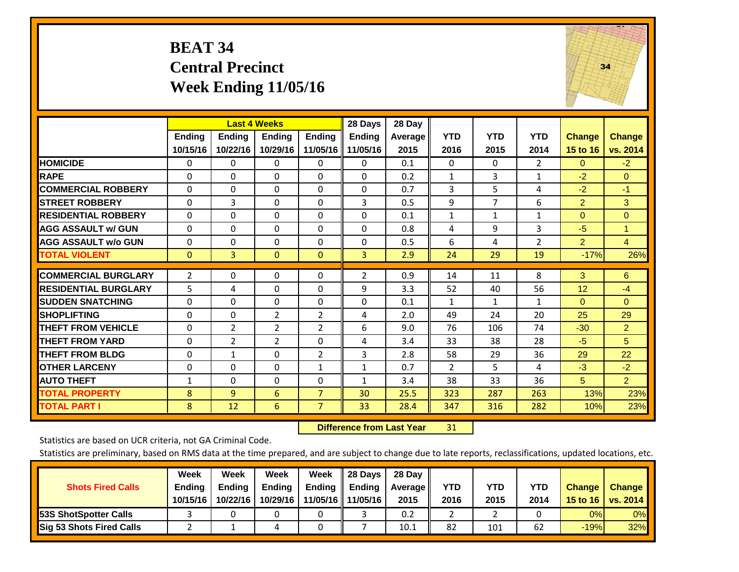# BEAT 34
## Central Precinct
## Week Ending 11/05/16

| | Last 4 Weeks | | | | 28 Days | 28 Day | | | | | |
|---|---|---|---|---|---|---|---|---|---|---|---|
| | Ending 10/15/16 | Ending 10/22/16 | Ending 10/29/16 | Ending 11/05/16 | Ending 11/05/16 | Average 2015 | YTD 2016 | YTD 2015 | YTD 2014 | Change 15 to 16 | Change vs. 2014 |
| HOMICIDE | 0 | 0 | 0 | 0 | 0 | 0.1 | 0 | 0 | 2 | 0 | -2 |
| RAPE | 0 | 0 | 0 | 0 | 0 | 0.2 | 1 | 3 | 1 | -2 | 0 |
| COMMERCIAL ROBBERY | 0 | 0 | 0 | 0 | 0 | 0.7 | 3 | 5 | 4 | -2 | -1 |
| STREET ROBBERY | 0 | 3 | 0 | 0 | 3 | 0.5 | 9 | 7 | 6 | 2 | 3 |
| RESIDENTIAL ROBBERY | 0 | 0 | 0 | 0 | 0 | 0.1 | 1 | 1 | 1 | 0 | 0 |
| AGG ASSAULT w/ GUN | 0 | 0 | 0 | 0 | 0 | 0.8 | 4 | 9 | 3 | -5 | 1 |
| AGG ASSAULT w/o GUN | 0 | 0 | 0 | 0 | 0 | 0.5 | 6 | 4 | 2 | 2 | 4 |
| TOTAL VIOLENT | 0 | 3 | 0 | 0 | 3 | 2.9 | 24 | 29 | 19 | -17% | 26% |
| COMMERCIAL BURGLARY | 2 | 0 | 0 | 0 | 2 | 0.9 | 14 | 11 | 8 | 3 | 6 |
| RESIDENTIAL BURGLARY | 5 | 4 | 0 | 0 | 9 | 3.3 | 52 | 40 | 56 | 12 | -4 |
| SUDDEN SNATCHING | 0 | 0 | 0 | 0 | 0 | 0.1 | 1 | 1 | 1 | 0 | 0 |
| SHOPLIFTING | 0 | 0 | 2 | 2 | 4 | 2.0 | 49 | 24 | 20 | 25 | 29 |
| THEFT FROM VEHICLE | 0 | 2 | 2 | 2 | 6 | 9.0 | 76 | 106 | 74 | -30 | 2 |
| THEFT FROM YARD | 0 | 2 | 2 | 0 | 4 | 3.4 | 33 | 38 | 28 | -5 | 5 |
| THEFT FROM BLDG | 0 | 1 | 0 | 2 | 3 | 2.8 | 58 | 29 | 36 | 29 | 22 |
| OTHER LARCENY | 0 | 0 | 0 | 1 | 1 | 0.7 | 2 | 5 | 4 | -3 | -2 |
| AUTO THEFT | 1 | 0 | 0 | 0 | 1 | 3.4 | 38 | 33 | 36 | 5 | 2 |
| TOTAL PROPERTY | 8 | 9 | 6 | 7 | 30 | 25.5 | 323 | 287 | 263 | 13% | 23% |
| TOTAL PART I | 8 | 12 | 6 | 7 | 33 | 28.4 | 347 | 316 | 282 | 10% | 23% |

**Difference from Last Year** 31

Statistics are based on UCR criteria, not GA Criminal Code.

Statistics are preliminary, based on RMS data at the time prepared, and are subject to change due to late reports, reclassifications, updated locations, etc.

| Shots Fired Calls | Week Ending 10/15/16 | Week Ending 10/22/16 | Week Ending 10/29/16 | Week Ending 11/05/16 | 28 Days Ending 11/05/16 | 28 Day Average 2015 | YTD 2016 | YTD 2015 | YTD 2014 | Change 15 to 16 | Change vs. 2014 |
|---|---|---|---|---|---|---|---|---|---|---|---|
| 53S ShotSpotter Calls | 3 | 0 | 0 | 0 | 3 | 0.2 | 2 | 2 | 0 | 0% | 0% |
| Sig 53 Shots Fired Calls | 2 | 1 | 4 | 0 | 7 | 10.1 | 82 | 101 | 62 | -19% | 32% |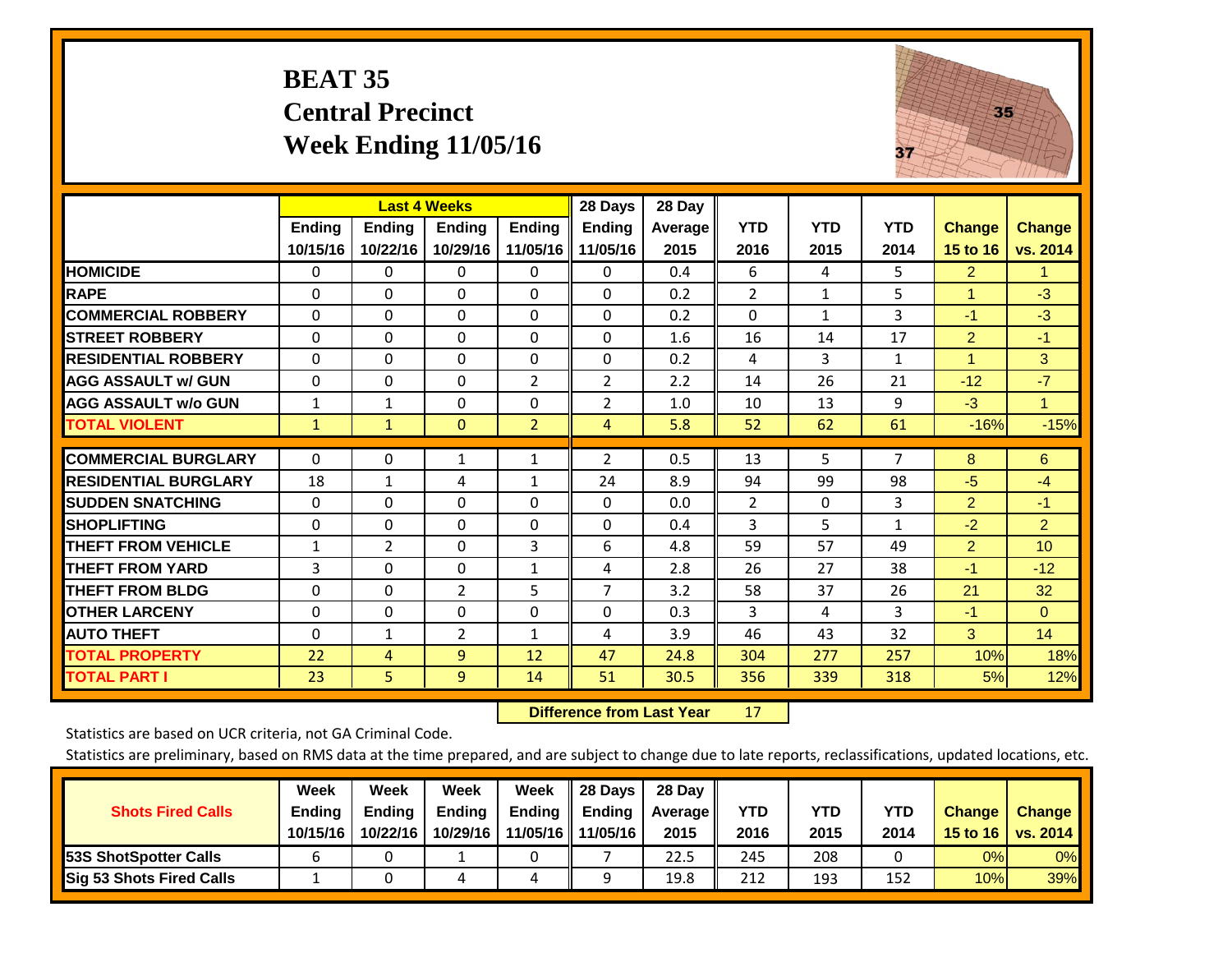# BEAT 35
## Central Precinct
## Week Ending 11/05/16

| | Last 4 Weeks | | | | 28 Days | 28 Day | | | | | |
|---|---|---|---|---|---|---|---|---|---|---|---|
| | Ending 10/15/16 | Ending 10/22/16 | Ending 10/29/16 | Ending 11/05/16 | Ending 11/05/16 | Average 2015 | YTD 2016 | YTD 2015 | YTD 2014 | Change 15 to 16 | Change vs. 2014 |
| HOMICIDE | 0 | 0 | 0 | 0 | 0 | 0.4 | 6 | 4 | 5 | 2 | 1 |
| RAPE | 0 | 0 | 0 | 0 | 0 | 0.2 | 2 | 1 | 5 | 1 | -3 |
| COMMERCIAL ROBBERY | 0 | 0 | 0 | 0 | 0 | 0.2 | 0 | 1 | 3 | -1 | -3 |
| STREET ROBBERY | 0 | 0 | 0 | 0 | 0 | 1.6 | 16 | 14 | 17 | 2 | -1 |
| RESIDENTIAL ROBBERY | 0 | 0 | 0 | 0 | 0 | 0.2 | 4 | 3 | 1 | 1 | 3 |
| AGG ASSAULT w/ GUN | 0 | 0 | 0 | 2 | 2 | 2.2 | 14 | 26 | 21 | -12 | -7 |
| AGG ASSAULT w/o GUN | 1 | 1 | 0 | 0 | 2 | 1.0 | 10 | 13 | 9 | -3 | 1 |
| TOTAL VIOLENT | 1 | 1 | 0 | 2 | 4 | 5.8 | 52 | 62 | 61 | -16% | -15% |
| COMMERCIAL BURGLARY | 0 | 0 | 1 | 1 | 2 | 0.5 | 13 | 5 | 7 | 8 | 6 |
| RESIDENTIAL BURGLARY | 18 | 1 | 4 | 1 | 24 | 8.9 | 94 | 99 | 98 | -5 | -4 |
| SUDDEN SNATCHING | 0 | 0 | 0 | 0 | 0 | 0.0 | 2 | 0 | 3 | 2 | -1 |
| SHOPLIFTING | 0 | 0 | 0 | 0 | 0 | 0.4 | 3 | 5 | 1 | -2 | 2 |
| THEFT FROM VEHICLE | 1 | 2 | 0 | 3 | 6 | 4.8 | 59 | 57 | 49 | 2 | 10 |
| THEFT FROM YARD | 3 | 0 | 0 | 1 | 4 | 2.8 | 26 | 27 | 38 | -1 | -12 |
| THEFT FROM BLDG | 0 | 0 | 2 | 5 | 7 | 3.2 | 58 | 37 | 26 | 21 | 32 |
| OTHER LARCENY | 0 | 0 | 0 | 0 | 0 | 0.3 | 3 | 4 | 3 | -1 | 0 |
| AUTO THEFT | 0 | 1 | 2 | 1 | 4 | 3.9 | 46 | 43 | 32 | 3 | 14 |
| TOTAL PROPERTY | 22 | 4 | 9 | 12 | 47 | 24.8 | 304 | 277 | 257 | 10% | 18% |
| TOTAL PART I | 23 | 5 | 9 | 14 | 51 | 30.5 | 356 | 339 | 318 | 5% | 12% |

**Difference from Last Year** 17

Statistics are based on UCR criteria, not GA Criminal Code.

Statistics are preliminary, based on RMS data at the time prepared, and are subject to change due to late reports, reclassifications, updated locations, etc.

| Shots Fired Calls | Week Ending 10/15/16 | Week Ending 10/22/16 | Week Ending 10/29/16 | Week Ending 11/05/16 | 28 Days Ending 11/05/16 | 28 Day Average 2015 | YTD 2016 | YTD 2015 | YTD 2014 | Change 15 to 16 | Change vs. 2014 |
|---|---|---|---|---|---|---|---|---|---|---|---|
| 53S ShotSpotter Calls | 6 | 0 | 1 | 0 | 7 | 22.5 | 245 | 208 | 0 | 0% | 0% |
| Sig 53 Shots Fired Calls | 1 | 0 | 4 | 4 | 9 | 19.8 | 212 | 193 | 152 | 10% | 39% |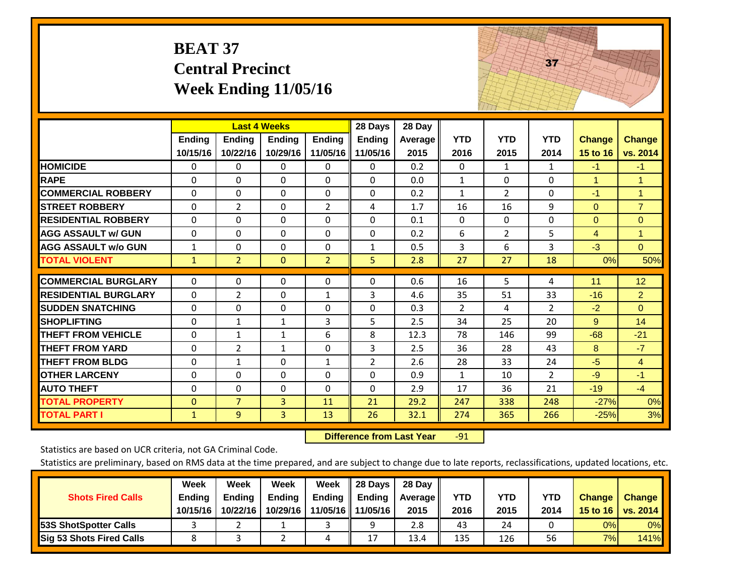# BEAT 37
## Central Precinct
## Week Ending 11/05/16

| | Last 4 Weeks | | | | 28 Days | 28 Day | | | | | |
|---|---|---|---|---|---|---|---|---|---|---|---|
| | Ending 10/15/16 | Ending 10/22/16 | Ending 10/29/16 | Ending 11/05/16 | Ending 11/05/16 | Average 2015 | YTD 2016 | YTD 2015 | YTD 2014 | Change 15 to 16 | Change vs. 2014 |
| HOMICIDE | 0 | 0 | 0 | 0 | 0 | 0.2 | 0 | 1 | 1 | -1 | -1 |
| RAPE | 0 | 0 | 0 | 0 | 0 | 0.0 | 1 | 0 | 0 | 1 | 1 |
| COMMERCIAL ROBBERY | 0 | 0 | 0 | 0 | 0 | 0.2 | 1 | 2 | 0 | -1 | 1 |
| STREET ROBBERY | 0 | 2 | 0 | 2 | 4 | 1.7 | 16 | 16 | 9 | 0 | 7 |
| RESIDENTIAL ROBBERY | 0 | 0 | 0 | 0 | 0 | 0.1 | 0 | 0 | 0 | 0 | 0 |
| AGG ASSAULT w/ GUN | 0 | 0 | 0 | 0 | 0 | 0.2 | 6 | 2 | 5 | 4 | 1 |
| AGG ASSAULT w/o GUN | 1 | 0 | 0 | 0 | 1 | 0.5 | 3 | 6 | 3 | -3 | 0 |
| TOTAL VIOLENT | 1 | 2 | 0 | 2 | 5 | 2.8 | 27 | 27 | 18 | 0% | 50% |
| COMMERCIAL BURGLARY | 0 | 0 | 0 | 0 | 0 | 0.6 | 16 | 5 | 4 | 11 | 12 |
| RESIDENTIAL BURGLARY | 0 | 2 | 0 | 1 | 3 | 4.6 | 35 | 51 | 33 | -16 | 2 |
| SUDDEN SNATCHING | 0 | 0 | 0 | 0 | 0 | 0.3 | 2 | 4 | 2 | -2 | 0 |
| SHOPLIFTING | 0 | 1 | 1 | 3 | 5 | 2.5 | 34 | 25 | 20 | 9 | 14 |
| THEFT FROM VEHICLE | 0 | 1 | 1 | 6 | 8 | 12.3 | 78 | 146 | 99 | -68 | -21 |
| THEFT FROM YARD | 0 | 2 | 1 | 0 | 3 | 2.5 | 36 | 28 | 43 | 8 | -7 |
| THEFT FROM BLDG | 0 | 1 | 0 | 1 | 2 | 2.6 | 28 | 33 | 24 | -5 | 4 |
| OTHER LARCENY | 0 | 0 | 0 | 0 | 0 | 0.9 | 1 | 10 | 2 | -9 | -1 |
| AUTO THEFT | 0 | 0 | 0 | 0 | 0 | 2.9 | 17 | 36 | 21 | -19 | -4 |
| TOTAL PROPERTY | 0 | 7 | 3 | 11 | 21 | 29.2 | 247 | 338 | 248 | -27% | 0% |
| TOTAL PART I | 1 | 9 | 3 | 13 | 26 | 32.1 | 274 | 365 | 266 | -25% | 3% |

**Difference from Last Year** -91

Statistics are based on UCR criteria, not GA Criminal Code.

Statistics are preliminary, based on RMS data at the time prepared, and are subject to change due to late reports, reclassifications, updated locations, etc.

| Shots Fired Calls | Week Ending 10/15/16 | Week Ending 10/22/16 | Week Ending 10/29/16 | Week Ending 11/05/16 | 28 Days Ending 11/05/16 | 28 Day Average 2015 | YTD 2016 | YTD 2015 | YTD 2014 | Change 15 to 16 | Change vs. 2014 |
|---|---|---|---|---|---|---|---|---|---|---|---|
| 53S ShotSpotter Calls | 3 | 2 | 1 | 3 | 9 | 2.8 | 43 | 24 | 0 | 0% | 0% |
| Sig 53 Shots Fired Calls | 8 | 3 | 2 | 4 | 17 | 13.4 | 135 | 126 | 56 | 7% | 141% |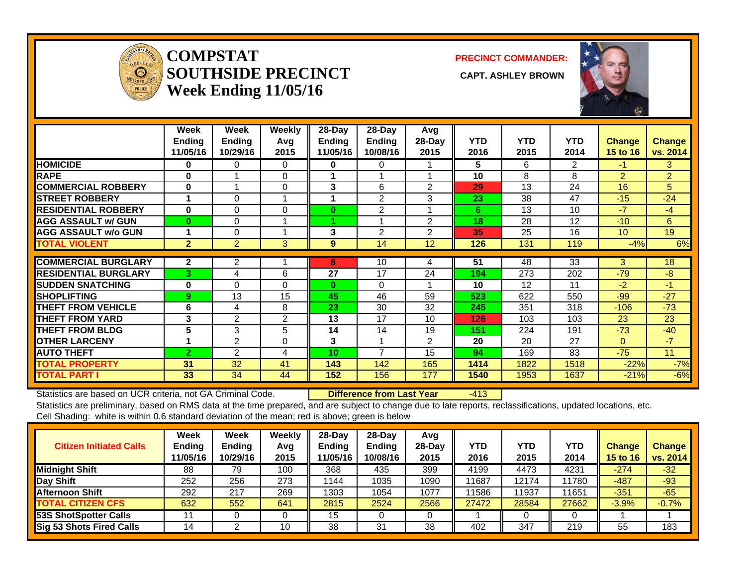# COMPSTAT SOUTHSIDE PRECINCT
## Week Ending 11/05/16

**PRECINCT COMMANDER:**
**CAPT. ASHLEY BROWN**

| | Week Ending 11/05/16 | Week Ending 10/29/16 | Weekly Avg 2015 | 28-Day Ending 11/05/16 | 28-Day Ending 10/08/16 | Avg 28-Day 2015 | YTD 2016 | YTD 2015 | YTD 2014 | Change 15 to 16 | Change vs. 2014 |
|---|---|---|---|---|---|---|---|---|---|---|---|
| HOMICIDE | 0 | 0 | 0 | 0 | 0 | 1 | 5 | 6 | 2 | -1 | 3 |
| RAPE | 0 | 1 | 0 | 1 | 1 | 1 | 10 | 8 | 8 | 2 | 2 |
| COMMERCIAL ROBBERY | 0 | 1 | 0 | 3 | 6 | 2 | 29 | 13 | 24 | 16 | 5 |
| STREET ROBBERY | 1 | 0 | 1 | 1 | 2 | 3 | 23 | 38 | 47 | -15 | -24 |
| RESIDENTIAL ROBBERY | 0 | 0 | 0 | 0 | 2 | 1 | 6 | 13 | 10 | -7 | -4 |
| AGG ASSAULT w/ GUN | 0 | 0 | 1 | 1 | 1 | 2 | 18 | 28 | 12 | -10 | 6 |
| AGG ASSAULT w/o GUN | 1 | 0 | 1 | 3 | 2 | 2 | 35 | 25 | 16 | 10 | 19 |
| TOTAL VIOLENT | 2 | 2 | 3 | 9 | 14 | 12 | 126 | 131 | 119 | -4% | 6% |
| COMMERCIAL BURGLARY | 2 | 2 | 1 | 8 | 10 | 4 | 51 | 48 | 33 | 3 | 18 |
| RESIDENTIAL BURGLARY | 3 | 4 | 6 | 27 | 17 | 24 | 194 | 273 | 202 | -79 | -8 |
| SUDDEN SNATCHING | 0 | 0 | 0 | 0 | 0 | 1 | 10 | 12 | 11 | -2 | -1 |
| SHOPLIFTING | 9 | 13 | 15 | 45 | 46 | 59 | 523 | 622 | 550 | -99 | -27 |
| THEFT FROM VEHICLE | 6 | 4 | 8 | 23 | 30 | 32 | 245 | 351 | 318 | -106 | -73 |
| THEFT FROM YARD | 3 | 2 | 2 | 13 | 17 | 10 | 126 | 103 | 103 | 23 | 23 |
| THEFT FROM BLDG | 5 | 3 | 5 | 14 | 14 | 19 | 151 | 224 | 191 | -73 | -40 |
| OTHER LARCENY | 1 | 2 | 0 | 3 | 1 | 2 | 20 | 20 | 27 | 0 | -7 |
| AUTO THEFT | 2 | 2 | 4 | 10 | 7 | 15 | 94 | 169 | 83 | -75 | 11 |
| TOTAL PROPERTY | 31 | 32 | 41 | 143 | 142 | 165 | 1414 | 1822 | 1518 | -22% | -7% |
| TOTAL PART I | 33 | 34 | 44 | 152 | 156 | 177 | 1540 | 1953 | 1637 | -21% | -6% |

Statistics are based on UCR criteria, not GA Criminal Code. **Difference from Last Year** -413

Statistics are preliminary, based on RMS data at the time prepared, and are subject to change due to late reports, reclassifications, updated locations, etc.

Cell Shading: white is within 0.6 standard deviation of the mean; red is above; green is below

| Citizen Initiated Calls | Week Ending 11/05/16 | Week Ending 10/29/16 | Weekly Avg 2015 | 28-Day Ending 11/05/16 | 28-Day Ending 10/08/16 | Avg 28-Day 2015 | YTD 2016 | YTD 2015 | YTD 2014 | Change 15 to 16 | Change vs. 2014 |
|---|---|---|---|---|---|---|---|---|---|---|---|
| Midnight Shift | 88 | 79 | 100 | 368 | 435 | 399 | 4199 | 4473 | 4231 | -274 | -32 |
| Day Shift | 252 | 256 | 273 | 1144 | 1035 | 1090 | 11687 | 12174 | 11780 | -487 | -93 |
| Afternoon Shift | 292 | 217 | 269 | 1303 | 1054 | 1077 | 11586 | 11937 | 11651 | -351 | -65 |
| TOTAL CITIZEN CFS | 632 | 552 | 641 | 2815 | 2524 | 2566 | 27472 | 28584 | 27662 | -3.9% | -0.7% |
| 53S ShotSpotter Calls | 11 | 0 | 0 | 15 | 0 | 0 | 1 | 0 | 0 | 1 | 1 |
| Sig 53 Shots Fired Calls | 14 | 2 | 10 | 38 | 31 | 38 | 402 | 347 | 219 | 55 | 183 |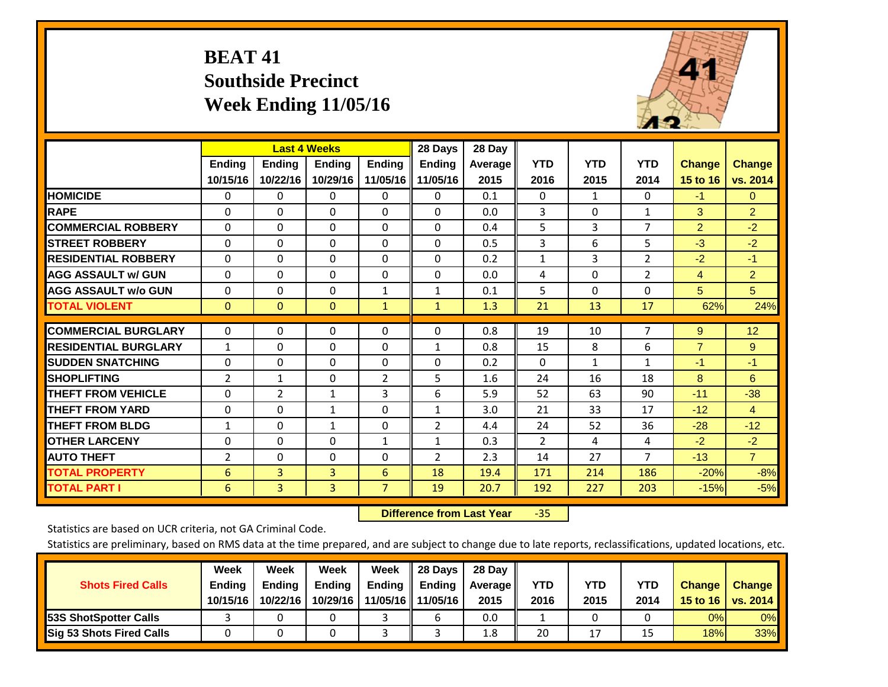# BEAT 41
## Southside Precinct
## Week Ending 11/05/16

| | Last 4 Weeks | | | | 28 Days | 28 Day | | | | | |
|---|---|---|---|---|---|---|---|---|---|---|---|
| | Ending 10/15/16 | Ending 10/22/16 | Ending 10/29/16 | Ending 11/05/16 | Ending 11/05/16 | Average 2015 | YTD 2016 | YTD 2015 | YTD 2014 | Change 15 to 16 | Change vs. 2014 |
| HOMICIDE | 0 | 0 | 0 | 0 | 0 | 0.1 | 0 | 1 | 0 | -1 | 0 |
| RAPE | 0 | 0 | 0 | 0 | 0 | 0.0 | 3 | 0 | 1 | 3 | 2 |
| COMMERCIAL ROBBERY | 0 | 0 | 0 | 0 | 0 | 0.4 | 5 | 3 | 7 | 2 | -2 |
| STREET ROBBERY | 0 | 0 | 0 | 0 | 0 | 0.5 | 3 | 6 | 5 | -3 | -2 |
| RESIDENTIAL ROBBERY | 0 | 0 | 0 | 0 | 0 | 0.2 | 1 | 3 | 2 | -2 | -1 |
| AGG ASSAULT w/ GUN | 0 | 0 | 0 | 0 | 0 | 0.0 | 4 | 0 | 2 | 4 | 2 |
| AGG ASSAULT w/o GUN | 0 | 0 | 0 | 1 | 1 | 0.1 | 5 | 0 | 0 | 5 | 5 |
| TOTAL VIOLENT | 0 | 0 | 0 | 1 | 1 | 1.3 | 21 | 13 | 17 | 62% | 24% |
| COMMERCIAL BURGLARY | 0 | 0 | 0 | 0 | 0 | 0.8 | 19 | 10 | 7 | 9 | 12 |
| RESIDENTIAL BURGLARY | 1 | 0 | 0 | 0 | 1 | 0.8 | 15 | 8 | 6 | 7 | 9 |
| SUDDEN SNATCHING | 0 | 0 | 0 | 0 | 0 | 0.2 | 0 | 1 | 1 | -1 | -1 |
| SHOPLIFTING | 2 | 1 | 0 | 2 | 5 | 1.6 | 24 | 16 | 18 | 8 | 6 |
| THEFT FROM VEHICLE | 0 | 2 | 1 | 3 | 6 | 5.9 | 52 | 63 | 90 | -11 | -38 |
| THEFT FROM YARD | 0 | 0 | 1 | 0 | 1 | 3.0 | 21 | 33 | 17 | -12 | 4 |
| THEFT FROM BLDG | 1 | 0 | 1 | 0 | 2 | 4.4 | 24 | 52 | 36 | -28 | -12 |
| OTHER LARCENY | 0 | 0 | 0 | 1 | 1 | 0.3 | 2 | 4 | 4 | -2 | -2 |
| AUTO THEFT | 2 | 0 | 0 | 0 | 2 | 2.3 | 14 | 27 | 7 | -13 | 7 |
| TOTAL PROPERTY | 6 | 3 | 3 | 6 | 18 | 19.4 | 171 | 214 | 186 | -20% | -8% |
| TOTAL PART I | 6 | 3 | 3 | 7 | 19 | 20.7 | 192 | 227 | 203 | -15% | -5% |

**Difference from Last Year** -35

Statistics are based on UCR criteria, not GA Criminal Code.

Statistics are preliminary, based on RMS data at the time prepared, and are subject to change due to late reports, reclassifications, updated locations, etc.

| Shots Fired Calls | Week Ending 10/15/16 | Week Ending 10/22/16 | Week Ending 10/29/16 | Week Ending 11/05/16 | 28 Days Ending 11/05/16 | 28 Day Average 2015 | YTD 2016 | YTD 2015 | YTD 2014 | Change 15 to 16 | Change vs. 2014 |
|---|---|---|---|---|---|---|---|---|---|---|---|
| 53S ShotSpotter Calls | 3 | 0 | 0 | 3 | 6 | 0.0 | 1 | 0 | 0 | 0% | 0% |
| Sig 53 Shots Fired Calls | 0 | 0 | 0 | 3 | 3 | 1.8 | 20 | 17 | 15 | 18% | 33% |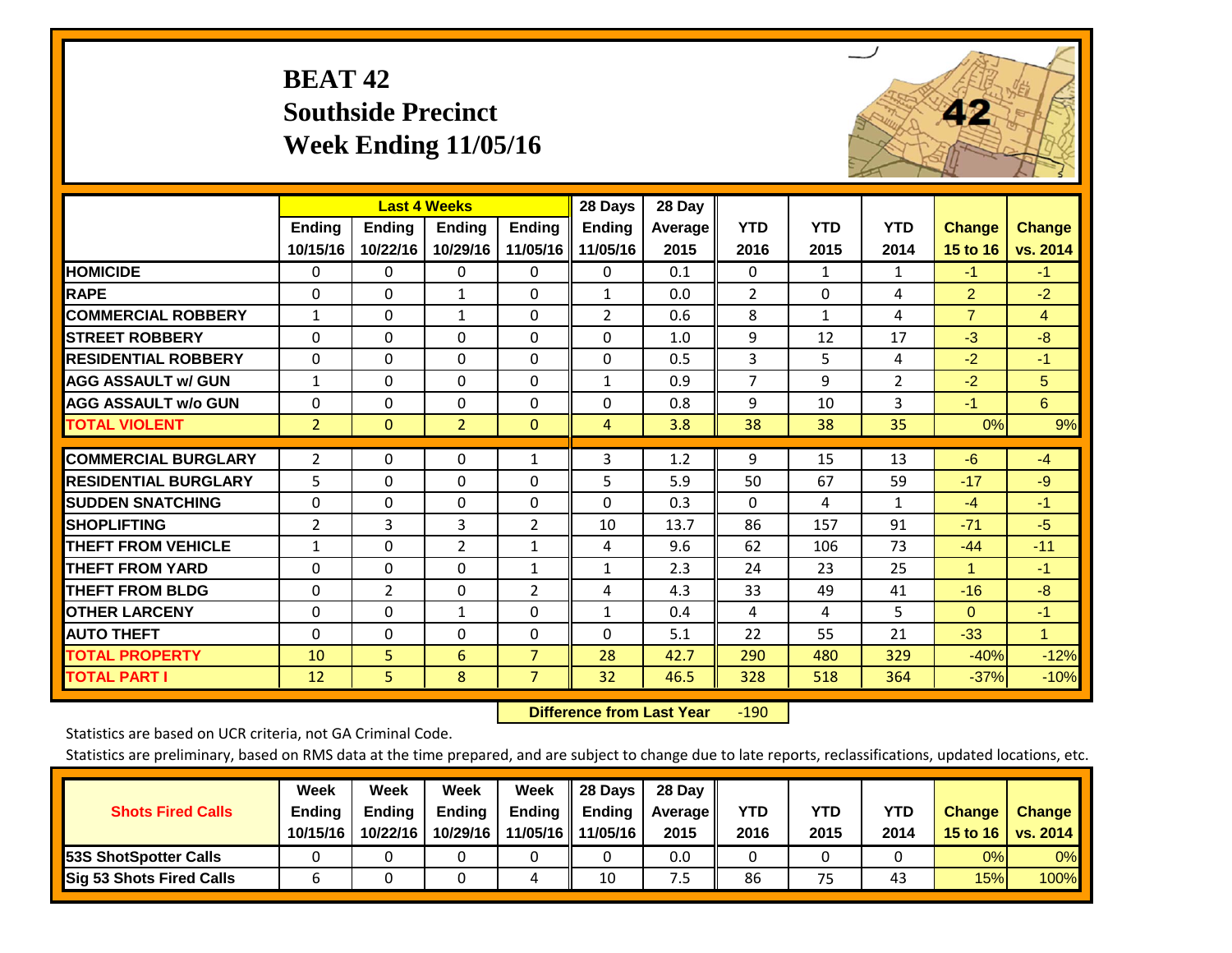# BEAT 42
## Southside Precinct
## Week Ending 11/05/16

| | Last 4 Weeks | | | | 28 Days | 28 Day | | | | | |
|---|---|---|---|---|---|---|---|---|---|---|---|
| | Ending 10/15/16 | Ending 10/22/16 | Ending 10/29/16 | Ending 11/05/16 | Ending 11/05/16 | Average 2015 | YTD 2016 | YTD 2015 | YTD 2014 | Change 15 to 16 | Change vs. 2014 |
| HOMICIDE | 0 | 0 | 0 | 0 | 0 | 0.1 | 0 | 1 | 1 | -1 | -1 |
| RAPE | 0 | 0 | 1 | 0 | 1 | 0.0 | 2 | 0 | 4 | 2 | -2 |
| COMMERCIAL ROBBERY | 1 | 0 | 1 | 0 | 2 | 0.6 | 8 | 1 | 4 | 7 | 4 |
| STREET ROBBERY | 0 | 0 | 0 | 0 | 0 | 1.0 | 9 | 12 | 17 | -3 | -8 |
| RESIDENTIAL ROBBERY | 0 | 0 | 0 | 0 | 0 | 0.5 | 3 | 5 | 4 | -2 | -1 |
| AGG ASSAULT w/ GUN | 1 | 0 | 0 | 0 | 1 | 0.9 | 7 | 9 | 2 | -2 | 5 |
| AGG ASSAULT w/o GUN | 0 | 0 | 0 | 0 | 0 | 0.8 | 9 | 10 | 3 | -1 | 6 |
| TOTAL VIOLENT | 2 | 0 | 2 | 0 | 4 | 3.8 | 38 | 38 | 35 | 0% | 9% |
| COMMERCIAL BURGLARY | 2 | 0 | 0 | 1 | 3 | 1.2 | 9 | 15 | 13 | -6 | -4 |
| RESIDENTIAL BURGLARY | 5 | 0 | 0 | 0 | 5 | 5.9 | 50 | 67 | 59 | -17 | -9 |
| SUDDEN SNATCHING | 0 | 0 | 0 | 0 | 0 | 0.3 | 0 | 4 | 1 | -4 | -1 |
| SHOPLIFTING | 2 | 3 | 3 | 2 | 10 | 13.7 | 86 | 157 | 91 | -71 | -5 |
| THEFT FROM VEHICLE | 1 | 0 | 2 | 1 | 4 | 9.6 | 62 | 106 | 73 | -44 | -11 |
| THEFT FROM YARD | 0 | 0 | 0 | 1 | 1 | 2.3 | 24 | 23 | 25 | 1 | -1 |
| THEFT FROM BLDG | 0 | 2 | 0 | 2 | 4 | 4.3 | 33 | 49 | 41 | -16 | -8 |
| OTHER LARCENY | 0 | 0 | 1 | 0 | 1 | 0.4 | 4 | 4 | 5 | 0 | -1 |
| AUTO THEFT | 0 | 0 | 0 | 0 | 0 | 5.1 | 22 | 55 | 21 | -33 | 1 |
| TOTAL PROPERTY | 10 | 5 | 6 | 7 | 28 | 42.7 | 290 | 480 | 329 | -40% | -12% |
| TOTAL PART I | 12 | 5 | 8 | 7 | 32 | 46.5 | 328 | 518 | 364 | -37% | -10% |

**Difference from Last Year** -190

Statistics are based on UCR criteria, not GA Criminal Code.

Statistics are preliminary, based on RMS data at the time prepared, and are subject to change due to late reports, reclassifications, updated locations, etc.

| Shots Fired Calls | Week Ending 10/15/16 | Week Ending 10/22/16 | Week Ending 10/29/16 | Week Ending 11/05/16 | 28 Days Ending 11/05/16 | 28 Day Average 2015 | YTD 2016 | YTD 2015 | YTD 2014 | Change 15 to 16 | Change vs. 2014 |
|---|---|---|---|---|---|---|---|---|---|---|---|
| 53S ShotSpotter Calls | 0 | 0 | 0 | 0 | 0 | 0.0 | 0 | 0 | 0 | 0% | 0% |
| Sig 53 Shots Fired Calls | 6 | 0 | 0 | 4 | 10 | 7.5 | 86 | 75 | 43 | 15% | 100% |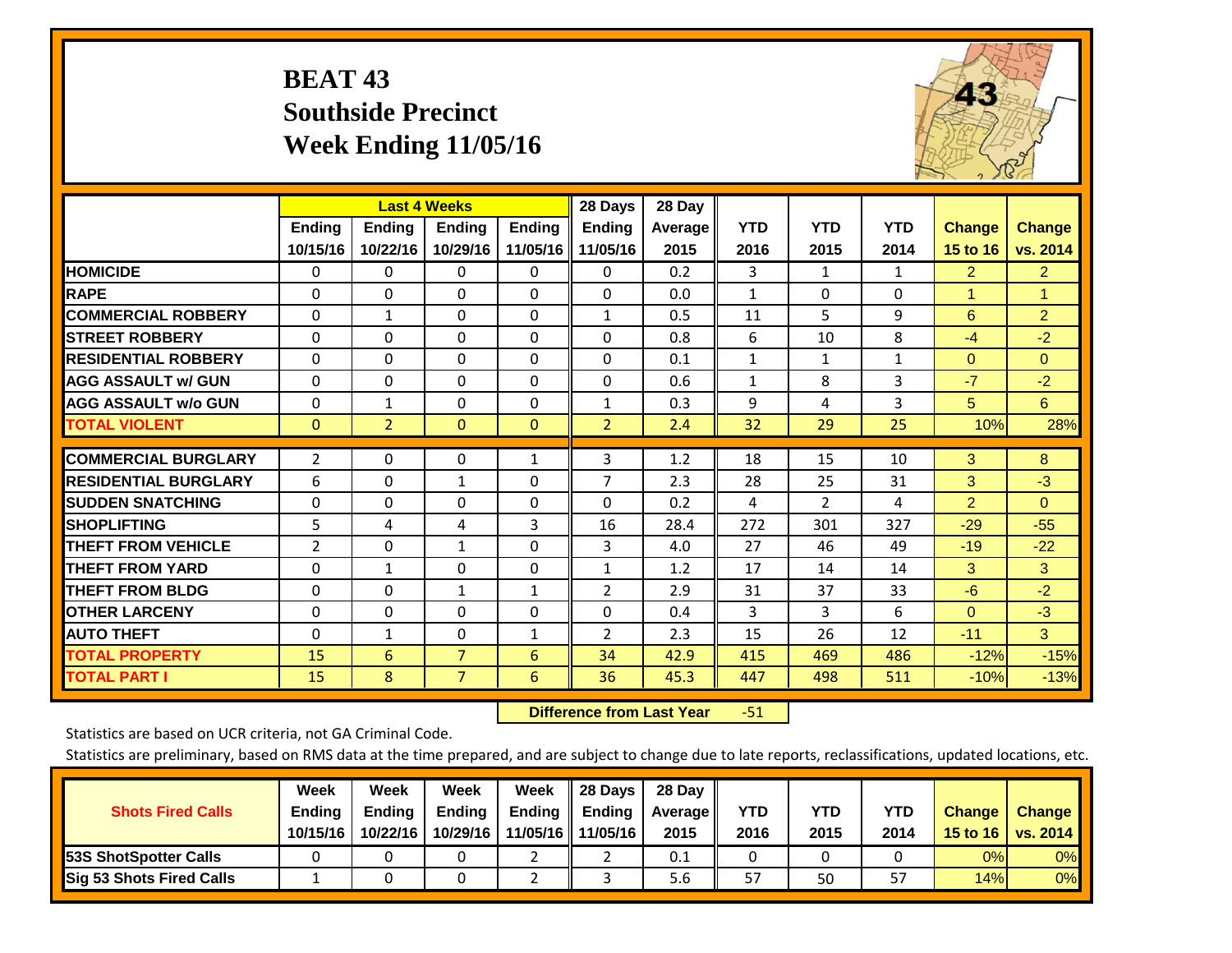# BEAT 43
## Southside Precinct
## Week Ending 11/05/16

| | Last 4 Weeks | | | | 28 Days | 28 Day | | | | | |
|---|---|---|---|---|---|---|---|---|---|---|---|
| | Ending 10/15/16 | Ending 10/22/16 | Ending 10/29/16 | Ending 11/05/16 | Ending 11/05/16 | Average 2015 | YTD 2016 | YTD 2015 | YTD 2014 | Change 15 to 16 | Change vs. 2014 |
| HOMICIDE | 0 | 0 | 0 | 0 | 0 | 0.2 | 3 | 1 | 1 | 2 | 2 |
| RAPE | 0 | 0 | 0 | 0 | 0 | 0.0 | 1 | 0 | 0 | 1 | 1 |
| COMMERCIAL ROBBERY | 0 | 1 | 0 | 0 | 1 | 0.5 | 11 | 5 | 9 | 6 | 2 |
| STREET ROBBERY | 0 | 0 | 0 | 0 | 0 | 0.8 | 6 | 10 | 8 | -4 | -2 |
| RESIDENTIAL ROBBERY | 0 | 0 | 0 | 0 | 0 | 0.1 | 1 | 1 | 1 | 0 | 0 |
| AGG ASSAULT w/ GUN | 0 | 0 | 0 | 0 | 0 | 0.6 | 1 | 8 | 3 | -7 | -2 |
| AGG ASSAULT w/o GUN | 0 | 1 | 0 | 0 | 1 | 0.3 | 9 | 4 | 3 | 5 | 6 |
| TOTAL VIOLENT | 0 | 2 | 0 | 0 | 2 | 2.4 | 32 | 29 | 25 | 10% | 28% |
| COMMERCIAL BURGLARY | 2 | 0 | 0 | 1 | 3 | 1.2 | 18 | 15 | 10 | 3 | 8 |
| RESIDENTIAL BURGLARY | 6 | 0 | 1 | 0 | 7 | 2.3 | 28 | 25 | 31 | 3 | -3 |
| SUDDEN SNATCHING | 0 | 0 | 0 | 0 | 0 | 0.2 | 4 | 2 | 4 | 2 | 0 |
| SHOPLIFTING | 5 | 4 | 4 | 3 | 16 | 28.4 | 272 | 301 | 327 | -29 | -55 |
| THEFT FROM VEHICLE | 2 | 0 | 1 | 0 | 3 | 4.0 | 27 | 46 | 49 | -19 | -22 |
| THEFT FROM YARD | 0 | 1 | 0 | 0 | 1 | 1.2 | 17 | 14 | 14 | 3 | 3 |
| THEFT FROM BLDG | 0 | 0 | 1 | 1 | 2 | 2.9 | 31 | 37 | 33 | -6 | -2 |
| OTHER LARCENY | 0 | 0 | 0 | 0 | 0 | 0.4 | 3 | 3 | 6 | 0 | -3 |
| AUTO THEFT | 0 | 1 | 0 | 1 | 2 | 2.3 | 15 | 26 | 12 | -11 | 3 |
| TOTAL PROPERTY | 15 | 6 | 7 | 6 | 34 | 42.9 | 415 | 469 | 486 | -12% | -15% |
| TOTAL PART I | 15 | 8 | 7 | 6 | 36 | 45.3 | 447 | 498 | 511 | -10% | -13% |

**Difference from Last Year** -51

Statistics are based on UCR criteria, not GA Criminal Code.

Statistics are preliminary, based on RMS data at the time prepared, and are subject to change due to late reports, reclassifications, updated locations, etc.

| Shots Fired Calls | Week Ending 10/15/16 | Week Ending 10/22/16 | Week Ending 10/29/16 | Week Ending 11/05/16 | 28 Days Ending 11/05/16 | 28 Day Average 2015 | YTD 2016 | YTD 2015 | YTD 2014 | Change 15 to 16 | Change vs. 2014 |
|---|---|---|---|---|---|---|---|---|---|---|---|
| 53S ShotSpotter Calls | 0 | 0 | 0 | 2 | 2 | 0.1 | 0 | 0 | 0 | 0% | 0% |
| Sig 53 Shots Fired Calls | 1 | 0 | 0 | 2 | 3 | 5.6 | 57 | 50 | 57 | 14% | 0% |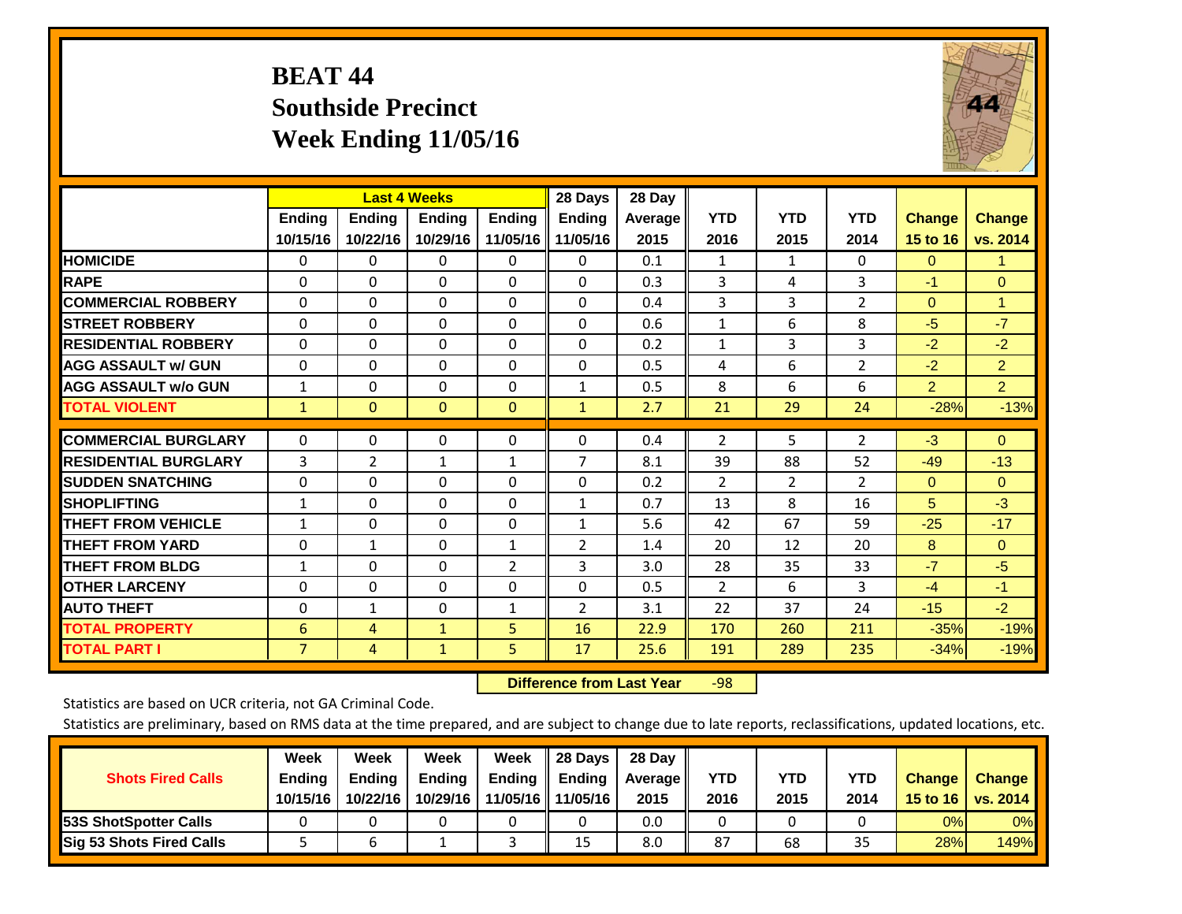# BEAT 44
## Southside Precinct
## Week Ending 11/05/16

| | Last 4 Weeks | | | | 28 Days | 28 Day | | | | | |
|---|---|---|---|---|---|---|---|---|---|---|---|
| | Ending 10/15/16 | Ending 10/22/16 | Ending 10/29/16 | Ending 11/05/16 | Ending 11/05/16 | Average 2015 | YTD 2016 | YTD 2015 | YTD 2014 | Change 15 to 16 | Change vs. 2014 |
| HOMICIDE | 0 | 0 | 0 | 0 | 0 | 0.1 | 1 | 1 | 0 | 0 | 1 |
| RAPE | 0 | 0 | 0 | 0 | 0 | 0.3 | 3 | 4 | 3 | -1 | 0 |
| COMMERCIAL ROBBERY | 0 | 0 | 0 | 0 | 0 | 0.4 | 3 | 3 | 2 | 0 | 1 |
| STREET ROBBERY | 0 | 0 | 0 | 0 | 0 | 0.6 | 1 | 6 | 8 | -5 | -7 |
| RESIDENTIAL ROBBERY | 0 | 0 | 0 | 0 | 0 | 0.2 | 1 | 3 | 3 | -2 | -2 |
| AGG ASSAULT w/ GUN | 0 | 0 | 0 | 0 | 0 | 0.5 | 4 | 6 | 2 | -2 | 2 |
| AGG ASSAULT w/o GUN | 1 | 0 | 0 | 0 | 1 | 0.5 | 8 | 6 | 6 | 2 | 2 |
| TOTAL VIOLENT | 1 | 0 | 0 | 0 | 1 | 2.7 | 21 | 29 | 24 | -28% | -13% |
| COMMERCIAL BURGLARY | 0 | 0 | 0 | 0 | 0 | 0.4 | 2 | 5 | 2 | -3 | 0 |
| RESIDENTIAL BURGLARY | 3 | 2 | 1 | 1 | 7 | 8.1 | 39 | 88 | 52 | -49 | -13 |
| SUDDEN SNATCHING | 0 | 0 | 0 | 0 | 0 | 0.2 | 2 | 2 | 2 | 0 | 0 |
| SHOPLIFTING | 1 | 0 | 0 | 0 | 1 | 0.7 | 13 | 8 | 16 | 5 | -3 |
| THEFT FROM VEHICLE | 1 | 0 | 0 | 0 | 1 | 5.6 | 42 | 67 | 59 | -25 | -17 |
| THEFT FROM YARD | 0 | 1 | 0 | 1 | 2 | 1.4 | 20 | 12 | 20 | 8 | 0 |
| THEFT FROM BLDG | 1 | 0 | 0 | 2 | 3 | 3.0 | 28 | 35 | 33 | -7 | -5 |
| OTHER LARCENY | 0 | 0 | 0 | 0 | 0 | 0.5 | 2 | 6 | 3 | -4 | -1 |
| AUTO THEFT | 0 | 1 | 0 | 1 | 2 | 3.1 | 22 | 37 | 24 | -15 | -2 |
| TOTAL PROPERTY | 6 | 4 | 1 | 5 | 16 | 22.9 | 170 | 260 | 211 | -35% | -19% |
| TOTAL PART I | 7 | 4 | 1 | 5 | 17 | 25.6 | 191 | 289 | 235 | -34% | -19% |

**Difference from Last Year** -98

Statistics are based on UCR criteria, not GA Criminal Code.

Statistics are preliminary, based on RMS data at the time prepared, and are subject to change due to late reports, reclassifications, updated locations, etc.

| Shots Fired Calls | Week Ending 10/15/16 | Week Ending 10/22/16 | Week Ending 10/29/16 | Week Ending 11/05/16 | 28 Days Ending 11/05/16 | 28 Day Average 2015 | YTD 2016 | YTD 2015 | YTD 2014 | Change 15 to 16 | Change vs. 2014 |
|---|---|---|---|---|---|---|---|---|---|---|---|
| 53S ShotSpotter Calls | 0 | 0 | 0 | 0 | 0 | 0.0 | 0 | 0 | 0 | 0% | 0% |
| Sig 53 Shots Fired Calls | 5 | 6 | 1 | 3 | 15 | 8.0 | 87 | 68 | 35 | 28% | 149% |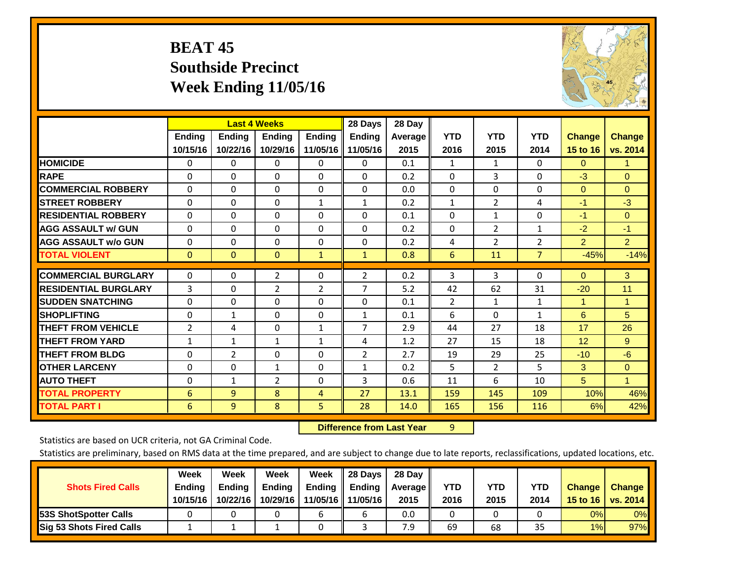# BEAT 45
## Southside Precinct
## Week Ending 11/05/16

| | Last 4 Weeks | | | | 28 Days | 28 Day | YTD | YTD | YTD | Change | Change |
|---|---|---|---|---|---|---|---|---|---|---|---|
| | Ending 10/15/16 | Ending 10/22/16 | Ending 10/29/16 | Ending 11/05/16 | Ending 11/05/16 | Average 2015 | 2016 | 2015 | 2014 | 15 to 16 | vs. 2014 |
| HOMICIDE | 0 | 0 | 0 | 0 | 0 | 0.1 | 1 | 1 | 0 | 0 | 1 |
| RAPE | 0 | 0 | 0 | 0 | 0 | 0.2 | 0 | 3 | 0 | -3 | 0 |
| COMMERCIAL ROBBERY | 0 | 0 | 0 | 0 | 0 | 0.0 | 0 | 0 | 0 | 0 | 0 |
| STREET ROBBERY | 0 | 0 | 0 | 1 | 1 | 0.2 | 1 | 2 | 4 | -1 | -3 |
| RESIDENTIAL ROBBERY | 0 | 0 | 0 | 0 | 0 | 0.1 | 0 | 1 | 0 | -1 | 0 |
| AGG ASSAULT w/ GUN | 0 | 0 | 0 | 0 | 0 | 0.2 | 0 | 2 | 1 | -2 | -1 |
| AGG ASSAULT w/o GUN | 0 | 0 | 0 | 0 | 0 | 0.2 | 4 | 2 | 2 | 2 | 2 |
| TOTAL VIOLENT | 0 | 0 | 0 | 1 | 1 | 0.8 | 6 | 11 | 7 | -45% | -14% |
| COMMERCIAL BURGLARY | 0 | 0 | 2 | 0 | 2 | 0.2 | 3 | 3 | 0 | 0 | 3 |
| RESIDENTIAL BURGLARY | 3 | 0 | 2 | 2 | 7 | 5.2 | 42 | 62 | 31 | -20 | 11 |
| SUDDEN SNATCHING | 0 | 0 | 0 | 0 | 0 | 0.1 | 2 | 1 | 1 | 1 | 1 |
| SHOPLIFTING | 0 | 1 | 0 | 0 | 1 | 0.1 | 6 | 0 | 1 | 6 | 5 |
| THEFT FROM VEHICLE | 2 | 4 | 0 | 1 | 7 | 2.9 | 44 | 27 | 18 | 17 | 26 |
| THEFT FROM YARD | 1 | 1 | 1 | 1 | 4 | 1.2 | 27 | 15 | 18 | 12 | 9 |
| THEFT FROM BLDG | 0 | 2 | 0 | 0 | 2 | 2.7 | 19 | 29 | 25 | -10 | -6 |
| OTHER LARCENY | 0 | 0 | 1 | 0 | 1 | 0.2 | 5 | 2 | 5 | 3 | 0 |
| AUTO THEFT | 0 | 1 | 2 | 0 | 3 | 0.6 | 11 | 6 | 10 | 5 | 1 |
| TOTAL PROPERTY | 6 | 9 | 8 | 4 | 27 | 13.1 | 159 | 145 | 109 | 10% | 46% |
| TOTAL PART I | 6 | 9 | 8 | 5 | 28 | 14.0 | 165 | 156 | 116 | 6% | 42% |

**Difference from Last Year** 9

Statistics are based on UCR criteria, not GA Criminal Code.

Statistics are preliminary, based on RMS data at the time prepared, and are subject to change due to late reports, reclassifications, updated locations, etc.

| Shots Fired Calls | Week Ending 10/15/16 | Week Ending 10/22/16 | Week Ending 10/29/16 | Week Ending 11/05/16 | 28 Days Ending 11/05/16 | 28 Day Average 2015 | YTD 2016 | YTD 2015 | YTD 2014 | Change 15 to 16 | Change vs. 2014 |
|---|---|---|---|---|---|---|---|---|---|---|---|
| 53S ShotSpotter Calls | 0 | 0 | 0 | 6 | 6 | 0.0 | 0 | 0 | 0 | 0% | 0% |
| Sig 53 Shots Fired Calls | 1 | 1 | 1 | 0 | 3 | 7.9 | 69 | 68 | 35 | 1% | 97% |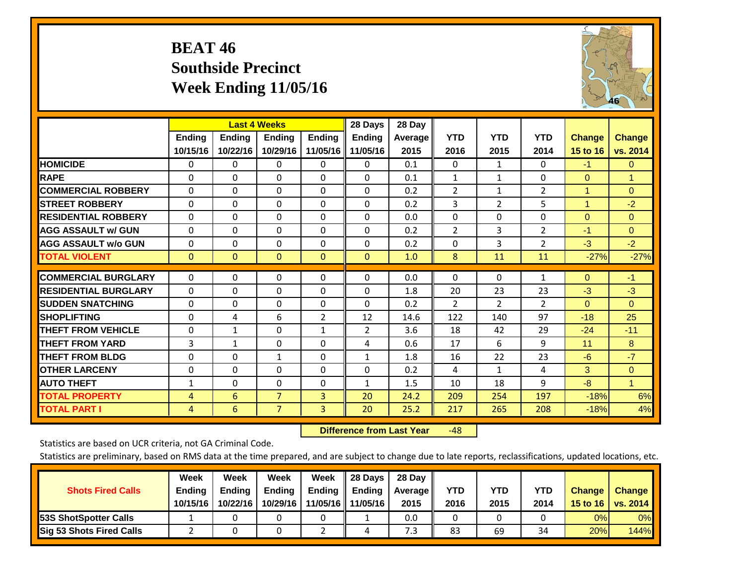# BEAT 46
## Southside Precinct
## Week Ending 11/05/16

| | Last 4 Weeks | | | | 28 Days | 28 Day | | | | | |
|---|---|---|---|---|---|---|---|---|---|---|---|
| | Ending 10/15/16 | Ending 10/22/16 | Ending 10/29/16 | Ending 11/05/16 | Ending 11/05/16 | Average 2015 | YTD 2016 | YTD 2015 | YTD 2014 | Change 15 to 16 | Change vs. 2014 |
| HOMICIDE | 0 | 0 | 0 | 0 | 0 | 0.1 | 0 | 1 | 0 | -1 | 0 |
| RAPE | 0 | 0 | 0 | 0 | 0 | 0.1 | 1 | 1 | 0 | 0 | 1 |
| COMMERCIAL ROBBERY | 0 | 0 | 0 | 0 | 0 | 0.2 | 2 | 1 | 2 | 1 | 0 |
| STREET ROBBERY | 0 | 0 | 0 | 0 | 0 | 0.2 | 3 | 2 | 5 | 1 | -2 |
| RESIDENTIAL ROBBERY | 0 | 0 | 0 | 0 | 0 | 0.0 | 0 | 0 | 0 | 0 | 0 |
| AGG ASSAULT w/ GUN | 0 | 0 | 0 | 0 | 0 | 0.2 | 2 | 3 | 2 | -1 | 0 |
| AGG ASSAULT w/o GUN | 0 | 0 | 0 | 0 | 0 | 0.2 | 0 | 3 | 2 | -3 | -2 |
| TOTAL VIOLENT | 0 | 0 | 0 | 0 | 0 | 1.0 | 8 | 11 | 11 | -27% | -27% |
| COMMERCIAL BURGLARY | 0 | 0 | 0 | 0 | 0 | 0.0 | 0 | 0 | 1 | 0 | -1 |
| RESIDENTIAL BURGLARY | 0 | 0 | 0 | 0 | 0 | 1.8 | 20 | 23 | 23 | -3 | -3 |
| SUDDEN SNATCHING | 0 | 0 | 0 | 0 | 0 | 0.2 | 2 | 2 | 2 | 0 | 0 |
| SHOPLIFTING | 0 | 4 | 6 | 2 | 12 | 14.6 | 122 | 140 | 97 | -18 | 25 |
| THEFT FROM VEHICLE | 0 | 1 | 0 | 1 | 2 | 3.6 | 18 | 42 | 29 | -24 | -11 |
| THEFT FROM YARD | 3 | 1 | 0 | 0 | 4 | 0.6 | 17 | 6 | 9 | 11 | 8 |
| THEFT FROM BLDG | 0 | 0 | 1 | 0 | 1 | 1.8 | 16 | 22 | 23 | -6 | -7 |
| OTHER LARCENY | 0 | 0 | 0 | 0 | 0 | 0.2 | 4 | 1 | 4 | 3 | 0 |
| AUTO THEFT | 1 | 0 | 0 | 0 | 1 | 1.5 | 10 | 18 | 9 | -8 | 1 |
| TOTAL PROPERTY | 4 | 6 | 7 | 3 | 20 | 24.2 | 209 | 254 | 197 | -18% | 6% |
| TOTAL PART I | 4 | 6 | 7 | 3 | 20 | 25.2 | 217 | 265 | 208 | -18% | 4% |

**Difference from Last Year** -48

Statistics are based on UCR criteria, not GA Criminal Code.

Statistics are preliminary, based on RMS data at the time prepared, and are subject to change due to late reports, reclassifications, updated locations, etc.

| Shots Fired Calls | Week Ending 10/15/16 | Week Ending 10/22/16 | Week Ending 10/29/16 | Week Ending 11/05/16 | 28 Days Ending 11/05/16 | 28 Day Average 2015 | YTD 2016 | YTD 2015 | YTD 2014 | Change 15 to 16 | Change vs. 2014 |
|---|---|---|---|---|---|---|---|---|---|---|---|
| 53S ShotSpotter Calls | 1 | 0 | 0 | 0 | 1 | 0.0 | 0 | 0 | 0 | 0% | 0% |
| Sig 53 Shots Fired Calls | 2 | 0 | 0 | 2 | 4 | 7.3 | 83 | 69 | 34 | 20% | 144% |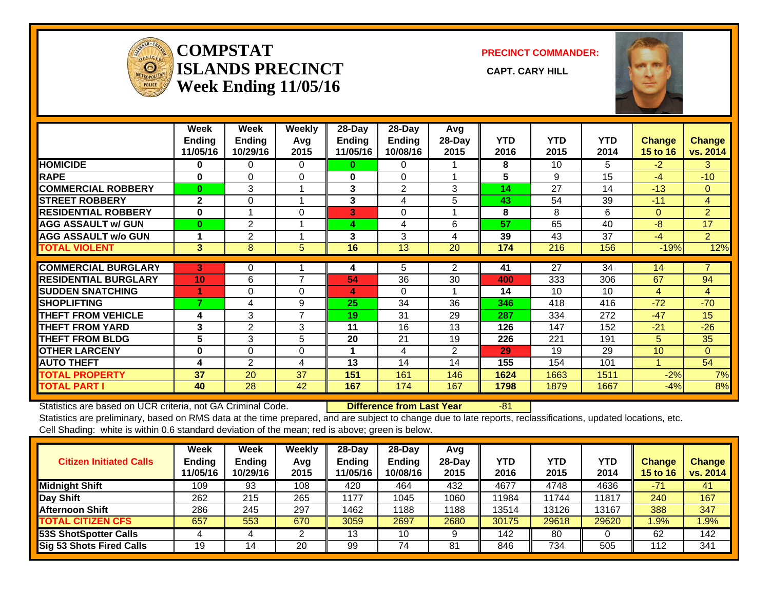# COMPSTAT ISLANDS PRECINCT Week Ending 11/05/16

**PRECINCT COMMANDER:**

**CAPT. CARY HILL**

| | Week Ending 11/05/16 | Week Ending 10/29/16 | Weekly Avg 2015 | 28-Day Ending 11/05/16 | 28-Day Ending 10/08/16 | Avg 28-Day 2015 | YTD 2016 | YTD 2015 | YTD 2014 | Change 15 to 16 | Change vs. 2014 |
|---|---|---|---|---|---|---|---|---|---|---|---|
| HOMICIDE | 0 | 0 | 0 | 0 | 0 | 1 | 8 | 10 | 5 | -2 | 3 |
| RAPE | 0 | 0 | 0 | 0 | 0 | 1 | 5 | 9 | 15 | -4 | -10 |
| COMMERCIAL ROBBERY | 0 | 3 | 1 | 3 | 2 | 3 | 14 | 27 | 14 | -13 | 0 |
| STREET ROBBERY | 2 | 0 | 1 | 3 | 4 | 5 | 43 | 54 | 39 | -11 | 4 |
| RESIDENTIAL ROBBERY | 0 | 1 | 0 | 3 | 0 | 1 | 8 | 8 | 6 | 0 | 2 |
| AGG ASSAULT w/ GUN | 0 | 2 | 1 | 4 | 4 | 6 | 57 | 65 | 40 | -8 | 17 |
| AGG ASSAULT w/o GUN | 1 | 2 | 1 | 3 | 3 | 4 | 39 | 43 | 37 | -4 | 2 |
| TOTAL VIOLENT | 3 | 8 | 5 | 16 | 13 | 20 | 174 | 216 | 156 | -19% | 12% |
| COMMERCIAL BURGLARY | 3 | 0 | 1 | 4 | 5 | 2 | 41 | 27 | 34 | 14 | 7 |
| RESIDENTIAL BURGLARY | 10 | 6 | 7 | 54 | 36 | 30 | 400 | 333 | 306 | 67 | 94 |
| SUDDEN SNATCHING | 1 | 0 | 0 | 4 | 0 | 1 | 14 | 10 | 10 | 4 | 4 |
| SHOPLIFTING | 7 | 4 | 9 | 25 | 34 | 36 | 346 | 418 | 416 | -72 | -70 |
| THEFT FROM VEHICLE | 4 | 3 | 7 | 19 | 31 | 29 | 287 | 334 | 272 | -47 | 15 |
| THEFT FROM YARD | 3 | 2 | 3 | 11 | 16 | 13 | 126 | 147 | 152 | -21 | -26 |
| THEFT FROM BLDG | 5 | 3 | 5 | 20 | 21 | 19 | 226 | 221 | 191 | 5 | 35 |
| OTHER LARCENY | 0 | 0 | 0 | 1 | 4 | 2 | 29 | 19 | 29 | 10 | 0 |
| AUTO THEFT | 4 | 2 | 4 | 13 | 14 | 14 | 155 | 154 | 101 | 1 | 54 |
| TOTAL PROPERTY | 37 | 20 | 37 | 151 | 161 | 146 | 1624 | 1663 | 1511 | -2% | 7% |
| TOTAL PART I | 40 | 28 | 42 | 167 | 174 | 167 | 1798 | 1879 | 1667 | -4% | 8% |

Statistics are based on UCR criteria, not GA Criminal Code. **Difference from Last Year** -81

Statistics are preliminary, based on RMS data at the time prepared, and are subject to change due to late reports, reclassifications, updated locations, etc.

Cell Shading: white is within 0.6 standard deviation of the mean; red is above; green is below.

| Citizen Initiated Calls | Week Ending 11/05/16 | Week Ending 10/29/16 | Weekly Avg 2015 | 28-Day Ending 11/05/16 | 28-Day Ending 10/08/16 | Avg 28-Day 2015 | YTD 2016 | YTD 2015 | YTD 2014 | Change 15 to 16 | Change vs. 2014 |
|---|---|---|---|---|---|---|---|---|---|---|---|
| Midnight Shift | 109 | 93 | 108 | 420 | 464 | 432 | 4677 | 4748 | 4636 | -71 | 41 |
| Day Shift | 262 | 215 | 265 | 1177 | 1045 | 1060 | 11984 | 11744 | 11817 | 240 | 167 |
| Afternoon Shift | 286 | 245 | 297 | 1462 | 1188 | 1188 | 13514 | 13126 | 13167 | 388 | 347 |
| TOTAL CITIZEN CFS | 657 | 553 | 670 | 3059 | 2697 | 2680 | 30175 | 29618 | 29620 | 1.9% | 1.9% |
| 53S ShotSpotter Calls | 4 | 4 | 2 | 13 | 10 | 9 | 142 | 80 | 0 | 62 | 142 |
| Sig 53 Shots Fired Calls | 19 | 14 | 20 | 99 | 74 | 81 | 846 | 734 | 505 | 112 | 341 |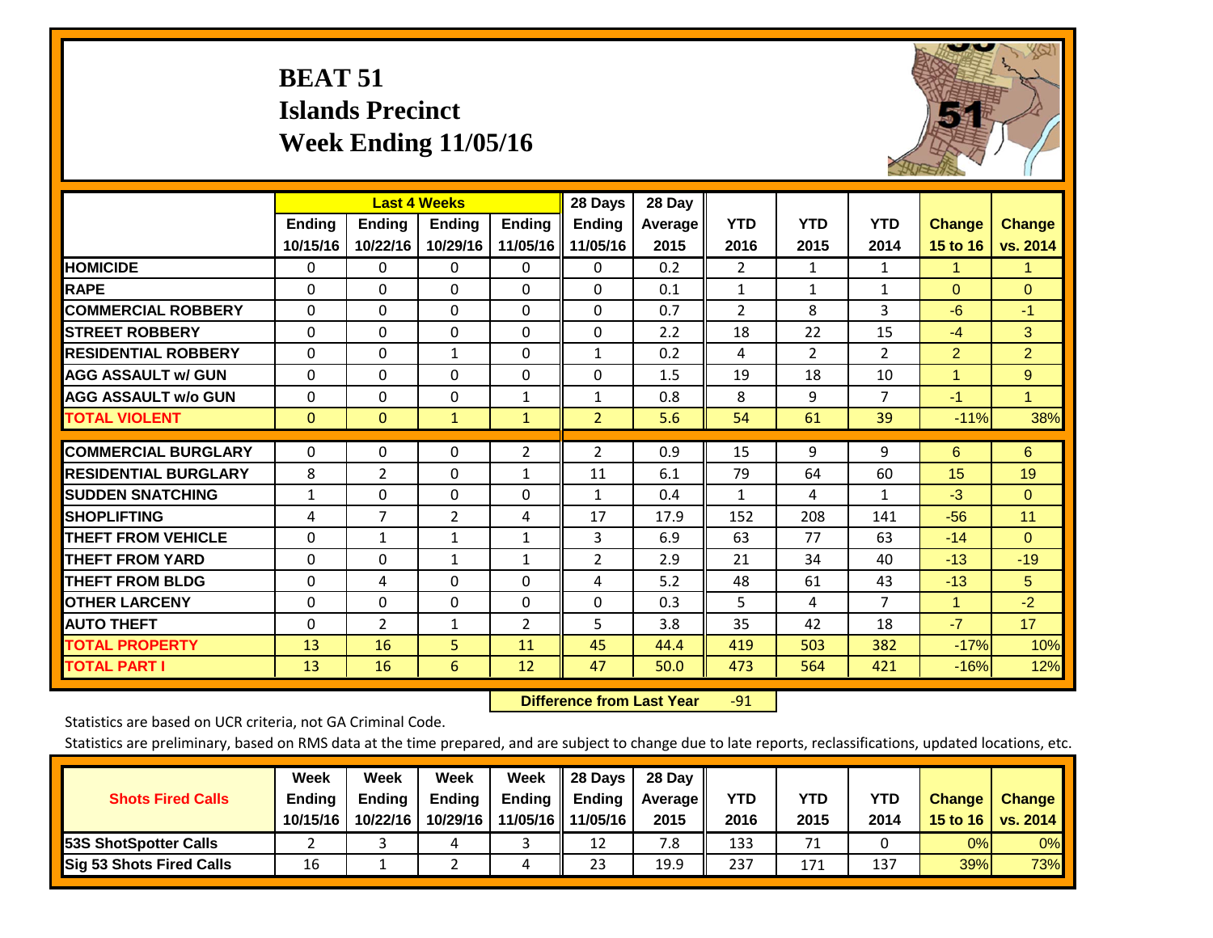# BEAT 51
# Islands Precinct
# Week Ending 11/05/16

| | Last 4 Weeks | | | | 28 Days | 28 Day | | | | | |
|---|---|---|---|---|---|---|---|---|---|---|---|
| | Ending 10/15/16 | Ending 10/22/16 | Ending 10/29/16 | Ending 11/05/16 | Ending 11/05/16 | Average 2015 | YTD 2016 | YTD 2015 | YTD 2014 | Change 15 to 16 | Change vs. 2014 |
| HOMICIDE | 0 | 0 | 0 | 0 | 0 | 0.2 | 2 | 1 | 1 | 1 | 1 |
| RAPE | 0 | 0 | 0 | 0 | 0 | 0.1 | 1 | 1 | 1 | 0 | 0 |
| COMMERCIAL ROBBERY | 0 | 0 | 0 | 0 | 0 | 0.7 | 2 | 8 | 3 | -6 | -1 |
| STREET ROBBERY | 0 | 0 | 0 | 0 | 0 | 2.2 | 18 | 22 | 15 | -4 | 3 |
| RESIDENTIAL ROBBERY | 0 | 0 | 1 | 0 | 1 | 0.2 | 4 | 2 | 2 | 2 | 2 |
| AGG ASSAULT w/ GUN | 0 | 0 | 0 | 0 | 0 | 1.5 | 19 | 18 | 10 | 1 | 9 |
| AGG ASSAULT w/o GUN | 0 | 0 | 0 | 1 | 1 | 0.8 | 8 | 9 | 7 | -1 | 1 |
| TOTAL VIOLENT | 0 | 0 | 1 | 1 | 2 | 5.6 | 54 | 61 | 39 | -11% | 38% |
| COMMERCIAL BURGLARY | 0 | 0 | 0 | 2 | 2 | 0.9 | 15 | 9 | 9 | 6 | 6 |
| RESIDENTIAL BURGLARY | 8 | 2 | 0 | 1 | 11 | 6.1 | 79 | 64 | 60 | 15 | 19 |
| SUDDEN SNATCHING | 1 | 0 | 0 | 0 | 1 | 0.4 | 1 | 4 | 1 | -3 | 0 |
| SHOPLIFTING | 4 | 7 | 2 | 4 | 17 | 17.9 | 152 | 208 | 141 | -56 | 11 |
| THEFT FROM VEHICLE | 0 | 1 | 1 | 1 | 3 | 6.9 | 63 | 77 | 63 | -14 | 0 |
| THEFT FROM YARD | 0 | 0 | 1 | 1 | 2 | 2.9 | 21 | 34 | 40 | -13 | -19 |
| THEFT FROM BLDG | 0 | 4 | 0 | 0 | 4 | 5.2 | 48 | 61 | 43 | -13 | 5 |
| OTHER LARCENY | 0 | 0 | 0 | 0 | 0 | 0.3 | 5 | 4 | 7 | 1 | -2 |
| AUTO THEFT | 0 | 2 | 1 | 2 | 5 | 3.8 | 35 | 42 | 18 | -7 | 17 |
| TOTAL PROPERTY | 13 | 16 | 5 | 11 | 45 | 44.4 | 419 | 503 | 382 | -17% | 10% |
| TOTAL PART I | 13 | 16 | 6 | 12 | 47 | 50.0 | 473 | 564 | 421 | -16% | 12% |

**Difference from Last Year** -91

Statistics are based on UCR criteria, not GA Criminal Code.

Statistics are preliminary, based on RMS data at the time prepared, and are subject to change due to late reports, reclassifications, updated locations, etc.

| Shots Fired Calls | Week Ending 10/15/16 | Week Ending 10/22/16 | Week Ending 10/29/16 | Week Ending 11/05/16 | 28 Days Ending 11/05/16 | 28 Day Average 2015 | YTD 2016 | YTD 2015 | YTD 2014 | Change 15 to 16 | Change vs. 2014 |
|---|---|---|---|---|---|---|---|---|---|---|---|
| 53S ShotSpotter Calls | 2 | 3 | 4 | 3 | 12 | 7.8 | 133 | 71 | 0 | 0% | 0% |
| Sig 53 Shots Fired Calls | 16 | 1 | 2 | 4 | 23 | 19.9 | 237 | 171 | 137 | 39% | 73% |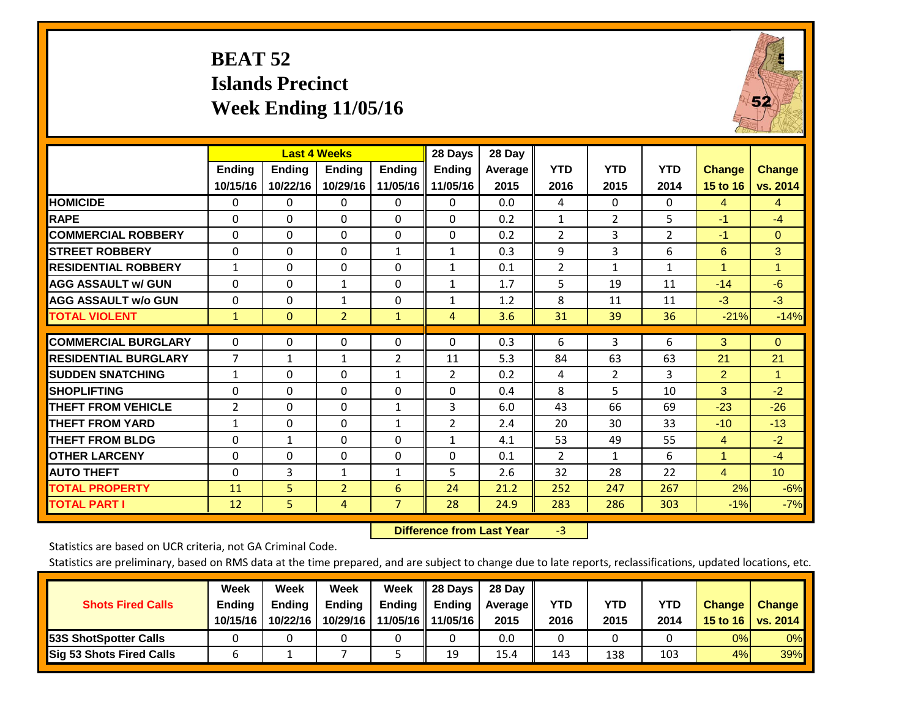# BEAT 52
## Islands Precinct
## Week Ending 11/05/16

| | Last 4 Weeks | | | | 28 Days | 28 Day | YTD | YTD | YTD | Change | Change |
|---|---|---|---|---|---|---|---|---|---|---|---|
| | Ending 10/15/16 | Ending 10/22/16 | Ending 10/29/16 | Ending 11/05/16 | Ending 11/05/16 | Average 2015 | 2016 | 2015 | 2014 | 15 to 16 | vs. 2014 |
| **HOMICIDE** | 0 | 0 | 0 | 0 | 0 | 0.0 | 4 | 0 | 0 | 4 | 4 |
| **RAPE** | 0 | 0 | 0 | 0 | 0 | 0.2 | 1 | 2 | 5 | -1 | -4 |
| **COMMERCIAL ROBBERY** | 0 | 0 | 0 | 0 | 0 | 0.2 | 2 | 3 | 2 | -1 | 0 |
| **STREET ROBBERY** | 0 | 0 | 0 | 1 | 1 | 0.3 | 9 | 3 | 6 | 6 | 3 |
| **RESIDENTIAL ROBBERY** | 1 | 0 | 0 | 0 | 1 | 0.1 | 2 | 1 | 1 | 1 | 1 |
| **AGG ASSAULT w/ GUN** | 0 | 0 | 1 | 0 | 1 | 1.7 | 5 | 19 | 11 | -14 | -6 |
| **AGG ASSAULT w/o GUN** | 0 | 0 | 1 | 0 | 1 | 1.2 | 8 | 11 | 11 | -3 | -3 |
| **TOTAL VIOLENT** | 1 | 0 | 2 | 1 | 4 | 3.6 | 31 | 39 | 36 | -21% | -14% |
| **COMMERCIAL BURGLARY** | 0 | 0 | 0 | 0 | 0 | 0.3 | 6 | 3 | 6 | 3 | 0 |
| **RESIDENTIAL BURGLARY** | 7 | 1 | 1 | 2 | 11 | 5.3 | 84 | 63 | 63 | 21 | 21 |
| **SUDDEN SNATCHING** | 1 | 0 | 0 | 1 | 2 | 0.2 | 4 | 2 | 3 | 2 | 1 |
| **SHOPLIFTING** | 0 | 0 | 0 | 0 | 0 | 0.4 | 8 | 5 | 10 | 3 | -2 |
| **THEFT FROM VEHICLE** | 2 | 0 | 0 | 1 | 3 | 6.0 | 43 | 66 | 69 | -23 | -26 |
| **THEFT FROM YARD** | 1 | 0 | 0 | 1 | 2 | 2.4 | 20 | 30 | 33 | -10 | -13 |
| **THEFT FROM BLDG** | 0 | 1 | 0 | 0 | 1 | 4.1 | 53 | 49 | 55 | 4 | -2 |
| **OTHER LARCENY** | 0 | 0 | 0 | 0 | 0 | 0.1 | 2 | 1 | 6 | 1 | -4 |
| **AUTO THEFT** | 0 | 3 | 1 | 1 | 5 | 2.6 | 32 | 28 | 22 | 4 | 10 |
| **TOTAL PROPERTY** | 11 | 5 | 2 | 6 | 24 | 21.2 | 252 | 247 | 267 | 2% | -6% |
| **TOTAL PART I** | 12 | 5 | 4 | 7 | 28 | 24.9 | 283 | 286 | 303 | -1% | -7% |

**Difference from Last Year** -3

Statistics are based on UCR criteria, not GA Criminal Code.

Statistics are preliminary, based on RMS data at the time prepared, and are subject to change due to late reports, reclassifications, updated locations, etc.

| Shots Fired Calls | Week Ending 10/15/16 | Week Ending 10/22/16 | Week Ending 10/29/16 | Week Ending 11/05/16 | 28 Days Ending 11/05/16 | 28 Day Average 2015 | YTD 2016 | YTD 2015 | YTD 2014 | Change 15 to 16 | Change vs. 2014 |
|---|---|---|---|---|---|---|---|---|---|---|---|
| **53S ShotSpotter Calls** | 0 | 0 | 0 | 0 | 0 | 0.0 | 0 | 0 | 0 | 0% | 0% |
| **Sig 53 Shots Fired Calls** | 6 | 1 | 7 | 5 | 19 | 15.4 | 143 | 138 | 103 | 4% | 39% |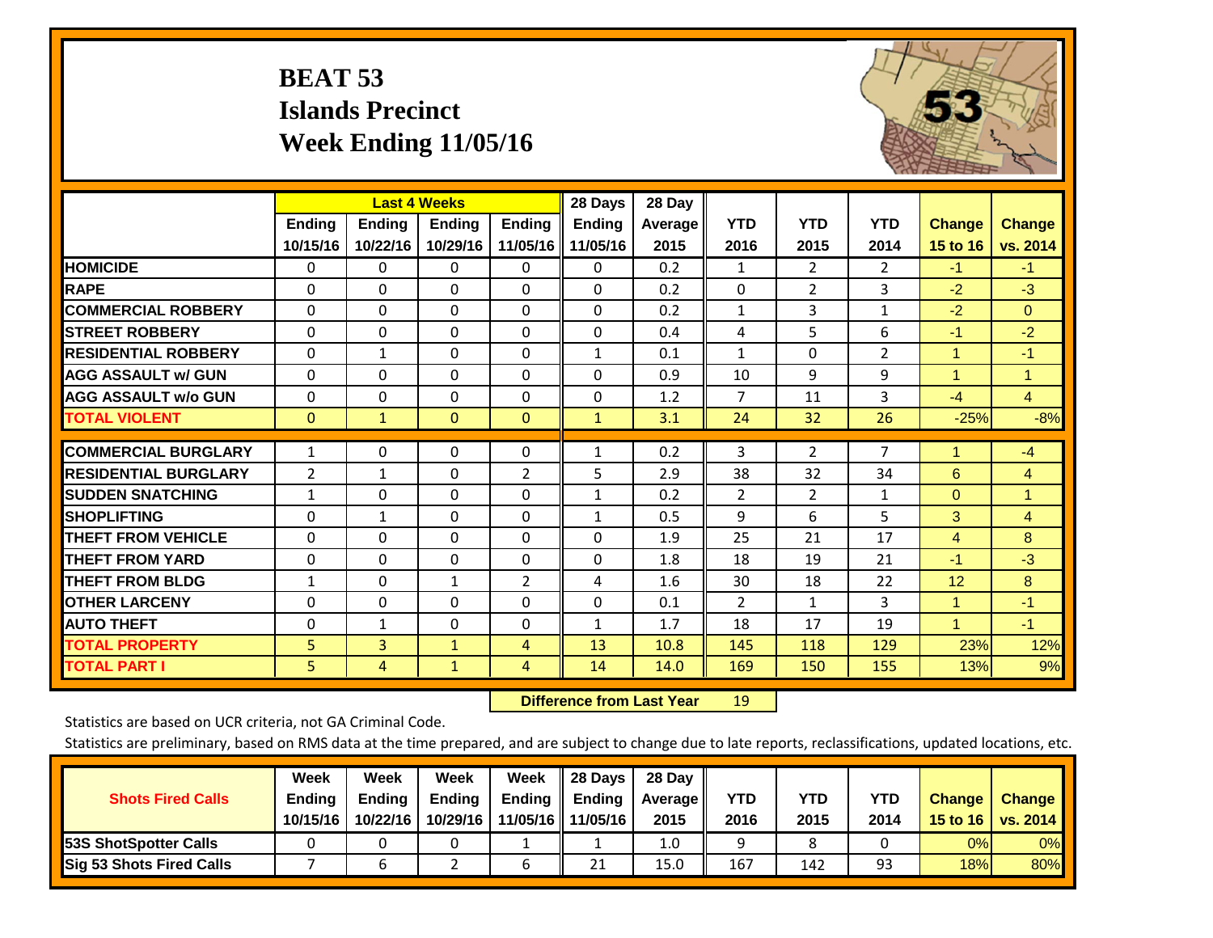# BEAT 53
## Islands Precinct
## Week Ending 11/05/16

| | Last 4 Weeks | | | | 28 Days | 28 Day | | | | | |
|---|---|---|---|---|---|---|---|---|---|---|---|
| | Ending 10/15/16 | Ending 10/22/16 | Ending 10/29/16 | Ending 11/05/16 | Ending 11/05/16 | Average 2015 | YTD 2016 | YTD 2015 | YTD 2014 | Change 15 to 16 | Change vs. 2014 |
| HOMICIDE | 0 | 0 | 0 | 0 | 0 | 0.2 | 1 | 2 | 2 | -1 | -1 |
| RAPE | 0 | 0 | 0 | 0 | 0 | 0.2 | 0 | 2 | 3 | -2 | -3 |
| COMMERCIAL ROBBERY | 0 | 0 | 0 | 0 | 0 | 0.2 | 1 | 3 | 1 | -2 | 0 |
| STREET ROBBERY | 0 | 0 | 0 | 0 | 0 | 0.4 | 4 | 5 | 6 | -1 | -2 |
| RESIDENTIAL ROBBERY | 0 | 1 | 0 | 0 | 1 | 0.1 | 1 | 0 | 2 | 1 | -1 |
| AGG ASSAULT w/ GUN | 0 | 0 | 0 | 0 | 0 | 0.9 | 10 | 9 | 9 | 1 | 1 |
| AGG ASSAULT w/o GUN | 0 | 0 | 0 | 0 | 0 | 1.2 | 7 | 11 | 3 | -4 | 4 |
| TOTAL VIOLENT | 0 | 1 | 0 | 0 | 1 | 3.1 | 24 | 32 | 26 | -25% | -8% |
| COMMERCIAL BURGLARY | 1 | 0 | 0 | 0 | 1 | 0.2 | 3 | 2 | 7 | 1 | -4 |
| RESIDENTIAL BURGLARY | 2 | 1 | 0 | 2 | 5 | 2.9 | 38 | 32 | 34 | 6 | 4 |
| SUDDEN SNATCHING | 1 | 0 | 0 | 0 | 1 | 0.2 | 2 | 2 | 1 | 0 | 1 |
| SHOPLIFTING | 0 | 1 | 0 | 0 | 1 | 0.5 | 9 | 6 | 5 | 3 | 4 |
| THEFT FROM VEHICLE | 0 | 0 | 0 | 0 | 0 | 1.9 | 25 | 21 | 17 | 4 | 8 |
| THEFT FROM YARD | 0 | 0 | 0 | 0 | 0 | 1.8 | 18 | 19 | 21 | -1 | -3 |
| THEFT FROM BLDG | 1 | 0 | 1 | 2 | 4 | 1.6 | 30 | 18 | 22 | 12 | 8 |
| OTHER LARCENY | 0 | 0 | 0 | 0 | 0 | 0.1 | 2 | 1 | 3 | 1 | -1 |
| AUTO THEFT | 0 | 1 | 0 | 0 | 1 | 1.7 | 18 | 17 | 19 | 1 | -1 |
| TOTAL PROPERTY | 5 | 3 | 1 | 4 | 13 | 10.8 | 145 | 118 | 129 | 23% | 12% |
| TOTAL PART I | 5 | 4 | 1 | 4 | 14 | 14.0 | 169 | 150 | 155 | 13% | 9% |

**Difference from Last Year** 19

Statistics are based on UCR criteria, not GA Criminal Code.

Statistics are preliminary, based on RMS data at the time prepared, and are subject to change due to late reports, reclassifications, updated locations, etc.

| Shots Fired Calls | Week Ending 10/15/16 | Week Ending 10/22/16 | Week Ending 10/29/16 | Week Ending 11/05/16 | 28 Days Ending 11/05/16 | 28 Day Average 2015 | YTD 2016 | YTD 2015 | YTD 2014 | Change 15 to 16 | Change vs. 2014 |
|---|---|---|---|---|---|---|---|---|---|---|---|
| 53S ShotSpotter Calls | 0 | 0 | 0 | 1 | 1 | 1.0 | 9 | 8 | 0 | 0% | 0% |
| Sig 53 Shots Fired Calls | 7 | 6 | 2 | 6 | 21 | 15.0 | 167 | 142 | 93 | 18% | 80% |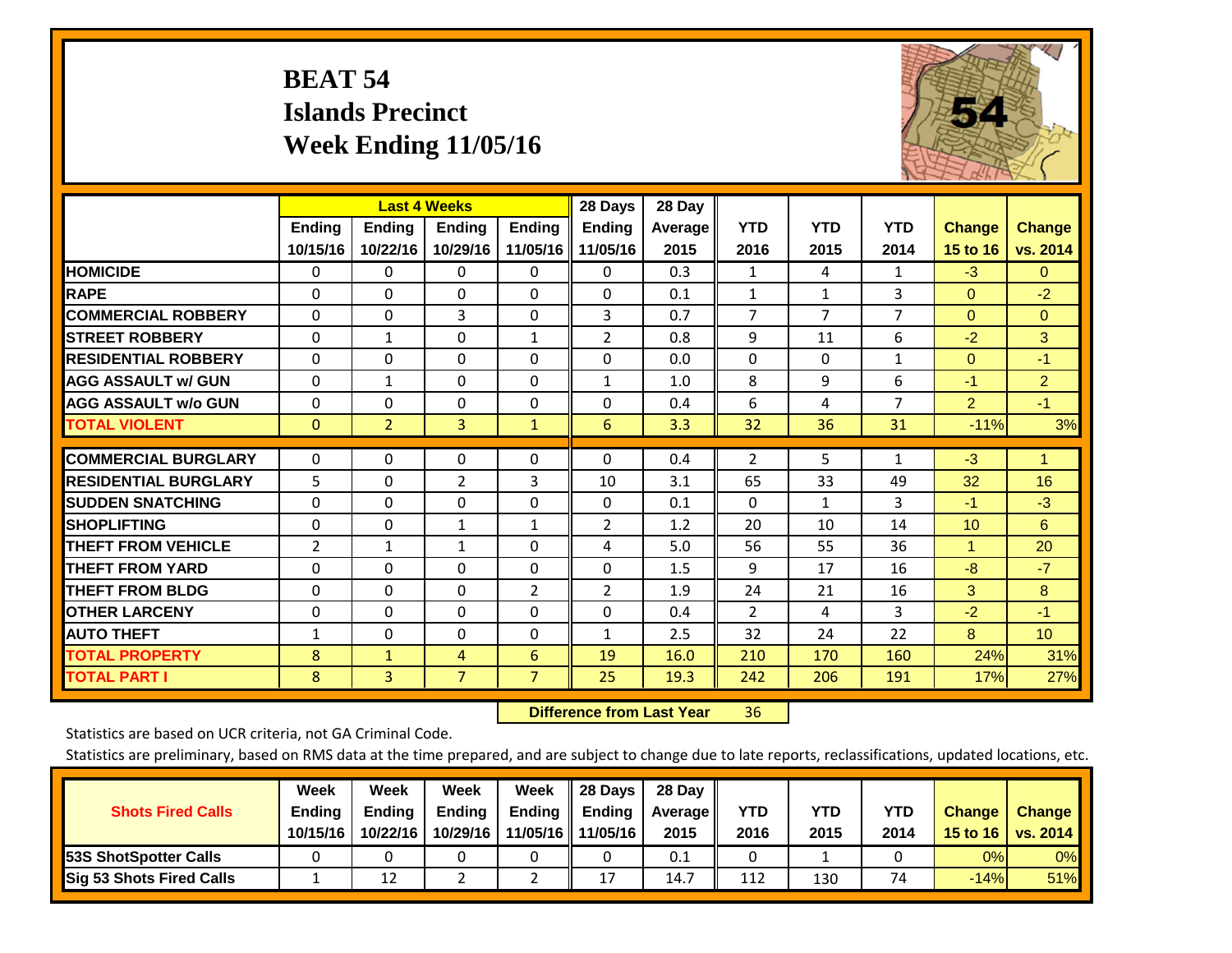# BEAT 54
## Islands Precinct
## Week Ending 11/05/16

| | Last 4 Weeks | | | | 28 Days | 28 Day | | | | | |
|---|---|---|---|---|---|---|---|---|---|---|---|
| | Ending 10/15/16 | Ending 10/22/16 | Ending 10/29/16 | Ending 11/05/16 | Ending 11/05/16 | Average 2015 | YTD 2016 | YTD 2015 | YTD 2014 | Change 15 to 16 | Change vs. 2014 |
| HOMICIDE | 0 | 0 | 0 | 0 | 0 | 0.3 | 1 | 4 | 1 | -3 | 0 |
| RAPE | 0 | 0 | 0 | 0 | 0 | 0.1 | 1 | 1 | 3 | 0 | -2 |
| COMMERCIAL ROBBERY | 0 | 0 | 3 | 0 | 3 | 0.7 | 7 | 7 | 7 | 0 | 0 |
| STREET ROBBERY | 0 | 1 | 0 | 1 | 2 | 0.8 | 9 | 11 | 6 | -2 | 3 |
| RESIDENTIAL ROBBERY | 0 | 0 | 0 | 0 | 0 | 0.0 | 0 | 0 | 1 | 0 | -1 |
| AGG ASSAULT w/ GUN | 0 | 1 | 0 | 0 | 1 | 1.0 | 8 | 9 | 6 | -1 | 2 |
| AGG ASSAULT w/o GUN | 0 | 0 | 0 | 0 | 0 | 0.4 | 6 | 4 | 7 | 2 | -1 |
| TOTAL VIOLENT | 0 | 2 | 3 | 1 | 6 | 3.3 | 32 | 36 | 31 | -11% | 3% |
| COMMERCIAL BURGLARY | 0 | 0 | 0 | 0 | 0 | 0.4 | 2 | 5 | 1 | -3 | 1 |
| RESIDENTIAL BURGLARY | 5 | 0 | 2 | 3 | 10 | 3.1 | 65 | 33 | 49 | 32 | 16 |
| SUDDEN SNATCHING | 0 | 0 | 0 | 0 | 0 | 0.1 | 0 | 1 | 3 | -1 | -3 |
| SHOPLIFTING | 0 | 0 | 1 | 1 | 2 | 1.2 | 20 | 10 | 14 | 10 | 6 |
| THEFT FROM VEHICLE | 2 | 1 | 1 | 0 | 4 | 5.0 | 56 | 55 | 36 | 1 | 20 |
| THEFT FROM YARD | 0 | 0 | 0 | 0 | 0 | 1.5 | 9 | 17 | 16 | -8 | -7 |
| THEFT FROM BLDG | 0 | 0 | 0 | 2 | 2 | 1.9 | 24 | 21 | 16 | 3 | 8 |
| OTHER LARCENY | 0 | 0 | 0 | 0 | 0 | 0.4 | 2 | 4 | 3 | -2 | -1 |
| AUTO THEFT | 1 | 0 | 0 | 0 | 1 | 2.5 | 32 | 24 | 22 | 8 | 10 |
| TOTAL PROPERTY | 8 | 1 | 4 | 6 | 19 | 16.0 | 210 | 170 | 160 | 24% | 31% |
| TOTAL PART I | 8 | 3 | 7 | 7 | 25 | 19.3 | 242 | 206 | 191 | 17% | 27% |

**Difference from Last Year** 36

Statistics are based on UCR criteria, not GA Criminal Code.

Statistics are preliminary, based on RMS data at the time prepared, and are subject to change due to late reports, reclassifications, updated locations, etc.

| Shots Fired Calls | Week Ending 10/15/16 | Week Ending 10/22/16 | Week Ending 10/29/16 | Week Ending 11/05/16 | 28 Days Ending 11/05/16 | 28 Day Average 2015 | YTD 2016 | YTD 2015 | YTD 2014 | Change 15 to 16 | Change vs. 2014 |
|---|---|---|---|---|---|---|---|---|---|---|---|
| 53S ShotSpotter Calls | 0 | 0 | 0 | 0 | 0 | 0.1 | 0 | 1 | 0 | 0% | 0% |
| Sig 53 Shots Fired Calls | 1 | 12 | 2 | 2 | 17 | 14.7 | 112 | 130 | 74 | -14% | 51% |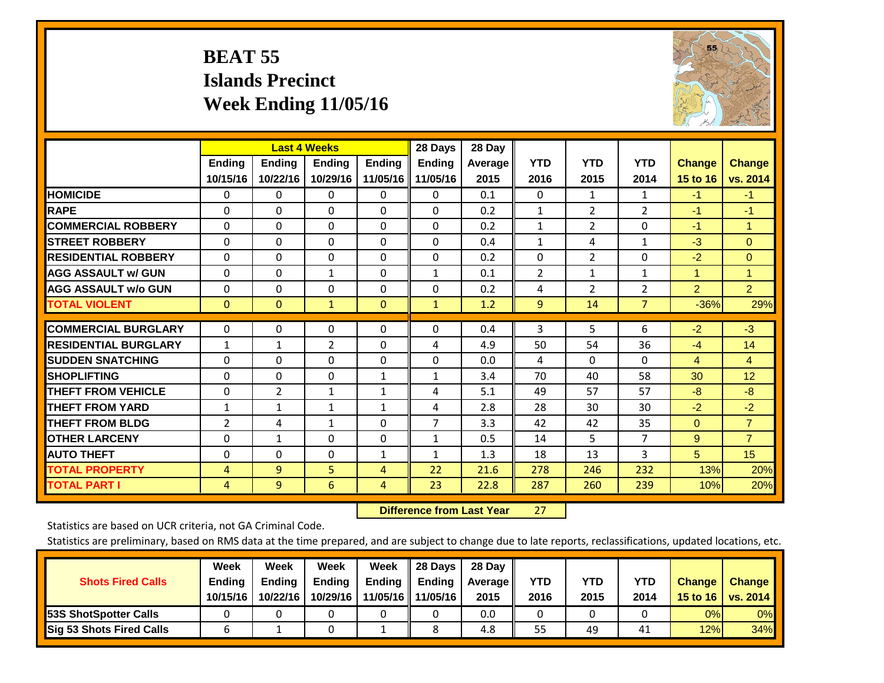# BEAT 55
## Islands Precinct
## Week Ending 11/05/16

| | Last 4 Weeks | | | | 28 Days | 28 Day | | | | | |
|---|---|---|---|---|---|---|---|---|---|---|---|
| | Ending 10/15/16 | Ending 10/22/16 | Ending 10/29/16 | Ending 11/05/16 | Ending 11/05/16 | Average 2015 | YTD 2016 | YTD 2015 | YTD 2014 | Change 15 to 16 | Change vs. 2014 |
| HOMICIDE | 0 | 0 | 0 | 0 | 0 | 0.1 | 0 | 1 | 1 | -1 | -1 |
| RAPE | 0 | 0 | 0 | 0 | 0 | 0.2 | 1 | 2 | 2 | -1 | -1 |
| COMMERCIAL ROBBERY | 0 | 0 | 0 | 0 | 0 | 0.2 | 1 | 2 | 0 | -1 | 1 |
| STREET ROBBERY | 0 | 0 | 0 | 0 | 0 | 0.4 | 1 | 4 | 1 | -3 | 0 |
| RESIDENTIAL ROBBERY | 0 | 0 | 0 | 0 | 0 | 0.2 | 0 | 2 | 0 | -2 | 0 |
| AGG ASSAULT w/ GUN | 0 | 0 | 1 | 0 | 1 | 0.1 | 2 | 1 | 1 | 1 | 1 |
| AGG ASSAULT w/o GUN | 0 | 0 | 0 | 0 | 0 | 0.2 | 4 | 2 | 2 | 2 | 2 |
| TOTAL VIOLENT | 0 | 0 | 1 | 0 | 1 | 1.2 | 9 | 14 | 7 | -36% | 29% |
| COMMERCIAL BURGLARY | 0 | 0 | 0 | 0 | 0 | 0.4 | 3 | 5 | 6 | -2 | -3 |
| RESIDENTIAL BURGLARY | 1 | 1 | 2 | 0 | 4 | 4.9 | 50 | 54 | 36 | -4 | 14 |
| SUDDEN SNATCHING | 0 | 0 | 0 | 0 | 0 | 0.0 | 4 | 0 | 0 | 4 | 4 |
| SHOPLIFTING | 0 | 0 | 0 | 1 | 1 | 3.4 | 70 | 40 | 58 | 30 | 12 |
| THEFT FROM VEHICLE | 0 | 2 | 1 | 1 | 4 | 5.1 | 49 | 57 | 57 | -8 | -8 |
| THEFT FROM YARD | 1 | 1 | 1 | 1 | 4 | 2.8 | 28 | 30 | 30 | -2 | -2 |
| THEFT FROM BLDG | 2 | 4 | 1 | 0 | 7 | 3.3 | 42 | 42 | 35 | 0 | 7 |
| OTHER LARCENY | 0 | 1 | 0 | 0 | 1 | 0.5 | 14 | 5 | 7 | 9 | 7 |
| AUTO THEFT | 0 | 0 | 0 | 1 | 1 | 1.3 | 18 | 13 | 3 | 5 | 15 |
| TOTAL PROPERTY | 4 | 9 | 5 | 4 | 22 | 21.6 | 278 | 246 | 232 | 13% | 20% |
| TOTAL PART I | 4 | 9 | 6 | 4 | 23 | 22.8 | 287 | 260 | 239 | 10% | 20% |

**Difference from Last Year** 27

Statistics are based on UCR criteria, not GA Criminal Code.

Statistics are preliminary, based on RMS data at the time prepared, and are subject to change due to late reports, reclassifications, updated locations, etc.

| Shots Fired Calls | Week Ending 10/15/16 | Week Ending 10/22/16 | Week Ending 10/29/16 | Week Ending 11/05/16 | 28 Days Ending 11/05/16 | 28 Day Average 2015 | YTD 2016 | YTD 2015 | YTD 2014 | Change 15 to 16 | Change vs. 2014 |
|---|---|---|---|---|---|---|---|---|---|---|---|
| 53S ShotSpotter Calls | 0 | 0 | 0 | 0 | 0 | 0.0 | 0 | 0 | 0 | 0% | 0% |
| Sig 53 Shots Fired Calls | 6 | 1 | 0 | 1 | 8 | 4.8 | 55 | 49 | 41 | 12% | 34% |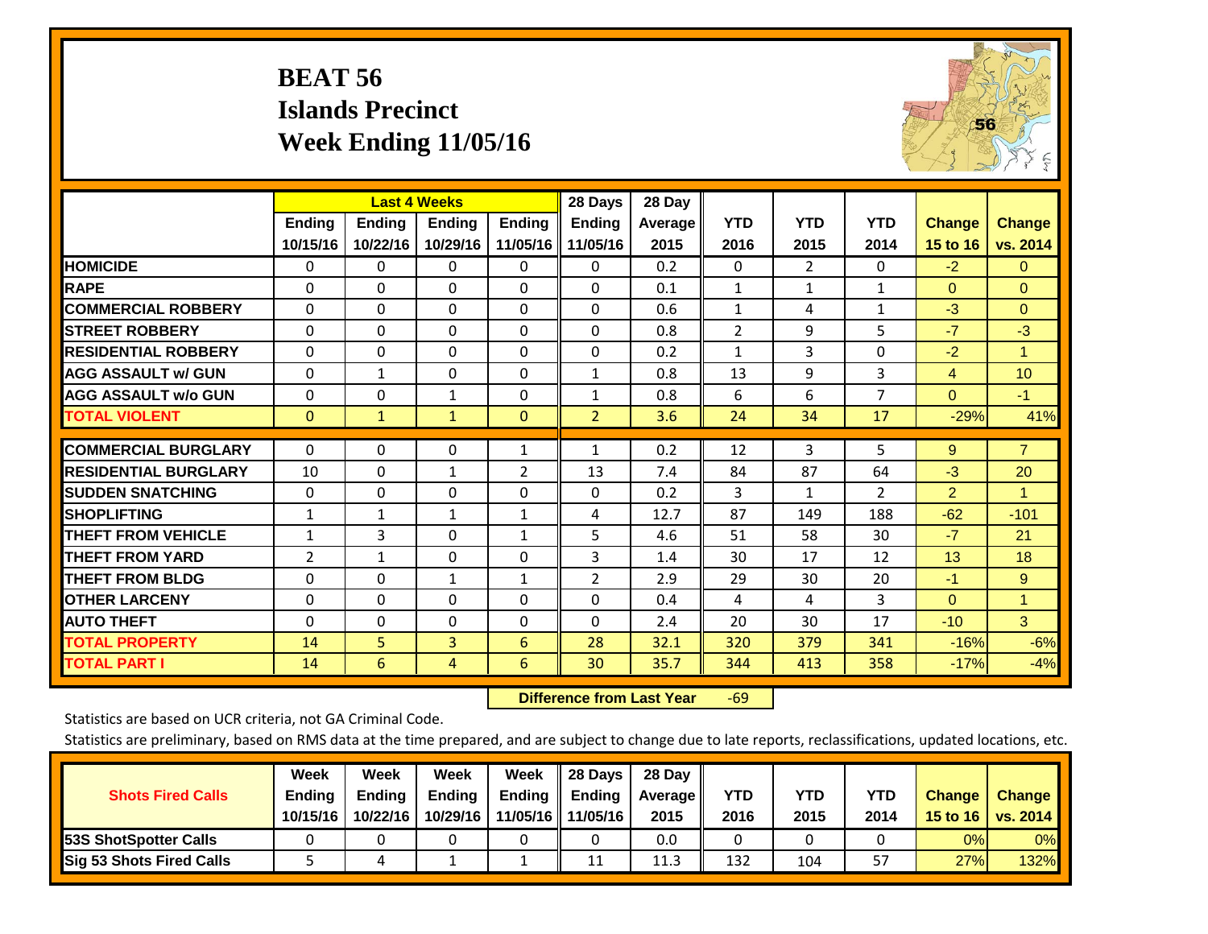# BEAT 56
# Islands Precinct
# Week Ending 11/05/16

| | Last 4 Weeks | | | | 28 Days | 28 Day | YTD | YTD | YTD | Change | Change |
|---|---|---|---|---|---|---|---|---|---|---|---|
| | Ending 10/15/16 | Ending 10/22/16 | Ending 10/29/16 | Ending 11/05/16 | Ending 11/05/16 | Average 2015 | YTD 2016 | YTD 2015 | YTD 2014 | Change 15 to 16 | Change vs. 2014 |
| **HOMICIDE** | 0 | 0 | 0 | 0 | 0 | 0.2 | 0 | 2 | 0 | -2 | 0 |
| **RAPE** | 0 | 0 | 0 | 0 | 0 | 0.1 | 1 | 1 | 1 | 0 | 0 |
| **COMMERCIAL ROBBERY** | 0 | 0 | 0 | 0 | 0 | 0.6 | 1 | 4 | 1 | -3 | 0 |
| **STREET ROBBERY** | 0 | 0 | 0 | 0 | 0 | 0.8 | 2 | 9 | 5 | -7 | -3 |
| **RESIDENTIAL ROBBERY** | 0 | 0 | 0 | 0 | 0 | 0.2 | 1 | 3 | 0 | -2 | 1 |
| **AGG ASSAULT w/ GUN** | 0 | 1 | 0 | 0 | 1 | 0.8 | 13 | 9 | 3 | 4 | 10 |
| **AGG ASSAULT w/o GUN** | 0 | 0 | 1 | 0 | 1 | 0.8 | 6 | 6 | 7 | 0 | -1 |
| **TOTAL VIOLENT** | 0 | 1 | 1 | 0 | 2 | 3.6 | 24 | 34 | 17 | -29% | 41% |
| **COMMERCIAL BURGLARY** | 0 | 0 | 0 | 1 | 1 | 0.2 | 12 | 3 | 5 | 9 | 7 |
| **RESIDENTIAL BURGLARY** | 10 | 0 | 1 | 2 | 13 | 7.4 | 84 | 87 | 64 | -3 | 20 |
| **SUDDEN SNATCHING** | 0 | 0 | 0 | 0 | 0 | 0.2 | 3 | 1 | 2 | 2 | 1 |
| **SHOPLIFTING** | 1 | 1 | 1 | 1 | 4 | 12.7 | 87 | 149 | 188 | -62 | -101 |
| **THEFT FROM VEHICLE** | 1 | 3 | 0 | 1 | 5 | 4.6 | 51 | 58 | 30 | -7 | 21 |
| **THEFT FROM YARD** | 2 | 1 | 0 | 0 | 3 | 1.4 | 30 | 17 | 12 | 13 | 18 |
| **THEFT FROM BLDG** | 0 | 0 | 1 | 1 | 2 | 2.9 | 29 | 30 | 20 | -1 | 9 |
| **OTHER LARCENY** | 0 | 0 | 0 | 0 | 0 | 0.4 | 4 | 4 | 3 | 0 | 1 |
| **AUTO THEFT** | 0 | 0 | 0 | 0 | 0 | 2.4 | 20 | 30 | 17 | -10 | 3 |
| **TOTAL PROPERTY** | 14 | 5 | 3 | 6 | 28 | 32.1 | 320 | 379 | 341 | -16% | -6% |
| **TOTAL PART I** | 14 | 6 | 4 | 6 | 30 | 35.7 | 344 | 413 | 358 | -17% | -4% |

**Difference from Last Year** -69

Statistics are based on UCR criteria, not GA Criminal Code.

Statistics are preliminary, based on RMS data at the time prepared, and are subject to change due to late reports, reclassifications, updated locations, etc.

| Shots Fired Calls | Week Ending 10/15/16 | Week Ending 10/22/16 | Week Ending 10/29/16 | Week Ending 11/05/16 | 28 Days Ending 11/05/16 | 28 Day Average 2015 | YTD 2016 | YTD 2015 | YTD 2014 | Change 15 to 16 | Change vs. 2014 |
|---|---|---|---|---|---|---|---|---|---|---|---|
| **53S ShotSpotter Calls** | 0 | 0 | 0 | 0 | 0 | 0.0 | 0 | 0 | 0 | 0% | 0% |
| **Sig 53 Shots Fired Calls** | 5 | 4 | 1 | 1 | 11 | 11.3 | 132 | 104 | 57 | 27% | 132% |